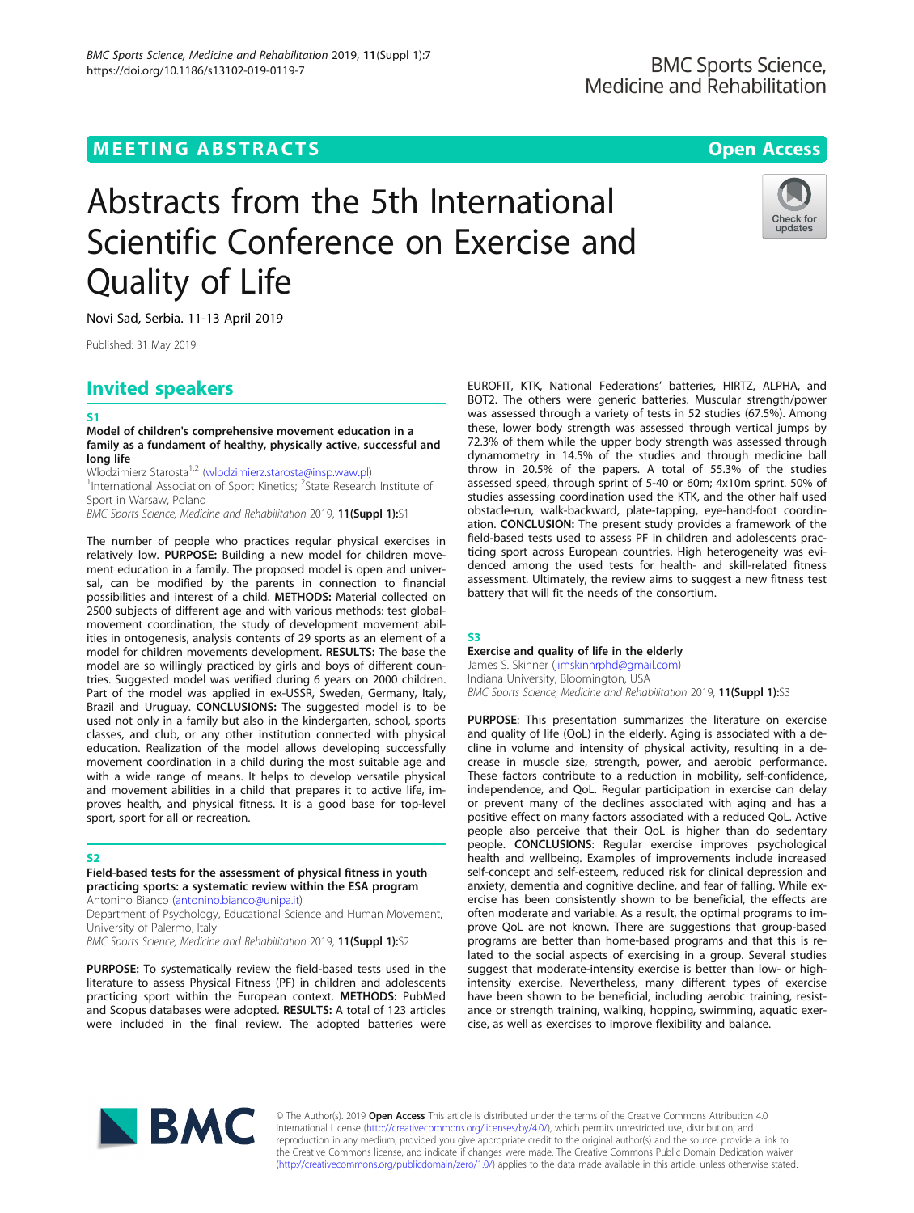MEETING ABSTRACTS

Open Access

# Abstracts from the 5th International Scientific Conference on Exercise and Quality of Life

Novi Sad, Serbia. 11-13 April 2019

Published: 31 May 2019

## Invited speakers

### S1

**Model of children's comprehensive movement education in a family as a fundament of healthy, physically active, successful and long life**

Wlodzimierz Starosta[1,2] (wlodzimierz.starosta@insp.waw.pl)

[1]International Association of Sport Kinetics; [2]State Research Institute of Sport in Warsaw, Poland

*BMC Sports Science, Medicine and Rehabilitation* 2019, **11(Suppl 1):**S1

The number of people who practices regular physical exercises in relatively low. **PURPOSE:** Building a new model for children movement education in a family. The proposed model is open and universal, can be modified by the parents in connection to financial possibilities and interest of a child. **METHODS:** Material collected on 2500 subjects of different age and with various methods: test global-movement coordination, the study of development movement abilities in ontogenesis, analysis contents of 29 sports as an element of a model for children movements development. **RESULTS:** The base the model are so willingly practiced by girls and boys of different countries. Suggested model was verified during 6 years on 2000 children. Part of the model was applied in ex-USSR, Sweden, Germany, Italy, Brazil and Uruguay. **CONCLUSIONS:** The suggested model is to be used not only in a family but also in the kindergarten, school, sports classes, and club, or any other institution connected with physical education. Realization of the model allows developing successfully movement coordination in a child during the most suitable age and with a wide range of means. It helps to develop versatile physical and movement abilities in a child that prepares it to active life, improves health, and physical fitness. It is a good base for top-level sport, sport for all or recreation.

### S2

**Field-based tests for the assessment of physical fitness in youth practicing sports: a systematic review within the ESA program**

Antonino Bianco (antonino.bianco@unipa.it)

Department of Psychology, Educational Science and Human Movement, University of Palermo, Italy

*BMC Sports Science, Medicine and Rehabilitation* 2019, **11(Suppl 1):**S2

**PURPOSE:** To systematically review the field-based tests used in the literature to assess Physical Fitness (PF) in children and adolescents practicing sport within the European context. **METHODS:** PubMed and Scopus databases were adopted. **RESULTS:** A total of 123 articles were included in the final review. The adopted batteries were EUROFIT, KTK, National Federations' batteries, HIRTZ, ALPHA, and BOT2. The others were generic batteries. Muscular strength/power was assessed through a variety of tests in 52 studies (67.5%). Among these, lower body strength was assessed through vertical jumps by 72.3% of them while the upper body strength was assessed through dynamometry in 14.5% of the studies and through medicine ball throw in 20.5% of the papers. A total of 55.3% of the studies assessed speed, through sprint of 5-40 or 60m; 4x10m sprint. 50% of studies assessing coordination used the KTK, and the other half used obstacle-run, walk-backward, plate-tapping, eye-hand-foot coordination. **CONCLUSION:** The present study provides a framework of the field-based tests used to assess PF in children and adolescents practicing sport across European countries. High heterogeneity was evidenced among the used tests for health- and skill-related fitness assessment. Ultimately, the review aims to suggest a new fitness test battery that will fit the needs of the consortium.

### S3

**Exercise and quality of life in the elderly**

James S. Skinner (jimskinnrphd@gmail.com)

Indiana University, Bloomington, USA

*BMC Sports Science, Medicine and Rehabilitation* 2019, **11(Suppl 1):**S3

**PURPOSE**: This presentation summarizes the literature on exercise and quality of life (QoL) in the elderly. Aging is associated with a decline in volume and intensity of physical activity, resulting in a decrease in muscle size, strength, power, and aerobic performance. These factors contribute to a reduction in mobility, self-confidence, independence, and QoL. Regular participation in exercise can delay or prevent many of the declines associated with aging and has a positive effect on many factors associated with a reduced QoL. Active people also perceive that their QoL is higher than do sedentary people. **CONCLUSIONS**: Regular exercise improves psychological health and wellbeing. Examples of improvements include increased self-concept and self-esteem, reduced risk for clinical depression and anxiety, dementia and cognitive decline, and fear of falling. While exercise has been consistently shown to be beneficial, the effects are often moderate and variable. As a result, the optimal programs to improve QoL are not known. There are suggestions that group-based programs are better than home-based programs and that this is related to the social aspects of exercising in a group. Several studies suggest that moderate-intensity exercise is better than low- or high-intensity exercise. Nevertheless, many different types of exercise have been shown to be beneficial, including aerobic training, resistance or strength training, walking, hopping, swimming, aquatic exercise, as well as exercises to improve flexibility and balance.

© The Author(s). 2019 **Open Access** This article is distributed under the terms of the Creative Commons Attribution 4.0 International License (http://creativecommons.org/licenses/by/4.0/), which permits unrestricted use, distribution, and reproduction in any medium, provided you give appropriate credit to the original author(s) and the source, provide a link to the Creative Commons license, and indicate if changes were made. The Creative Commons Public Domain Dedication waiver (http://creativecommons.org/publicdomain/zero/1.0/) applies to the data made available in this article, unless otherwise stated.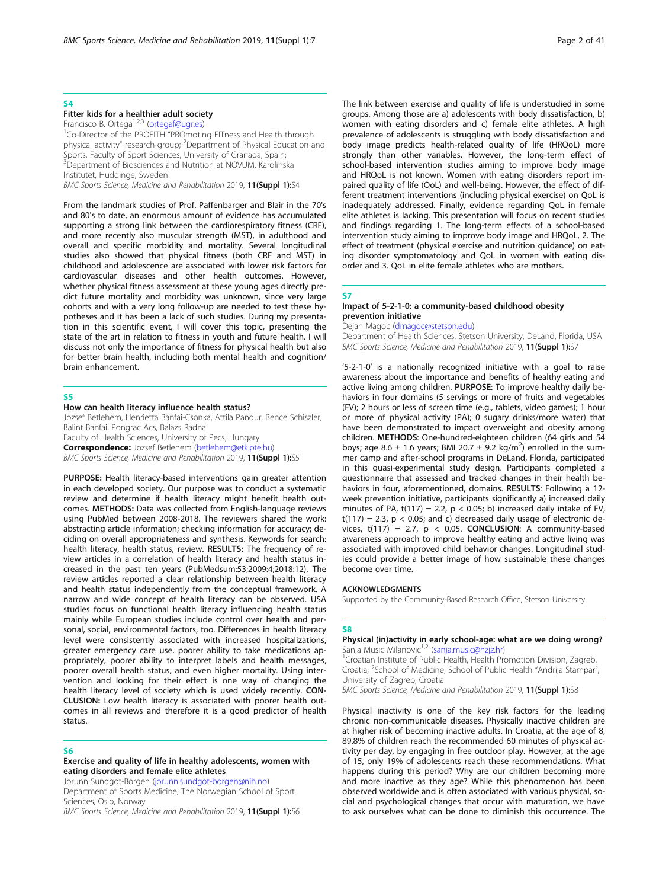## S4

### Fitter kids for a healthier adult society

Francisco B. Ortega[1,2,3] (ortegaf@ugr.es)

[1]Co-Director of the PROFITH "PROmoting FITness and Health through physical activity" research group; [2]Department of Physical Education and Sports, Faculty of Sport Sciences, University of Granada, Spain; [3]Department of Biosciences and Nutrition at NOVUM, Karolinska Institutet, Huddinge, Sweden

*BMC Sports Science, Medicine and Rehabilitation* 2019, **11(Suppl 1):**S4

From the landmark studies of Prof. Paffenbarger and Blair in the 70's and 80's to date, an enormous amount of evidence has accumulated supporting a strong link between the cardiorespiratory fitness (CRF), and more recently also muscular strength (MST), in adulthood and overall and specific morbidity and mortality. Several longitudinal studies also showed that physical fitness (both CRF and MST) in childhood and adolescence are associated with lower risk factors for cardiovascular diseases and other health outcomes. However, whether physical fitness assessment at these young ages directly predict future mortality and morbidity was unknown, since very large cohorts and with a very long follow-up are needed to test these hypotheses and it has been a lack of such studies. During my presentation in this scientific event, I will cover this topic, presenting the state of the art in relation to fitness in youth and future health. I will discuss not only the importance of fitness for physical health but also for better brain health, including both mental health and cognition/brain enhancement.

## S5

### How can health literacy influence health status?

Jozsef Betlehem, Henrietta Banfai-Csonka, Attila Pandur, Bence Schiszler, Balint Banfai, Pongrac Acs, Balazs Radnai

Faculty of Health Sciences, University of Pecs, Hungary

**Correspondence:** Jozsef Betlehem (betlehem@etk.pte.hu)

*BMC Sports Science, Medicine and Rehabilitation* 2019, **11(Suppl 1):**S5

**PURPOSE:** Health literacy-based interventions gain greater attention in each developed society. Our purpose was to conduct a systematic review and determine if health literacy might benefit health outcomes. **METHODS:** Data was collected from English-language reviews using PubMed between 2008-2018. The reviewers shared the work: abstracting article information; checking information for accuracy; deciding on overall appropriateness and synthesis. Keywords for search: health literacy, health status, review. **RESULTS:** The frequency of review articles in a correlation of health literacy and health status increased in the past ten years (PubMedsum:53;2009:4;2018:12). The review articles reported a clear relationship between health literacy and health status independently from the conceptual framework. A narrow and wide concept of health literacy can be observed. USA studies focus on functional health literacy influencing health status mainly while European studies include control over health and personal, social, environmental factors, too. Differences in health literacy level were consistently associated with increased hospitalizations, greater emergency care use, poorer ability to take medications appropriately, poorer ability to interpret labels and health messages, poorer overall health status, and even higher mortality. Using intervention and looking for their effect is one way of changing the health literacy level of society which is used widely recently. **CONCLUSION:** Low health literacy is associated with poorer health outcomes in all reviews and therefore it is a good predictor of health status.

## S6

### Exercise and quality of life in healthy adolescents, women with eating disorders and female elite athletes

Jorunn Sundgot-Borgen (jorunn.sundgot-borgen@nih.no)

Department of Sports Medicine, The Norwegian School of Sport Sciences, Oslo, Norway

*BMC Sports Science, Medicine and Rehabilitation* 2019, **11(Suppl 1):**S6

The link between exercise and quality of life is understudied in some groups. Among those are a) adolescents with body dissatisfaction, b) women with eating disorders and c) female elite athletes. A high prevalence of adolescents is struggling with body dissatisfaction and body image predicts health-related quality of life (HRQoL) more strongly than other variables. However, the long-term effect of school-based intervention studies aiming to improve body image and HRQoL is not known. Women with eating disorders report impaired quality of life (QoL) and well-being. However, the effect of different treatment interventions (including physical exercise) on QoL is inadequately addressed. Finally, evidence regarding QoL in female elite athletes is lacking. This presentation will focus on recent studies and findings regarding 1. The long-term effects of a school-based intervention study aiming to improve body image and HRQoL, 2. The effect of treatment (physical exercise and nutrition guidance) on eating disorder symptomatology and QoL in women with eating disorder and 3. QoL in elite female athletes who are mothers.

## S7

### Impact of 5-2-1-0: a community-based childhood obesity prevention initiative

Dejan Magoc (dmagoc@stetson.edu)

Department of Health Sciences, Stetson University, DeLand, Florida, USA

*BMC Sports Science, Medicine and Rehabilitation* 2019, **11(Suppl 1):**S7

'5-2-1-0' is a nationally recognized initiative with a goal to raise awareness about the importance and benefits of healthy eating and active living among children. **PURPOSE**: To improve healthy daily behaviors in four domains (5 servings or more of fruits and vegetables (FV); 2 hours or less of screen time (e.g., tablets, video games); 1 hour or more of physical activity (PA); 0 sugary drinks/more water) that have been demonstrated to impact overweight and obesity among children. **METHODS**: One-hundred-eighteen children (64 girls and 54 boys; age 8.6 ± 1.6 years; BMI 20.7 ± 9.2 kg/m$^2$) enrolled in the summer camp and after-school programs in DeLand, Florida, participated in this quasi-experimental study design. Participants completed a questionnaire that assessed and tracked changes in their health behaviors in four, aforementioned, domains. **RESULTS**: Following a 12-week prevention initiative, participants significantly a) increased daily minutes of PA, $t(117) = 2.2$, $p < 0.05$; b) increased daily intake of FV, $t(117) = 2.3$, $p < 0.05$; and c) decreased daily usage of electronic devices, $t(117) = 2.7$, $p < 0.05$. **CONCLUSION**: A community-based awareness approach to improve healthy eating and active living was associated with improved child behavior changes. Longitudinal studies could provide a better image of how sustainable these changes become over time.

#### ACKNOWLEDGMENTS

Supported by the Community-Based Research Office, Stetson University.

## S8

### Physical (in)activity in early school-age: what are we doing wrong?

Sanja Music Milanovic[1,2] (sanja.music@hzjz.hr)

[1]Croatian Institute of Public Health, Health Promotion Division, Zagreb, Croatia; [2]School of Medicine, School of Public Health "Andrija Stampar", University of Zagreb, Croatia

*BMC Sports Science, Medicine and Rehabilitation* 2019, **11(Suppl 1):**S8

Physical inactivity is one of the key risk factors for the leading chronic non-communicable diseases. Physically inactive children are at higher risk of becoming inactive adults. In Croatia, at the age of 8, 89.8% of children reach the recommended 60 minutes of physical activity per day, by engaging in free outdoor play. However, at the age of 15, only 19% of adolescents reach these recommendations. What happens during this period? Why are our children becoming more and more inactive as they age? While this phenomenon has been observed worldwide and is often associated with various physical, social and psychological changes that occur with maturation, we have to ask ourselves what can be done to diminish this occurrence. The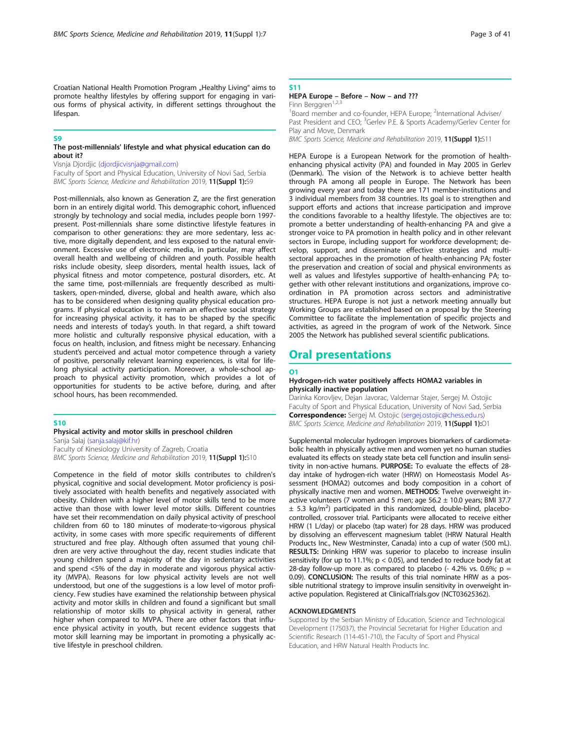Croatian National Health Promotion Program „Healthy Living" aims to promote healthy lifestyles by offering support for engaging in various forms of physical activity, in different settings throughout the lifespan.

## S9

### The post-millennials' lifestyle and what physical education can do about it?

Visnja Djordjic (djordjicvisnja@gmail.com)
Faculty of Sport and Physical Education, University of Novi Sad, Serbia
*BMC Sports Science, Medicine and Rehabilitation* 2019, **11(Suppl 1):**S9

Post-millennials, also known as Generation Z, are the first generation born in an entirely digital world. This demographic cohort, influenced strongly by technology and social media, includes people born 1997-present. Post-millennials share some distinctive lifestyle features in comparison to other generations: they are more sedentary, less active, more digitally dependent, and less exposed to the natural environment. Excessive use of electronic media, in particular, may affect overall health and wellbeing of children and youth. Possible health risks include obesity, sleep disorders, mental health issues, lack of physical fitness and motor competence, postural disorders, etc. At the same time, post-millennials are frequently described as multitaskers, open-minded, diverse, global and health aware, which also has to be considered when designing quality physical education programs. If physical education is to remain an effective social strategy for increasing physical activity, it has to be shaped by the specific needs and interests of today's youth. In that regard, a shift toward more holistic and culturally responsive physical education, with a focus on health, inclusion, and fitness might be necessary. Enhancing student's perceived and actual motor competence through a variety of positive, personally relevant learning experiences, is vital for lifelong physical activity participation. Moreover, a whole-school approach to physical activity promotion, which provides a lot of opportunities for students to be active before, during, and after school hours, has been recommended.

## S10

### Physical activity and motor skills in preschool children

Sanja Salaj (sanja.salaj@kif.hr)
Faculty of Kinesiology University of Zagreb, Croatia
*BMC Sports Science, Medicine and Rehabilitation* 2019, **11(Suppl 1):**S10

Competence in the field of motor skills contributes to children's physical, cognitive and social development. Motor proficiency is positively associated with health benefits and negatively associated with obesity. Children with a higher level of motor skills tend to be more active than those with lower level motor skills. Different countries have set their recommendation on daily physical activity of preschool children from 60 to 180 minutes of moderate-to-vigorous physical activity (MVPA). Although often assumed that young children are very active throughout the day, recent studies indicate that young children spend a majority of the day in sedentary activities and spend <5% of the day in moderate and vigorous physical activity (MVPA). Reasons for low physical activity levels are not well understood, but one of the suggestions is a low level of motor proficiency. Few studies have examined the relationship between physical activity and motor skills in children and found a significant but small relationship of motor skills to physical activity in general, rather higher when compared to MVPA. There are other factors that influence physical activity in youth, but recent evidence suggests that motor skill learning may be important in promoting a physically active lifestyle in preschool children.

## S11

### HEPA Europe – Before – Now – and ???

Finn Berggren[1,2,3]

[1]Board member and co-founder, HEPA Europe; [2]International Adviser/Past President and CEO; [3]Gerlev P.E. & Sports Academy/Gerlev Center for Play and Move, Denmark
*BMC Sports Science, Medicine and Rehabilitation* 2019, **11(Suppl 1):**S11

HEPA Europe is a European Network for the promotion of health-enhancing physical activity (PA) and founded in May 2005 in Gerlev (Denmark). The vision of the Network is to achieve better health through PA among all people in Europe. The Network has been growing every year and today there are 171 member-institutions and 3 individual members from 38 countries. Its goal is to strengthen and support efforts and actions that increase participation and improve the conditions favorable to a healthy lifestyle. The objectives are to: promote a better understanding of health-enhancing PA and give a stronger voice to PA promotion in health policy and in other relevant sectors in Europe, including support for workforce development; develop, support, and disseminate effective strategies and multi-sectoral approaches in the promotion of health-enhancing PA; foster the preservation and creation of social and physical environments as well as values and lifestyles supportive of health-enhancing PA; together with other relevant institutions and organizations, improve co-ordination in PA promotion across sectors and administrative structures. HEPA Europe is not just a network meeting annually but Working Groups are established based on a proposal by the Steering Committee to facilitate the implementation of specific projects and activities, as agreed in the program of work of the Network. Since 2005 the Network has published several scientific publications.

# Oral presentations

## O1

### Hydrogen-rich water positively affects HOMA2 variables in physically inactive population

Darinka Korovljev, Dejan Javorac, Valdemar Stajer, Sergej M. Ostojic
Faculty of Sport and Physical Education, University of Novi Sad, Serbia
**Correspondence:** Sergej M. Ostojic (sergej.ostojic@chess.edu.rs)
*BMC Sports Science, Medicine and Rehabilitation* 2019, **11(Suppl 1):**O1

Supplemental molecular hydrogen improves biomarkers of cardiometabolic health in physically active men and women yet no human studies evaluated its effects on steady state beta cell function and insulin sensitivity in non-active humans. **PURPOSE:** To evaluate the effects of 28-day intake of hydrogen-rich water (HRW) on Homeostasis Model Assessment (HOMA2) outcomes and body composition in a cohort of physically inactive men and women. **METHODS**: Twelve overweight inactive volunteers (7 women and 5 men; age 56.2 ± 10.0 years; BMI 37.7 ± 5.3 kg/m$^2$) participated in this randomized, double-blind, placebo-controlled, crossover trial. Participants were allocated to receive either HRW (1 L/day) or placebo (tap water) for 28 days. HRW was produced by dissolving an effervescent magnesium tablet (HRW Natural Health Products Inc., New Westminster, Canada) into a cup of water (500 mL). **RESULTS:** Drinking HRW was superior to placebo to increase insulin sensitivity (for up to 11.1%; $p < 0.05$), and tended to reduce body fat at 28-day follow-up more as compared to placebo (- 4.2% vs. 0.6%; $p = 0.09$). **CONCLUSION:** The results of this trial nominate HRW as a possible nutritional strategy to improve insulin sensitivity in overweight inactive population. Registered at ClinicalTrials.gov (NCT03625362).

#### ACKNOWLEDGMENTS

Supported by the Serbian Ministry of Education, Science and Technological Development (175037), the Provincial Secretariat for Higher Education and Scientific Research (114-451-710), the Faculty of Sport and Physical Education, and HRW Natural Health Products Inc.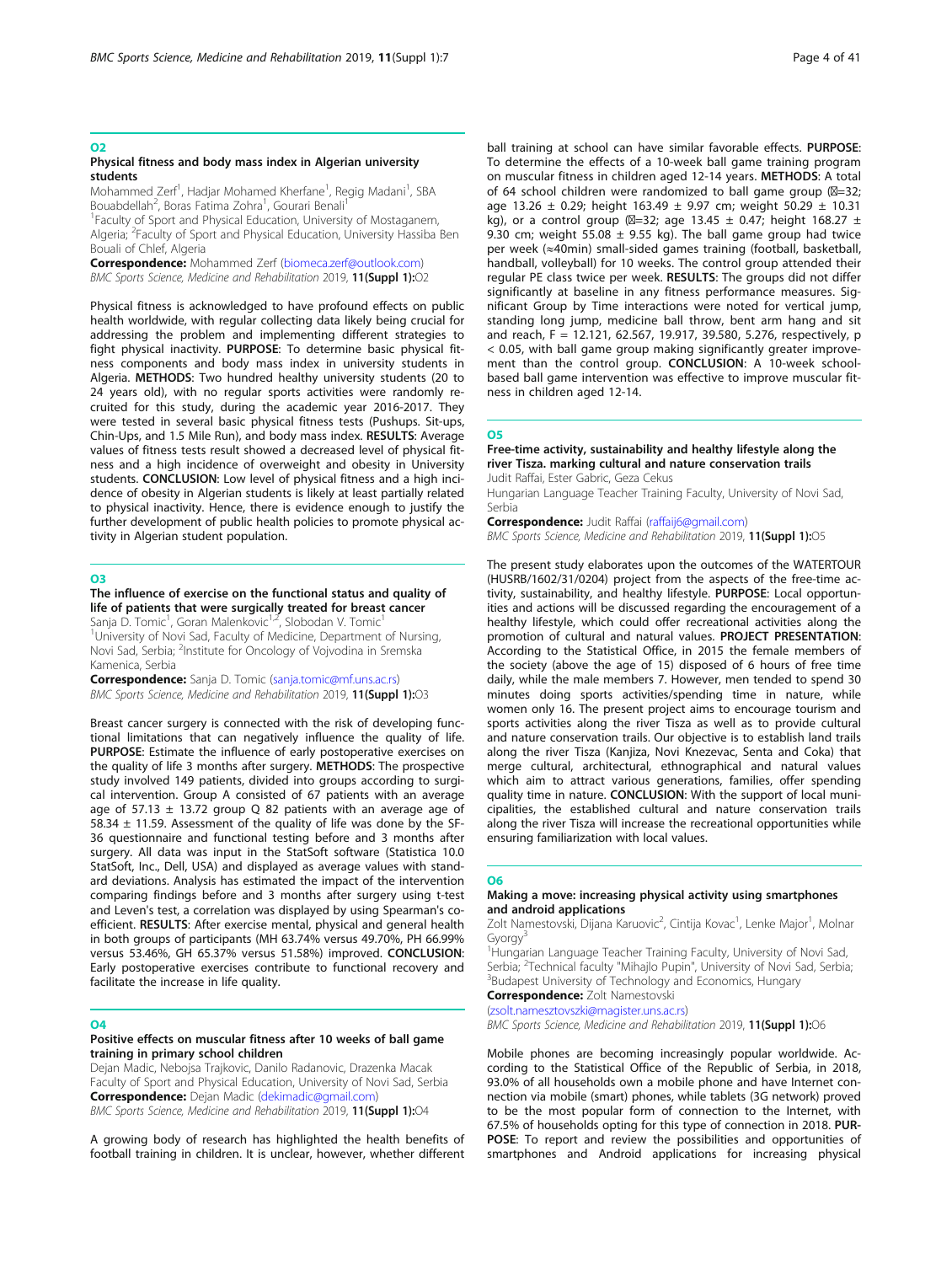## O2

### Physical fitness and body mass index in Algerian university students

Mohammed Zerf[1], Hadjar Mohamed Kherfane[1], Regig Madani[1], SBA Bouabdellah[2], Boras Fatima Zohra[1], Gourari Benali[1]

[1]Faculty of Sport and Physical Education, University of Mostaganem, Algeria; [2]Faculty of Sport and Physical Education, University Hassiba Ben Bouali of Chlef, Algeria

**Correspondence:** Mohammed Zerf (biomeca.zerf@outlook.com)
*BMC Sports Science, Medicine and Rehabilitation* 2019, **11(Suppl 1):**O2

Physical fitness is acknowledged to have profound effects on public health worldwide, with regular collecting data likely being crucial for addressing the problem and implementing different strategies to fight physical inactivity. **PURPOSE**: To determine basic physical fitness components and body mass index in university students in Algeria. **METHODS**: Two hundred healthy university students (20 to 24 years old), with no regular sports activities were randomly recruited for this study, during the academic year 2016-2017. They were tested in several basic physical fitness tests (Pushups. Sit-ups, Chin-Ups, and 1.5 Mile Run), and body mass index. **RESULTS**: Average values of fitness tests result showed a decreased level of physical fitness and a high incidence of overweight and obesity in University students. **CONCLUSION**: Low level of physical fitness and a high incidence of obesity in Algerian students is likely at least partially related to physical inactivity. Hence, there is evidence enough to justify the further development of public health policies to promote physical activity in Algerian student population.

## O3

### The influence of exercise on the functional status and quality of life of patients that were surgically treated for breast cancer

Sanja D. Tomic[1], Goran Malenkovic[1,2], Slobodan V. Tomic[1]

[1]University of Novi Sad, Faculty of Medicine, Department of Nursing, Novi Sad, Serbia; [2]Institute for Oncology of Vojvodina in Sremska Kamenica, Serbia

**Correspondence:** Sanja D. Tomic (sanja.tomic@mf.uns.ac.rs)
*BMC Sports Science, Medicine and Rehabilitation* 2019, **11(Suppl 1):**O3

Breast cancer surgery is connected with the risk of developing functional limitations that can negatively influence the quality of life. **PURPOSE**: Estimate the influence of early postoperative exercises on the quality of life 3 months after surgery. **METHODS**: The prospective study involved 149 patients, divided into groups according to surgical intervention. Group A consisted of 67 patients with an average age of 57.13 ± 13.72 group Q 82 patients with an average age of 58.34 ± 11.59. Assessment of the quality of life was done by the SF-36 questionnaire and functional testing before and 3 months after surgery. All data was input in the StatSoft software (Statistica 10.0 StatSoft, Inc., Dell, USA) and displayed as average values with standard deviations. Analysis has estimated the impact of the intervention comparing findings before and 3 months after surgery using t-test and Leven's test, a correlation was displayed by using Spearman's coefficient. **RESULTS**: After exercise mental, physical and general health in both groups of participants (MH 63.74% versus 49.70%, PH 66.99% versus 53.46%, GH 65.37% versus 51.58%) improved. **CONCLUSION**: Early postoperative exercises contribute to functional recovery and facilitate the increase in life quality.

## O4

### Positive effects on muscular fitness after 10 weeks of ball game training in primary school children

Dejan Madic, Nebojsa Trajkovic, Danilo Radanovic, Drazenka Macak

Faculty of Sport and Physical Education, University of Novi Sad, Serbia

**Correspondence:** Dejan Madic (dekimadic@gmail.com)
*BMC Sports Science, Medicine and Rehabilitation* 2019, **11(Suppl 1):**O4

A growing body of research has highlighted the health benefits of football training in children. It is unclear, however, whether different ball training at school can have similar favorable effects. **PURPOSE**: To determine the effects of a 10-week ball game training program on muscular fitness in children aged 12-14 years. **METHODS**: A total of 64 school children were randomized to ball game group (=32; age 13.26 ± 0.29; height 163.49 ± 9.97 cm; weight 50.29 ± 10.31 kg), or a control group (=32; age 13.45 ± 0.47; height 168.27 ± 9.30 cm; weight 55.08 ± 9.55 kg). The ball game group had twice per week (≈40min) small-sided games training (football, basketball, handball, volleyball) for 10 weeks. The control group attended their regular PE class twice per week. **RESULTS**: The groups did not differ significantly at baseline in any fitness performance measures. Significant Group by Time interactions were noted for vertical jump, standing long jump, medicine ball throw, bent arm hang and sit and reach, F = 12.121, 62.567, 19.917, 39.580, 5.276, respectively, $p < 0.05$, with ball game group making significantly greater improvement than the control group. **CONCLUSION**: A 10-week school-based ball game intervention was effective to improve muscular fitness in children aged 12-14.

## O5

### Free-time activity, sustainability and healthy lifestyle along the river Tisza. marking cultural and nature conservation trails

Judit Raffai, Ester Gabric, Geza Cekus

Hungarian Language Teacher Training Faculty, University of Novi Sad, Serbia

**Correspondence:** Judit Raffai (raffaij6@gmail.com)
*BMC Sports Science, Medicine and Rehabilitation* 2019, **11(Suppl 1):**O5

The present study elaborates upon the outcomes of the WATERTOUR (HUSRB/1602/31/0204) project from the aspects of the free-time activity, sustainability, and healthy lifestyle. **PURPOSE**: Local opportunities and actions will be discussed regarding the encouragement of a healthy lifestyle, which could offer recreational activities along the promotion of cultural and natural values. **PROJECT PRESENTATION**: According to the Statistical Office, in 2015 the female members of the society (above the age of 15) disposed of 6 hours of free time daily, while the male members 7. However, men tended to spend 30 minutes doing sports activities/spending time in nature, while women only 16. The present project aims to encourage tourism and sports activities along the river Tisza as well as to provide cultural and nature conservation trails. Our objective is to establish land trails along the river Tisza (Kanjiza, Novi Knezevac, Senta and Coka) that merge cultural, architectural, ethnographical and natural values which aim to attract various generations, families, offer spending quality time in nature. **CONCLUSION**: With the support of local municipalities, the established cultural and nature conservation trails along the river Tisza will increase the recreational opportunities while ensuring familiarization with local values.

## O6

### Making a move: increasing physical activity using smartphones and android applications

Zolt Namestovski, Dijana Karuovic[2], Cintija Kovac[1], Lenke Major[1], Molnar Gyorgy[3]

[1]Hungarian Language Teacher Training Faculty, University of Novi Sad, Serbia; [2]Technical faculty "Mihajlo Pupin", University of Novi Sad, Serbia; [3]Budapest University of Technology and Economics, Hungary

**Correspondence:** Zolt Namestovski (zsolt.namesztovszki@magister.uns.ac.rs)
*BMC Sports Science, Medicine and Rehabilitation* 2019, **11(Suppl 1):**O6

Mobile phones are becoming increasingly popular worldwide. According to the Statistical Office of the Republic of Serbia, in 2018, 93.0% of all households own a mobile phone and have Internet connection via mobile (smart) phones, while tablets (3G network) proved to be the most popular form of connection to the Internet, with 67.5% of households opting for this type of connection in 2018. **PURPOSE**: To report and review the possibilities and opportunities of smartphones and Android applications for increasing physical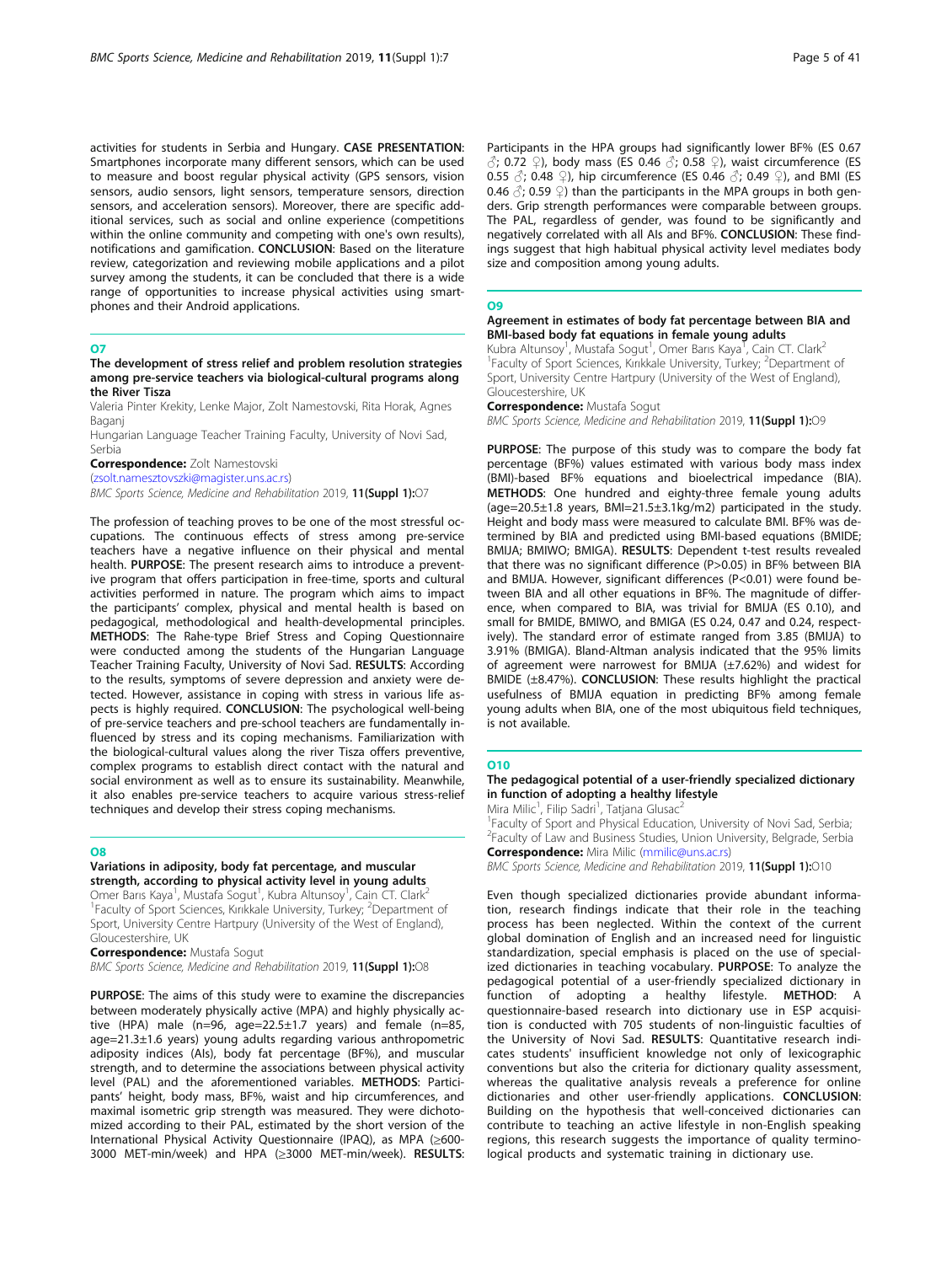activities for students in Serbia and Hungary. **CASE PRESENTATION**: Smartphones incorporate many different sensors, which can be used to measure and boost regular physical activity (GPS sensors, vision sensors, audio sensors, light sensors, temperature sensors, direction sensors, and acceleration sensors). Moreover, there are specific additional services, such as social and online experience (competitions within the online community and competing with one's own results), notifications and gamification. **CONCLUSION**: Based on the literature review, categorization and reviewing mobile applications and a pilot survey among the students, it can be concluded that there is a wide range of opportunities to increase physical activities using smartphones and their Android applications.

## O7

### The development of stress relief and problem resolution strategies among pre-service teachers via biological-cultural programs along the River Tisza

Valeria Pinter Krekity, Lenke Major, Zolt Namestovski, Rita Horak, Agnes Baganj

Hungarian Language Teacher Training Faculty, University of Novi Sad, Serbia

**Correspondence:** Zolt Namestovski (zsolt.namesztovszki@magister.uns.ac.rs)

*BMC Sports Science, Medicine and Rehabilitation* 2019, **11(Suppl 1):**O7

The profession of teaching proves to be one of the most stressful occupations. The continuous effects of stress among pre-service teachers have a negative influence on their physical and mental health. **PURPOSE**: The present research aims to introduce a preventive program that offers participation in free-time, sports and cultural activities performed in nature. The program which aims to impact the participants' complex, physical and mental health is based on pedagogical, methodological and health-developmental principles. **METHODS**: The Rahe-type Brief Stress and Coping Questionnaire were conducted among the students of the Hungarian Language Teacher Training Faculty, University of Novi Sad. **RESULTS**: According to the results, symptoms of severe depression and anxiety were detected. However, assistance in coping with stress in various life aspects is highly required. **CONCLUSION**: The psychological well-being of pre-service teachers and pre-school teachers are fundamentally influenced by stress and its coping mechanisms. Familiarization with the biological-cultural values along the river Tisza offers preventive, complex programs to establish direct contact with the natural and social environment as well as to ensure its sustainability. Meanwhile, it also enables pre-service teachers to acquire various stress-relief techniques and develop their stress coping mechanisms.

## O8

### Variations in adiposity, body fat percentage, and muscular strength, according to physical activity level in young adults

Omer Barıs Kaya[1], Mustafa Sogut[1], Kubra Altunsoy[1], Cain CT. Clark[2]

[1]Faculty of Sport Sciences, Kırıkkale University, Turkey; [2]Department of Sport, University Centre Hartpury (University of the West of England), Gloucestershire, UK

**Correspondence:** Mustafa Sogut

*BMC Sports Science, Medicine and Rehabilitation* 2019, **11(Suppl 1):**O8

**PURPOSE**: The aims of this study were to examine the discrepancies between moderately physically active (MPA) and highly physically active (HPA) male (n=96, age=22.5±1.7 years) and female (n=85, age=21.3±1.6 years) young adults regarding various anthropometric adiposity indices (AIs), body fat percentage (BF%), and muscular strength, and to determine the associations between physical activity level (PAL) and the aforementioned variables. **METHODS**: Participants' height, body mass, BF%, waist and hip circumferences, and maximal isometric grip strength was measured. They were dichotomized according to their PAL, estimated by the short version of the International Physical Activity Questionnaire (IPAQ), as MPA (≥600-3000 MET-min/week) and HPA (≥3000 MET-min/week). **RESULTS**: Participants in the HPA groups had significantly lower BF% (ES 0.67 ♂; 0.72 ♀), body mass (ES 0.46 ♂; 0.58 ♀), waist circumference (ES 0.55 ♂; 0.48 ♀), hip circumference (ES 0.46 ♂; 0.49 ♀), and BMI (ES 0.46 ♂; 0.59 ♀) than the participants in the MPA groups in both genders. Grip strength performances were comparable between groups. The PAL, regardless of gender, was found to be significantly and negatively correlated with all AIs and BF%. **CONCLUSION**: These findings suggest that high habitual physical activity level mediates body size and composition among young adults.

## O9

### Agreement in estimates of body fat percentage between BIA and BMI-based body fat equations in female young adults

Kubra Altunsoy[1], Mustafa Sogut[1], Omer Barıs Kaya[1], Cain CT. Clark[2]

[1]Faculty of Sport Sciences, Kırıkkale University, Turkey; [2]Department of Sport, University Centre Hartpury (University of the West of England), Gloucestershire, UK

**Correspondence:** Mustafa Sogut

*BMC Sports Science, Medicine and Rehabilitation* 2019, **11(Suppl 1):**O9

**PURPOSE**: The purpose of this study was to compare the body fat percentage (BF%) values estimated with various body mass index (BMI)-based BF% equations and bioelectrical impedance (BIA). **METHODS**: One hundred and eighty-three female young adults (age=20.5±1.8 years, BMI=21.5±3.1kg/m2) participated in the study. Height and body mass were measured to calculate BMI. BF% was determined by BIA and predicted using BMI-based equations (BMIDE; BMIJA; BMIWO; BMIGA). **RESULTS**: Dependent t-test results revealed that there was no significant difference (P>0.05) in BF% between BIA and BMIJA. However, significant differences (P<0.01) were found between BIA and all other equations in BF%. The magnitude of difference, when compared to BIA, was trivial for BMIJA (ES 0.10), and small for BMIDE, BMIWO, and BMIGA (ES 0.24, 0.47 and 0.24, respectively). The standard error of estimate ranged from 3.85 (BMIJA) to 3.91% (BMIGA). Bland-Altman analysis indicated that the 95% limits of agreement were narrowest for BMIJA (±7.62%) and widest for BMIDE (±8.47%). **CONCLUSION**: These results highlight the practical usefulness of BMIJA equation in predicting BF% among female young adults when BIA, one of the most ubiquitous field techniques, is not available.

## O10

### The pedagogical potential of a user-friendly specialized dictionary in function of adopting a healthy lifestyle

Mira Milic[1], Filip Sadri[1], Tatjana Glusac[2]

[1]Faculty of Sport and Physical Education, University of Novi Sad, Serbia; [2]Faculty of Law and Business Studies, Union University, Belgrade, Serbia

**Correspondence:** Mira Milic (mmilic@uns.ac.rs)

*BMC Sports Science, Medicine and Rehabilitation* 2019, **11(Suppl 1):**O10

Even though specialized dictionaries provide abundant information, research findings indicate that their role in the teaching process has been neglected. Within the context of the current global domination of English and an increased need for linguistic standardization, special emphasis is placed on the use of specialized dictionaries in teaching vocabulary. **PURPOSE**: To analyze the pedagogical potential of a user-friendly specialized dictionary in function of adopting a healthy lifestyle. **METHOD**: A questionnaire-based research into dictionary use in ESP acquisition is conducted with 705 students of non-linguistic faculties of the University of Novi Sad. **RESULTS**: Quantitative research indicates students' insufficient knowledge not only of lexicographic conventions but also the criteria for dictionary quality assessment, whereas the qualitative analysis reveals a preference for online dictionaries and other user-friendly applications. **CONCLUSION**: Building on the hypothesis that well-conceived dictionaries can contribute to teaching an active lifestyle in non-English speaking regions, this research suggests the importance of quality terminological products and systematic training in dictionary use.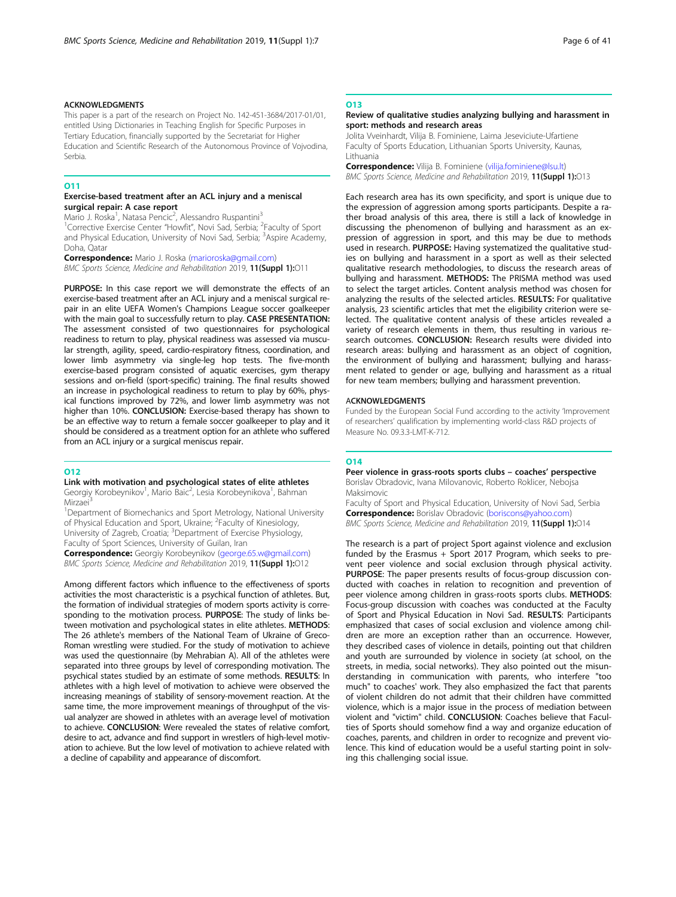## ACKNOWLEDGMENTS

This paper is a part of the research on Project No. 142-451-3684/2017-01/01, entitled Using Dictionaries in Teaching English for Specific Purposes in Tertiary Education, financially supported by the Secretariat for Higher Education and Scientific Research of the Autonomous Province of Vojvodina, Serbia.

## O11

### Exercise-based treatment after an ACL injury and a meniscal surgical repair: A case report

Mario J. Roska[1], Natasa Pencic[2], Alessandro Ruspantini[3]

[1]Corrective Exercise Center "Howfit", Novi Sad, Serbia; [2]Faculty of Sport and Physical Education, University of Novi Sad, Serbia; [3]Aspire Academy, Doha, Qatar

**Correspondence:** Mario J. Roska (marioroska@gmail.com)

*BMC Sports Science, Medicine and Rehabilitation* 2019, **11(Suppl 1):**O11

**PURPOSE:** In this case report we will demonstrate the effects of an exercise-based treatment after an ACL injury and a meniscal surgical repair in an elite UEFA Women's Champions League soccer goalkeeper with the main goal to successfully return to play. **CASE PRESENTATION:** The assessment consisted of two questionnaires for psychological readiness to return to play, physical readiness was assessed via muscular strength, agility, speed, cardio-respiratory fitness, coordination, and lower limb asymmetry via single-leg hop tests. The five-month exercise-based program consisted of aquatic exercises, gym therapy sessions and on-field (sport-specific) training. The final results showed an increase in psychological readiness to return to play by 60%, physical functions improved by 72%, and lower limb asymmetry was not higher than 10%. **CONCLUSION:** Exercise-based therapy has shown to be an effective way to return a female soccer goalkeeper to play and it should be considered as a treatment option for an athlete who suffered from an ACL injury or a surgical meniscus repair.

## O12

### Link with motivation and psychological states of elite athletes

Georgiy Korobeynikov[1], Mario Baic[2], Lesia Korobeynikova[1], Bahman Mirzaei[3]

[1]Department of Biomechanics and Sport Metrology, National University of Physical Education and Sport, Ukraine; [2]Faculty of Kinesiology, University of Zagreb, Croatia; [3]Department of Exercise Physiology, Faculty of Sport Sciences, University of Guilan, Iran

**Correspondence:** Georgiy Korobeynikov (george.65.w@gmail.com)

*BMC Sports Science, Medicine and Rehabilitation* 2019, **11(Suppl 1):**O12

Among different factors which influence to the effectiveness of sports activities the most characteristic is a psychical function of athletes. But, the formation of individual strategies of modern sports activity is corresponding to the motivation process. **PURPOSE**: The study of links between motivation and psychological states in elite athletes. **METHODS**: The 26 athlete's members of the National Team of Ukraine of Greco-Roman wrestling were studied. For the study of motivation to achieve was used the questionnaire (by Mehrabian A). All of the athletes were separated into three groups by level of corresponding motivation. The psychical states studied by an estimate of some methods. **RESULTS**: In athletes with a high level of motivation to achieve were observed the increasing meanings of stability of sensory-movement reaction. At the same time, the more improvement meanings of throughput of the visual analyzer are showed in athletes with an average level of motivation to achieve. **CONCLUSION**: Were revealed the states of relative comfort, desire to act, advance and find support in wrestlers of high-level motivation to achieve. But the low level of motivation to achieve related with a decline of capability and appearance of discomfort.

## O13

### Review of qualitative studies analyzing bullying and harassment in sport: methods and research areas

Jolita Vveinhardt, Vilija B. Fominiene, Laima Jeseviciute-Ufartiene

Faculty of Sports Education, Lithuanian Sports University, Kaunas, Lithuania

**Correspondence:** Vilija B. Fominiene (vilija.fominiene@lsu.lt)

*BMC Sports Science, Medicine and Rehabilitation* 2019, **11(Suppl 1):**O13

Each research area has its own specificity, and sport is unique due to the expression of aggression among sports participants. Despite a rather broad analysis of this area, there is still a lack of knowledge in discussing the phenomenon of bullying and harassment as an expression of aggression in sport, and this may be due to methods used in research. **PURPOSE:** Having systematized the qualitative studies on bullying and harassment in a sport as well as their selected qualitative research methodologies, to discuss the research areas of bullying and harassment. **METHODS:** The PRISMA method was used to select the target articles. Content analysis method was chosen for analyzing the results of the selected articles. **RESULTS:** For qualitative analysis, 23 scientific articles that met the eligibility criterion were selected. The qualitative content analysis of these articles revealed a variety of research elements in them, thus resulting in various research outcomes. **CONCLUSION:** Research results were divided into research areas: bullying and harassment as an object of cognition, the environment of bullying and harassment; bullying and harassment related to gender or age, bullying and harassment as a ritual for new team members; bullying and harassment prevention.

## ACKNOWLEDGMENTS

Funded by the European Social Fund according to the activity 'Improvement of researchers' qualification by implementing world-class R&D projects of Measure No. 09.3.3-LMT-K-712.

## O14

### Peer violence in grass-roots sports clubs – coaches' perspective

Borislav Obradovic, Ivana Milovanovic, Roberto Roklicer, Nebojsa Maksimovic

Faculty of Sport and Physical Education, University of Novi Sad, Serbia

**Correspondence:** Borislav Obradovic (boriscons@yahoo.com)

*BMC Sports Science, Medicine and Rehabilitation* 2019, **11(Suppl 1):**O14

The research is a part of project Sport against violence and exclusion funded by the Erasmus + Sport 2017 Program, which seeks to prevent peer violence and social exclusion through physical activity. **PURPOSE**: The paper presents results of focus-group discussion conducted with coaches in relation to recognition and prevention of peer violence among children in grass-roots sports clubs. **METHODS**: Focus-group discussion with coaches was conducted at the Faculty of Sport and Physical Education in Novi Sad. **RESULTS**: Participants emphasized that cases of social exclusion and violence among children are more an exception rather than an occurrence. However, they described cases of violence in details, pointing out that children and youth are surrounded by violence in society (at school, on the streets, in media, social networks). They also pointed out the misunderstanding in communication with parents, who interfere "too much" to coaches' work. They also emphasized the fact that parents of violent children do not admit that their children have committed violence, which is a major issue in the process of mediation between violent and "victim" child. **CONCLUSION**: Coaches believe that Faculties of Sports should somehow find a way and organize education of coaches, parents, and children in order to recognize and prevent violence. This kind of education would be a useful starting point in solving this challenging social issue.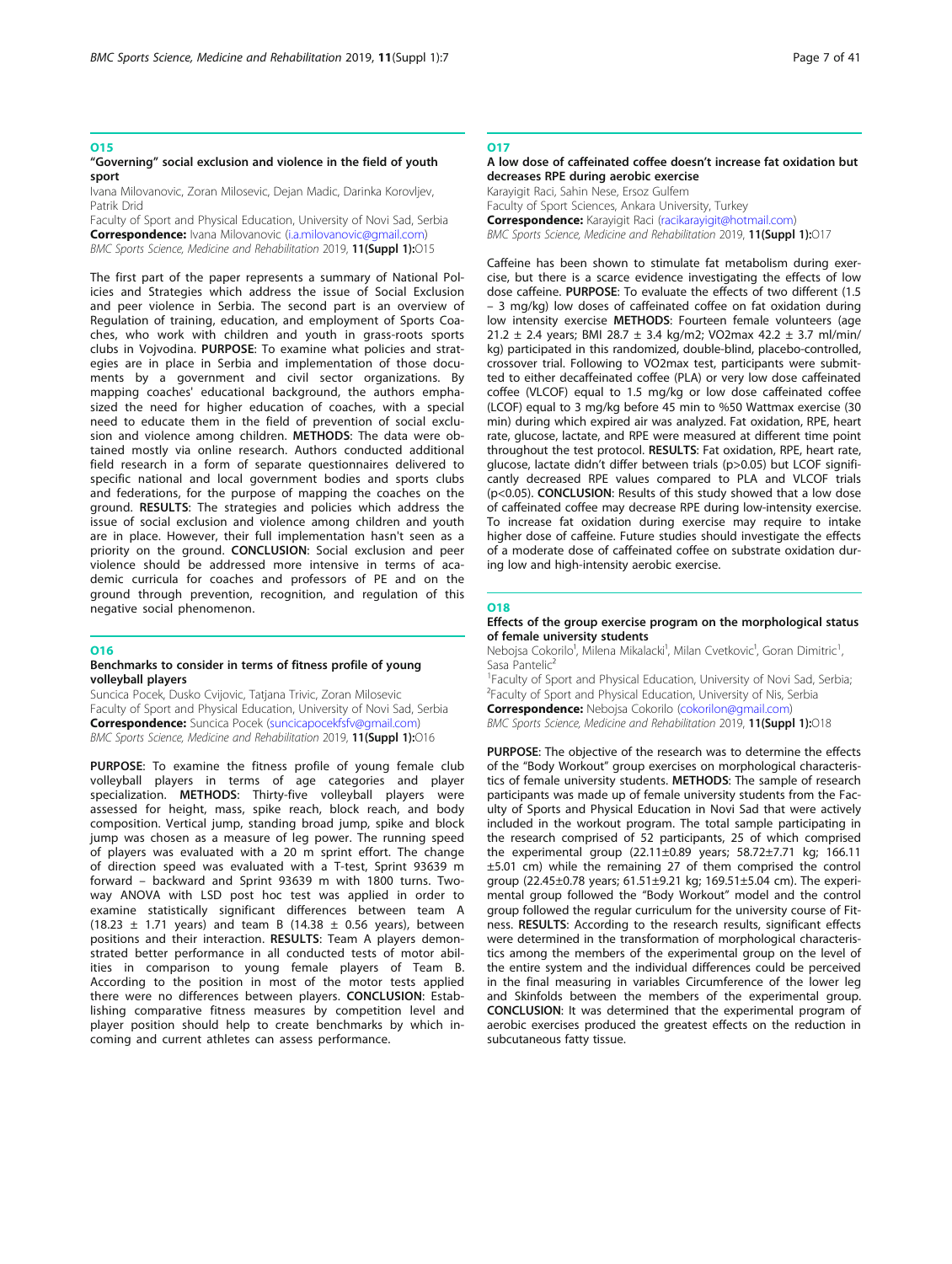## O15

### "Governing" social exclusion and violence in the field of youth sport

Ivana Milovanovic, Zoran Milosevic, Dejan Madic, Darinka Korovljev, Patrik Drid

Faculty of Sport and Physical Education, University of Novi Sad, Serbia

**Correspondence:** Ivana Milovanovic (i.a.milovanovic@gmail.com)

*BMC Sports Science, Medicine and Rehabilitation* 2019, **11(Suppl 1):**O15

The first part of the paper represents a summary of National Policies and Strategies which address the issue of Social Exclusion and peer violence in Serbia. The second part is an overview of Regulation of training, education, and employment of Sports Coaches, who work with children and youth in grass-roots sports clubs in Vojvodina. **PURPOSE**: To examine what policies and strategies are in place in Serbia and implementation of those documents by a government and civil sector organizations. By mapping coaches' educational background, the authors emphasized the need for higher education of coaches, with a special need to educate them in the field of prevention of social exclusion and violence among children. **METHODS**: The data were obtained mostly via online research. Authors conducted additional field research in a form of separate questionnaires delivered to specific national and local government bodies and sports clubs and federations, for the purpose of mapping the coaches on the ground. **RESULTS**: The strategies and policies which address the issue of social exclusion and violence among children and youth are in place. However, their full implementation hasn't seen as a priority on the ground. **CONCLUSION**: Social exclusion and peer violence should be addressed more intensive in terms of academic curricula for coaches and professors of PE and on the ground through prevention, recognition, and regulation of this negative social phenomenon.

## O16

### Benchmarks to consider in terms of fitness profile of young volleyball players

Suncica Pocek, Dusko Cvijovic, Tatjana Trivic, Zoran Milosevic

Faculty of Sport and Physical Education, University of Novi Sad, Serbia

**Correspondence:** Suncica Pocek (suncicapocekfsfv@gmail.com)

*BMC Sports Science, Medicine and Rehabilitation* 2019, **11(Suppl 1):**O16

**PURPOSE**: To examine the fitness profile of young female club volleyball players in terms of age categories and player specialization. **METHODS**: Thirty-five volleyball players were assessed for height, mass, spike reach, block reach, and body composition. Vertical jump, standing broad jump, spike and block jump was chosen as a measure of leg power. The running speed of players was evaluated with a 20 m sprint effort. The change of direction speed was evaluated with a T-test, Sprint 93639 m forward – backward and Sprint 93639 m with 1800 turns. Two-way ANOVA with LSD post hoc test was applied in order to examine statistically significant differences between team A (18.23 ± 1.71 years) and team B (14.38 ± 0.56 years), between positions and their interaction. **RESULTS**: Team A players demonstrated better performance in all conducted tests of motor abilities in comparison to young female players of Team B. According to the position in most of the motor tests applied there were no differences between players. **CONCLUSION**: Establishing comparative fitness measures by competition level and player position should help to create benchmarks by which incoming and current athletes can assess performance.

## O17

### A low dose of caffeinated coffee doesn't increase fat oxidation but decreases RPE during aerobic exercise

Karayigit Raci, Sahin Nese, Ersoz Gulfem

Faculty of Sport Sciences, Ankara University, Turkey

**Correspondence:** Karayigit Raci (racikarayigit@hotmail.com)

*BMC Sports Science, Medicine and Rehabilitation* 2019, **11(Suppl 1):**O17

Caffeine has been shown to stimulate fat metabolism during exercise, but there is a scarce evidence investigating the effects of low dose caffeine. **PURPOSE**: To evaluate the effects of two different (1.5 – 3 mg/kg) low doses of caffeinated coffee on fat oxidation during low intensity exercise **METHODS**: Fourteen female volunteers (age 21.2 ± 2.4 years; BMI 28.7 ± 3.4 kg/m2; VO2max 42.2 ± 3.7 ml/min/kg) participated in this randomized, double-blind, placebo-controlled, crossover trial. Following to VO2max test, participants were submitted to either decaffeinated coffee (PLA) or very low dose caffeinated coffee (VLCOF) equal to 1.5 mg/kg or low dose caffeinated coffee (LCOF) equal to 3 mg/kg before 45 min to %50 Wattmax exercise (30 min) during which expired air was analyzed. Fat oxidation, RPE, heart rate, glucose, lactate, and RPE were measured at different time point throughout the test protocol. **RESULTS**: Fat oxidation, RPE, heart rate, glucose, lactate didn't differ between trials ($p>0.05$) but LCOF significantly decreased RPE values compared to PLA and VLCOF trials ($p<0.05$). **CONCLUSION**: Results of this study showed that a low dose of caffeinated coffee may decrease RPE during low-intensity exercise. To increase fat oxidation during exercise may require to intake higher dose of caffeine. Future studies should investigate the effects of a moderate dose of caffeinated coffee on substrate oxidation during low and high-intensity aerobic exercise.

## O18

### Effects of the group exercise program on the morphological status of female university students

Nebojsa Cokorilo[1], Milena Mikalacki[1], Milan Cvetkovic[1], Goran Dimitric[1], Sasa Pantelic[2]

[1]Faculty of Sport and Physical Education, University of Novi Sad, Serbia; [2]Faculty of Sport and Physical Education, University of Nis, Serbia

**Correspondence:** Nebojsa Cokorilo (cokorilon@gmail.com)

*BMC Sports Science, Medicine and Rehabilitation* 2019, **11(Suppl 1):**O18

**PURPOSE**: The objective of the research was to determine the effects of the "Body Workout" group exercises on morphological characteristics of female university students. **METHODS**: The sample of research participants was made up of female university students from the Faculty of Sports and Physical Education in Novi Sad that were actively included in the workout program. The total sample participating in the research comprised of 52 participants, 25 of which comprised the experimental group (22.11±0.89 years; 58.72±7.71 kg; 166.11 ±5.01 cm) while the remaining 27 of them comprised the control group (22.45±0.78 years; 61.51±9.21 kg; 169.51±5.04 cm). The experimental group followed the "Body Workout" model and the control group followed the regular curriculum for the university course of Fitness. **RESULTS**: According to the research results, significant effects were determined in the transformation of morphological characteristics among the members of the experimental group on the level of the entire system and the individual differences could be perceived in the final measuring in variables Circumference of the lower leg and Skinfolds between the members of the experimental group. **CONCLUSION**: It was determined that the experimental program of aerobic exercises produced the greatest effects on the reduction in subcutaneous fatty tissue.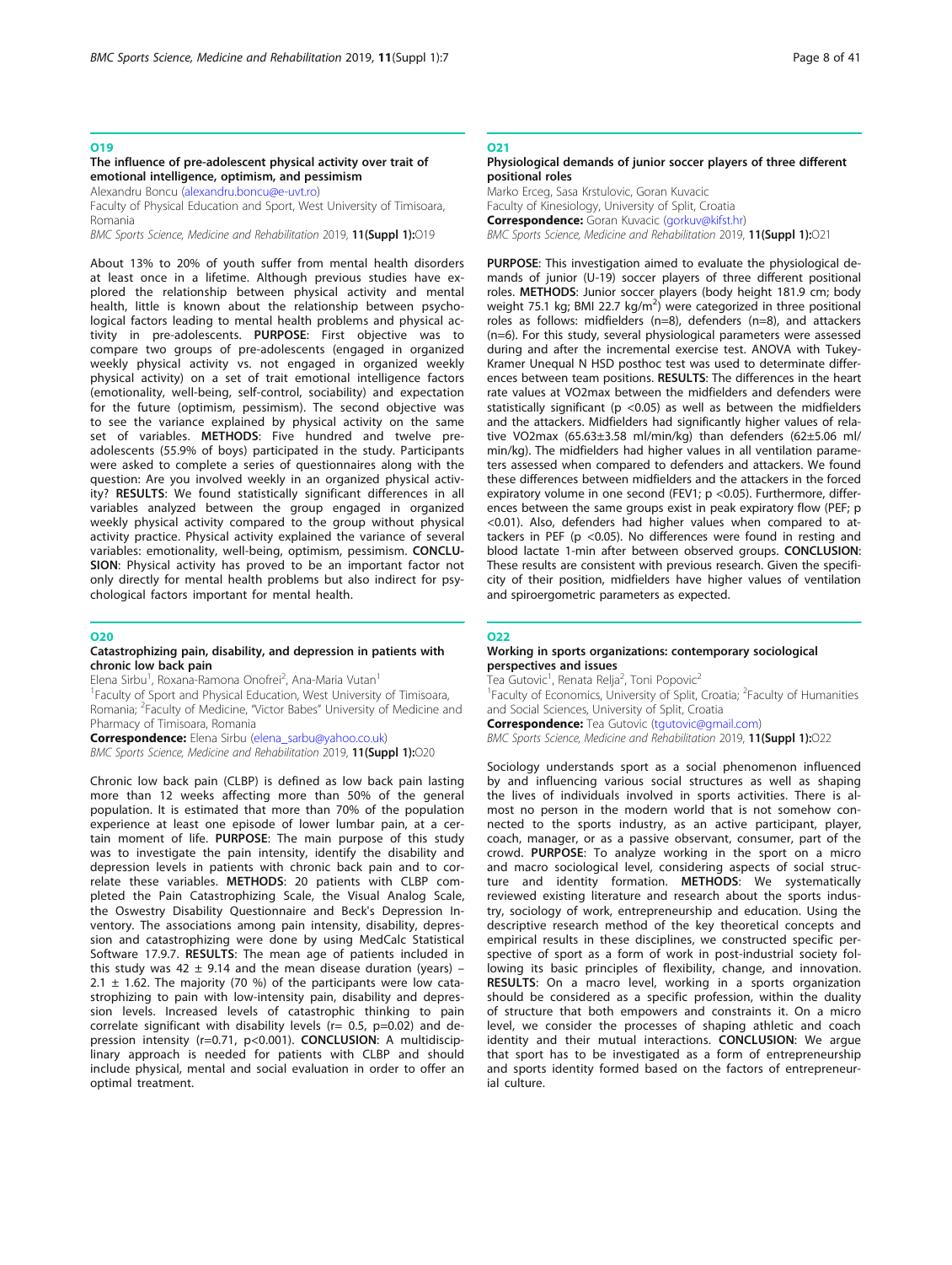## O19

### The influence of pre-adolescent physical activity over trait of emotional intelligence, optimism, and pessimism

Alexandru Boncu (alexandru.boncu@e-uvt.ro)

Faculty of Physical Education and Sport, West University of Timisoara, Romania

*BMC Sports Science, Medicine and Rehabilitation* 2019, **11(Suppl 1):**O19

About 13% to 20% of youth suffer from mental health disorders at least once in a lifetime. Although previous studies have explored the relationship between physical activity and mental health, little is known about the relationship between psychological factors leading to mental health problems and physical activity in pre-adolescents. **PURPOSE**: First objective was to compare two groups of pre-adolescents (engaged in organized weekly physical activity vs. not engaged in organized weekly physical activity) on a set of trait emotional intelligence factors (emotionality, well-being, self-control, sociability) and expectation for the future (optimism, pessimism). The second objective was to see the variance explained by physical activity on the same set of variables. **METHODS**: Five hundred and twelve pre-adolescents (55.9% of boys) participated in the study. Participants were asked to complete a series of questionnaires along with the question: Are you involved weekly in an organized physical activity? **RESULTS**: We found statistically significant differences in all variables analyzed between the group engaged in organized weekly physical activity compared to the group without physical activity practice. Physical activity explained the variance of several variables: emotionality, well-being, optimism, pessimism. **CONCLUSION**: Physical activity has proved to be an important factor not only directly for mental health problems but also indirect for psychological factors important for mental health.

## O20

### Catastrophizing pain, disability, and depression in patients with chronic low back pain

Elena Sirbu[1], Roxana-Ramona Onofrei[2], Ana-Maria Vutan[1]

[1]Faculty of Sport and Physical Education, West University of Timisoara, Romania; [2]Faculty of Medicine, "Victor Babes" University of Medicine and Pharmacy of Timisoara, Romania

**Correspondence:** Elena Sirbu (elena_sarbu@yahoo.co.uk)

*BMC Sports Science, Medicine and Rehabilitation* 2019, **11(Suppl 1):**O20

Chronic low back pain (CLBP) is defined as low back pain lasting more than 12 weeks affecting more than 50% of the general population. It is estimated that more than 70% of the population experience at least one episode of lower lumbar pain, at a certain moment of life. **PURPOSE**: The main purpose of this study was to investigate the pain intensity, identify the disability and depression levels in patients with chronic back pain and to correlate these variables. **METHODS**: 20 patients with CLBP completed the Pain Catastrophizing Scale, the Visual Analog Scale, the Oswestry Disability Questionnaire and Beck's Depression Inventory. The associations among pain intensity, disability, depression and catastrophizing were done by using MedCalc Statistical Software 17.9.7. **RESULTS**: The mean age of patients included in this study was 42 ± 9.14 and the mean disease duration (years) – 2.1 ± 1.62. The majority (70 %) of the participants were low catastrophizing to pain with low-intensity pain, disability and depression levels. Increased levels of catastrophic thinking to pain correlate significant with disability levels (r= 0.5, p=0.02) and depression intensity (r=0.71, p<0.001). **CONCLUSION**: A multidisciplinary approach is needed for patients with CLBP and should include physical, mental and social evaluation in order to offer an optimal treatment.

## O21

### Physiological demands of junior soccer players of three different positional roles

Marko Erceg, Sasa Krstulovic, Goran Kuvacic

Faculty of Kinesiology, University of Split, Croatia

**Correspondence:** Goran Kuvacic (gorkuv@kifst.hr)

*BMC Sports Science, Medicine and Rehabilitation* 2019, **11(Suppl 1):**O21

**PURPOSE**: This investigation aimed to evaluate the physiological demands of junior (U-19) soccer players of three different positional roles. **METHODS**: Junior soccer players (body height 181.9 cm; body weight 75.1 kg; BMI 22.7 kg/m$^2$) were categorized in three positional roles as follows: midfielders (n=8), defenders (n=8), and attackers (n=6). For this study, several physiological parameters were assessed during and after the incremental exercise test. ANOVA with Tukey-Kramer Unequal N HSD posthoc test was used to determine differences between team positions. **RESULTS**: The differences in the heart rate values at VO2max between the midfielders and defenders were statistically significant (p <0.05) as well as between the midfielders and the attackers. Midfielders had significantly higher values of relative VO2max (65.63±3.58 ml/min/kg) than defenders (62±5.06 ml/min/kg). The midfielders had higher values in all ventilation parameters assessed when compared to defenders and attackers. We found these differences between midfielders and the attackers in the forced expiratory volume in one second (FEV1; p <0.05). Furthermore, differences between the same groups exist in peak expiratory flow (PEF; p <0.01). Also, defenders had higher values when compared to attackers in PEF (p <0.05). No differences were found in resting and blood lactate 1-min after between observed groups. **CONCLUSION**: These results are consistent with previous research. Given the specificity of their position, midfielders have higher values of ventilation and spiroergometric parameters as expected.

## O22

### Working in sports organizations: contemporary sociological perspectives and issues

Tea Gutovic[1], Renata Relja[2], Toni Popovic[2]

[1]Faculty of Economics, University of Split, Croatia; [2]Faculty of Humanities and Social Sciences, University of Split, Croatia

**Correspondence:** Tea Gutovic (tgutovic@gmail.com)

*BMC Sports Science, Medicine and Rehabilitation* 2019, **11(Suppl 1):**O22

Sociology understands sport as a social phenomenon influenced by and influencing various social structures as well as shaping the lives of individuals involved in sports activities. There is almost no person in the modern world that is not somehow connected to the sports industry, as an active participant, player, coach, manager, or as a passive observant, consumer, part of the crowd. **PURPOSE**: To analyze working in the sport on a micro and macro sociological level, considering aspects of social structure and identity formation. **METHODS**: We systematically reviewed existing literature and research about the sports industry, sociology of work, entrepreneurship and education. Using the descriptive research method of the key theoretical concepts and empirical results in these disciplines, we constructed specific perspective of sport as a form of work in post-industrial society following its basic principles of flexibility, change, and innovation. **RESULTS**: On a macro level, working in a sports organization should be considered as a specific profession, within the duality of structure that both empowers and constraints it. On a micro level, we consider the processes of shaping athletic and coach identity and their mutual interactions. **CONCLUSION**: We argue that sport has to be investigated as a form of entrepreneurship and sports identity formed based on the factors of entrepreneurial culture.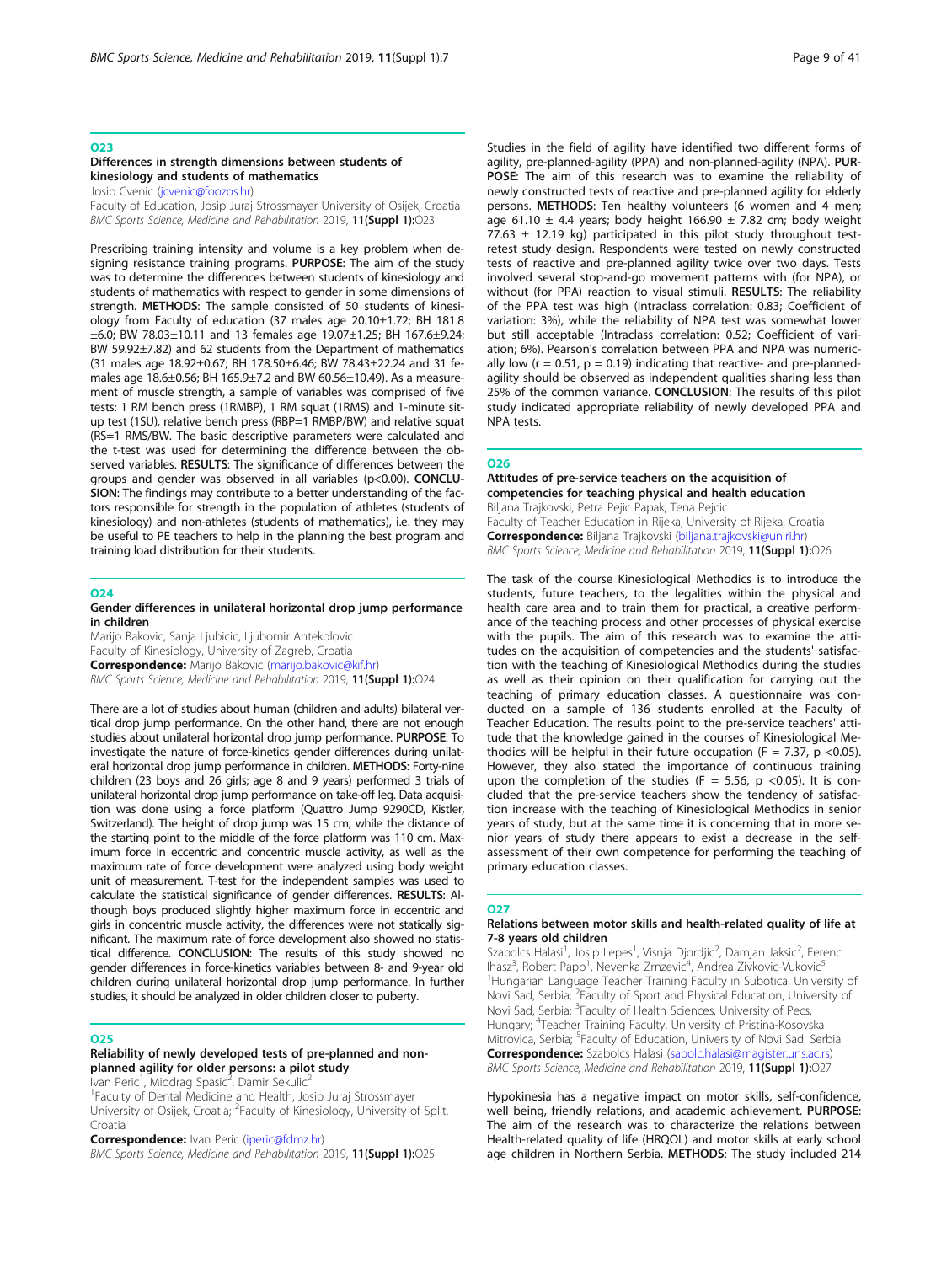## O23

### Differences in strength dimensions between students of kinesiology and students of mathematics

Josip Cvenic (jcvenic@foozos.hr)

Faculty of Education, Josip Juraj Strossmayer University of Osijek, Croatia

*BMC Sports Science, Medicine and Rehabilitation* 2019, **11(Suppl 1):**O23

Prescribing training intensity and volume is a key problem when designing resistance training programs. **PURPOSE**: The aim of the study was to determine the differences between students of kinesiology and students of mathematics with respect to gender in some dimensions of strength. **METHODS**: The sample consisted of 50 students of kinesiology from Faculty of education (37 males age 20.10±1.72; BH 181.8 ±6.0; BW 78.03±10.11 and 13 females age 19.07±1.25; BH 167.6±9.24; BW 59.92±7.82) and 62 students from the Department of mathematics (31 males age 18.92±0.67; BH 178.50±6.46; BW 78.43±22.24 and 31 females age 18.6±0.56; BH 165.9±7.2 and BW 60.56±10.49). As a measurement of muscle strength, a sample of variables was comprised of five tests: 1 RM bench press (1RMBP), 1 RM squat (1RMS) and 1-minute sit-up test (1SU), relative bench press (RBP=1 RMBP/BW) and relative squat (RS=1 RMS/BW. The basic descriptive parameters were calculated and the t-test was used for determining the difference between the observed variables. **RESULTS**: The significance of differences between the groups and gender was observed in all variables ($p<0.00$). **CONCLUSION**: The findings may contribute to a better understanding of the factors responsible for strength in the population of athletes (students of kinesiology) and non-athletes (students of mathematics), i.e. they may be useful to PE teachers to help in the planning the best program and training load distribution for their students.

## O24

### Gender differences in unilateral horizontal drop jump performance in children

Marijo Bakovic, Sanja Ljubicic, Ljubomir Antekolovic

Faculty of Kinesiology, University of Zagreb, Croatia

**Correspondence:** Marijo Bakovic (marijo.bakovic@kif.hr)

*BMC Sports Science, Medicine and Rehabilitation* 2019, **11(Suppl 1):**O24

There are a lot of studies about human (children and adults) bilateral vertical drop jump performance. On the other hand, there are not enough studies about unilateral horizontal drop jump performance. **PURPOSE**: To investigate the nature of force-kinetics gender differences during unilateral horizontal drop jump performance in children. **METHODS**: Forty-nine children (23 boys and 26 girls; age 8 and 9 years) performed 3 trials of unilateral horizontal drop jump performance on take-off leg. Data acquisition was done using a force platform (Quattro Jump 9290CD, Kistler, Switzerland). The height of drop jump was 15 cm, while the distance of the starting point to the middle of the force platform was 110 cm. Maximum force in eccentric and concentric muscle activity, as well as the maximum rate of force development were analyzed using body weight unit of measurement. T-test for the independent samples was used to calculate the statistical significance of gender differences. **RESULTS**: Although boys produced slightly higher maximum force in eccentric and girls in concentric muscle activity, the differences were not statically significant. The maximum rate of force development also showed no statistical difference. **CONCLUSION**: The results of this study showed no gender differences in force-kinetics variables between 8- and 9-year old children during unilateral horizontal drop jump performance. In further studies, it should be analyzed in older children closer to puberty.

## O25

### Reliability of newly developed tests of pre-planned and non-planned agility for older persons: a pilot study

Ivan Peric[1], Miodrag Spasic[2], Damir Sekulic[2]

[1]Faculty of Dental Medicine and Health, Josip Juraj Strossmayer University of Osijek, Croatia; [2]Faculty of Kinesiology, University of Split, Croatia

**Correspondence:** Ivan Peric (iperic@fdmz.hr)

*BMC Sports Science, Medicine and Rehabilitation* 2019, **11(Suppl 1):**O25

Studies in the field of agility have identified two different forms of agility, pre-planned-agility (PPA) and non-planned-agility (NPA). **PURPOSE**: The aim of this research was to examine the reliability of newly constructed tests of reactive and pre-planned agility for elderly persons. **METHODS**: Ten healthy volunteers (6 women and 4 men; age 61.10 ± 4.4 years; body height 166.90 ± 7.82 cm; body weight 77.63 ± 12.19 kg) participated in this pilot study throughout test-retest study design. Respondents were tested on newly constructed tests of reactive and pre-planned agility twice over two days. Tests involved several stop-and-go movement patterns with (for NPA), or without (for PPA) reaction to visual stimuli. **RESULTS**: The reliability of the PPA test was high (Intraclass correlation: 0.83; Coefficient of variation: 3%), while the reliability of NPA test was somewhat lower but still acceptable (Intraclass correlation: 0.52; Coefficient of variation; 6%). Pearson's correlation between PPA and NPA was numerically low ($r = 0.51$, $p = 0.19$) indicating that reactive- and pre-planned-agility should be observed as independent qualities sharing less than 25% of the common variance. **CONCLUSION**: The results of this pilot study indicated appropriate reliability of newly developed PPA and NPA tests.

## O26

### Attitudes of pre-service teachers on the acquisition of competencies for teaching physical and health education

Biljana Trajkovski, Petra Pejic Papak, Tena Pejcic

Faculty of Teacher Education in Rijeka, University of Rijeka, Croatia

**Correspondence:** Biljana Trajkovski (biljana.trajkovski@uniri.hr)

*BMC Sports Science, Medicine and Rehabilitation* 2019, **11(Suppl 1):**O26

The task of the course Kinesiological Methodics is to introduce the students, future teachers, to the legalities within the physical and health care area and to train them for practical, a creative performance of the teaching process and other processes of physical exercise with the pupils. The aim of this research was to examine the attitudes on the acquisition of competencies and the students' satisfaction with the teaching of Kinesiological Methodics during the studies as well as their opinion on their qualification for carrying out the teaching of primary education classes. A questionnaire was conducted on a sample of 136 students enrolled at the Faculty of Teacher Education. The results point to the pre-service teachers' attitude that the knowledge gained in the courses of Kinesiological Methodics will be helpful in their future occupation ($F = 7.37$, $p < 0.05$). However, they also stated the importance of continuous training upon the completion of the studies ($F = 5.56$, $p < 0.05$). It is concluded that the pre-service teachers show the tendency of satisfaction increase with the teaching of Kinesiological Methodics in senior years of study, but at the same time it is concerning that in more senior years of study there appears to exist a decrease in the self-assessment of their own competence for performing the teaching of primary education classes.

## O27

### Relations between motor skills and health-related quality of life at 7-8 years old children

Szabolcs Halasi[1], Josip Lepes[1], Visnja Djordjic[2], Damjan Jaksic[2], Ferenc Ihasz[3], Robert Papp[1], Nevenka Zrnzevic[4], Andrea Zivkovic-Vukovic[5]

[1]Hungarian Language Teacher Training Faculty in Subotica, University of Novi Sad, Serbia; [2]Faculty of Sport and Physical Education, University of Novi Sad, Serbia; [3]Faculty of Health Sciences, University of Pecs, Hungary; [4]Teacher Training Faculty, University of Pristina-Kosovska Mitrovica, Serbia; [5]Faculty of Education, University of Novi Sad, Serbia

**Correspondence:** Szabolcs Halasi (sabolc.halasi@magister.uns.ac.rs)

*BMC Sports Science, Medicine and Rehabilitation* 2019, **11(Suppl 1):**O27

Hypokinesia has a negative impact on motor skills, self-confidence, well being, friendly relations, and academic achievement. **PURPOSE**: The aim of the research was to characterize the relations between Health-related quality of life (HRQOL) and motor skills at early school age children in Northern Serbia. **METHODS**: The study included 214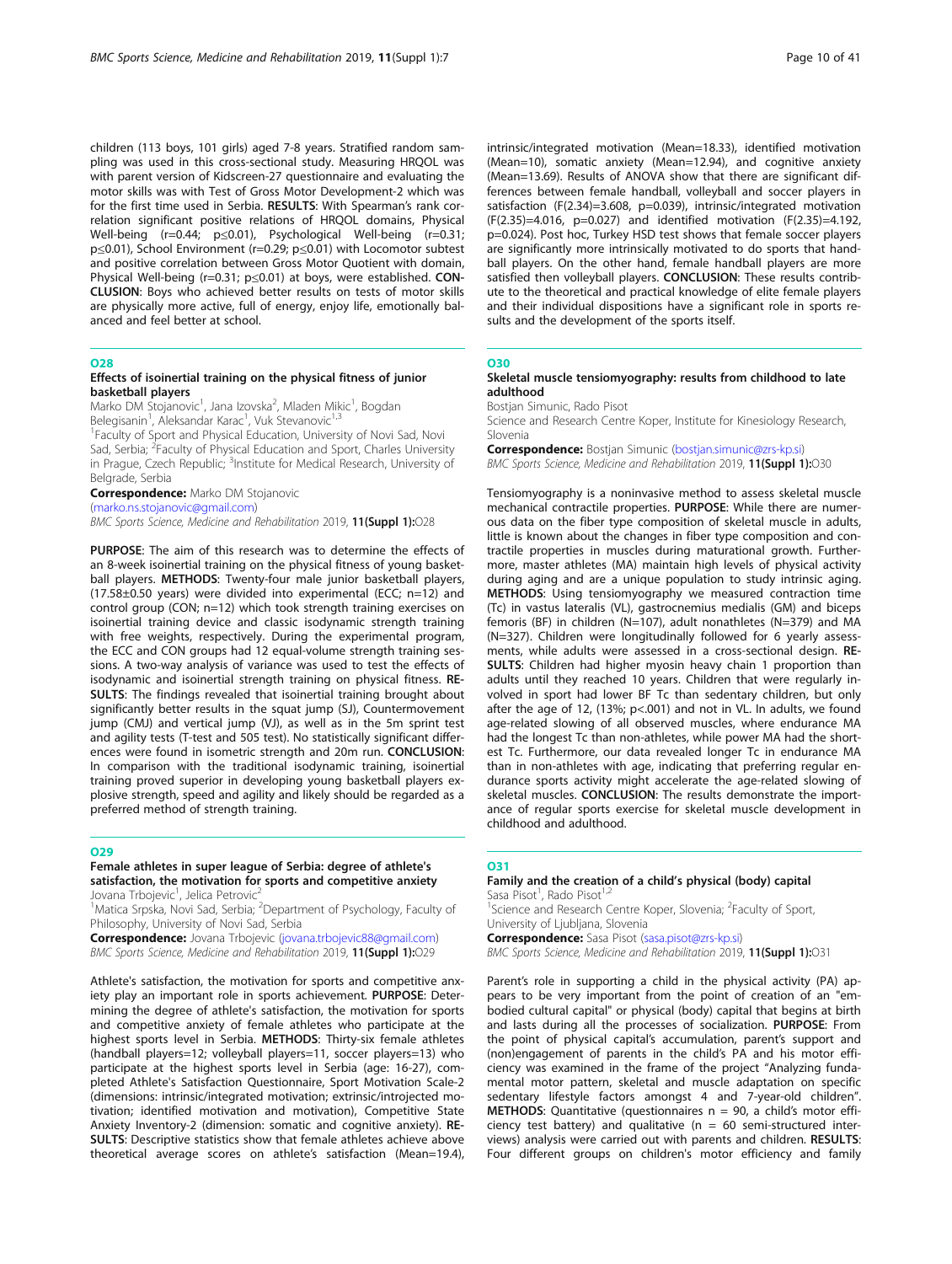children (113 boys, 101 girls) aged 7-8 years. Stratified random sampling was used in this cross-sectional study. Measuring HRQOL was with parent version of Kidscreen-27 questionnaire and evaluating the motor skills was with Test of Gross Motor Development-2 which was for the first time used in Serbia. **RESULTS**: With Spearman's rank correlation significant positive relations of HRQOL domains, Physical Well-being (r=0.44; p≤0.01), Psychological Well-being (r=0.31; p≤0.01), School Environment (r=0.29; p≤0.01) with Locomotor subtest and positive correlation between Gross Motor Quotient with domain, Physical Well-being (r=0.31; p≤0.01) at boys, were established. **CONCLUSION**: Boys who achieved better results on tests of motor skills are physically more active, full of energy, enjoy life, emotionally balanced and feel better at school.

## O28

### Effects of isoinertial training on the physical fitness of junior basketball players

Marko DM Stojanovic[1], Jana Izovska[2], Mladen Mikic[1], Bogdan Belegisanin[1], Aleksandar Karac[1], Vuk Stevanovic[1,3]

[1]Faculty of Sport and Physical Education, University of Novi Sad, Novi Sad, Serbia; [2]Faculty of Physical Education and Sport, Charles University in Prague, Czech Republic; [3]Institute for Medical Research, University of Belgrade, Serbia

**Correspondence:** Marko DM Stojanovic (marko.ns.stojanovic@gmail.com)

*BMC Sports Science, Medicine and Rehabilitation* 2019, **11(Suppl 1):**O28

**PURPOSE**: The aim of this research was to determine the effects of an 8-week isoinertial training on the physical fitness of young basketball players. **METHODS**: Twenty-four male junior basketball players, (17.58±0.50 years) were divided into experimental (ECC; n=12) and control group (CON; n=12) which took strength training exercises on isoinertial training device and classic isodynamic strength training with free weights, respectively. During the experimental program, the ECC and CON groups had 12 equal-volume strength training sessions. A two-way analysis of variance was used to test the effects of isodynamic and isoinertial strength training on physical fitness. **RESULTS**: The findings revealed that isoinertial training brought about significantly better results in the squat jump (SJ), Countermovement jump (CMJ) and vertical jump (VJ), as well as in the 5m sprint test and agility tests (T-test and 505 test). No statistically significant differences were found in isometric strength and 20m run. **CONCLUSION**: In comparison with the traditional isodynamic training, isoinertial training proved superior in developing young basketball players explosive strength, speed and agility and likely should be regarded as a preferred method of strength training.

## O29

### Female athletes in super league of Serbia: degree of athlete's satisfaction, the motivation for sports and competitive anxiety

Jovana Trbojevic[1], Jelica Petrovic[2]

[1]Matica Srpska, Novi Sad, Serbia; [2]Department of Psychology, Faculty of Philosophy, University of Novi Sad, Serbia

**Correspondence:** Jovana Trbojevic (jovana.trbojevic88@gmail.com)

*BMC Sports Science, Medicine and Rehabilitation* 2019, **11(Suppl 1):**O29

Athlete's satisfaction, the motivation for sports and competitive anxiety play an important role in sports achievement. **PURPOSE**: Determining the degree of athlete's satisfaction, the motivation for sports and competitive anxiety of female athletes who participate at the highest sports level in Serbia. **METHODS**: Thirty-six female athletes (handball players=12; volleyball players=11, soccer players=13) who participate at the highest sports level in Serbia (age: 16-27), completed Athlete's Satisfaction Questionnaire, Sport Motivation Scale-2 (dimensions: intrinsic/integrated motivation; extrinsic/introjected motivation; identified motivation and motivation), Competitive State Anxiety Inventory-2 (dimension: somatic and cognitive anxiety). **RESULTS**: Descriptive statistics show that female athletes achieve above theoretical average scores on athlete's satisfaction (Mean=19.4), intrinsic/integrated motivation (Mean=18.33), identified motivation (Mean=10), somatic anxiety (Mean=12.94), and cognitive anxiety (Mean=13.69). Results of ANOVA show that there are significant differences between female handball, volleyball and soccer players in satisfaction ($F(2.34)=3.608$, p=0.039), intrinsic/integrated motivation ($F(2.35)=4.016$, p=0.027) and identified motivation ($F(2.35)=4.192$, p=0.024). Post hoc, Turkey HSD test shows that female soccer players are significantly more intrinsically motivated to do sports that handball players. On the other hand, female handball players are more satisfied then volleyball players. **CONCLUSION**: These results contribute to the theoretical and practical knowledge of elite female players and their individual dispositions have a significant role in sports results and the development of the sports itself.

## O30

### Skeletal muscle tensiomyography: results from childhood to late adulthood

Bostjan Simunic, Rado Pisot

Science and Research Centre Koper, Institute for Kinesiology Research, Slovenia

**Correspondence:** Bostjan Simunic (bostjan.simunic@zrs-kp.si)

*BMC Sports Science, Medicine and Rehabilitation* 2019, **11(Suppl 1):**O30

Tensiomyography is a noninvasive method to assess skeletal muscle mechanical contractile properties. **PURPOSE**: While there are numerous data on the fiber type composition of skeletal muscle in adults, little is known about the changes in fiber type composition and contractile properties in muscles during maturational growth. Furthermore, master athletes (MA) maintain high levels of physical activity during aging and are a unique population to study intrinsic aging. **METHODS**: Using tensiomyography we measured contraction time (Tc) in vastus lateralis (VL), gastrocnemius medialis (GM) and biceps femoris (BF) in children (N=107), adult nonathletes (N=379) and MA (N=327). Children were longitudinally followed for 6 yearly assessments, while adults were assessed in a cross-sectional design. **RESULTS**: Children had higher myosin heavy chain 1 proportion than adults until they reached 10 years. Children that were regularly involved in sport had lower BF Tc than sedentary children, but only after the age of 12, (13%; p<.001) and not in VL. In adults, we found age-related slowing of all observed muscles, where endurance MA had the longest Tc than non-athletes, while power MA had the shortest Tc. Furthermore, our data revealed longer Tc in endurance MA than in non-athletes with age, indicating that preferring regular endurance sports activity might accelerate the age-related slowing of skeletal muscles. **CONCLUSION**: The results demonstrate the importance of regular sports exercise for skeletal muscle development in childhood and adulthood.

## O31

### Family and the creation of a child's physical (body) capital

Sasa Pisot[1], Rado Pisot[1,2]

[1]Science and Research Centre Koper, Slovenia; [2]Faculty of Sport, University of Ljubljana, Slovenia

**Correspondence:** Sasa Pisot (sasa.pisot@zrs-kp.si)

*BMC Sports Science, Medicine and Rehabilitation* 2019, **11(Suppl 1):**O31

Parent's role in supporting a child in the physical activity (PA) appears to be very important from the point of creation of an "embodied cultural capital" or physical (body) capital that begins at birth and lasts during all the processes of socialization. **PURPOSE**: From the point of physical capital's accumulation, parent's support and (non)engagement of parents in the child's PA and his motor efficiency was examined in the frame of the project "Analyzing fundamental motor pattern, skeletal and muscle adaptation on specific sedentary lifestyle factors amongst 4 and 7-year-old children". **METHODS**: Quantitative (questionnaires n = 90, a child's motor efficiency test battery) and qualitative (n = 60 semi-structured interviews) analysis were carried out with parents and children. **RESULTS**: Four different groups on children's motor efficiency and family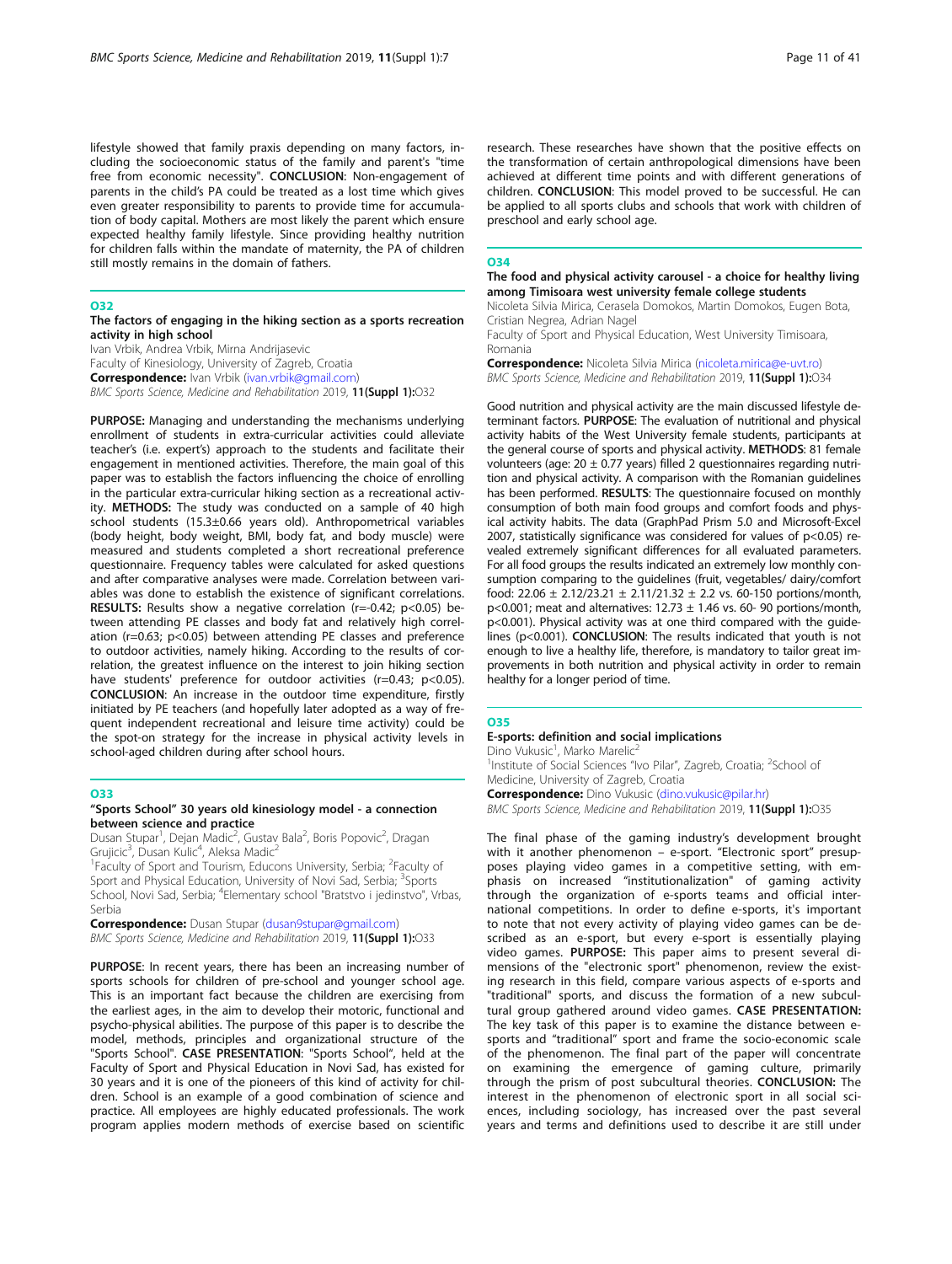lifestyle showed that family praxis depending on many factors, including the socioeconomic status of the family and parent's "time free from economic necessity". **CONCLUSION**: Non-engagement of parents in the child's PA could be treated as a lost time which gives even greater responsibility to parents to provide time for accumulation of body capital. Mothers are most likely the parent which ensure expected healthy family lifestyle. Since providing healthy nutrition for children falls within the mandate of maternity, the PA of children still mostly remains in the domain of fathers.

## O32

### The factors of engaging in the hiking section as a sports recreation activity in high school

Ivan Vrbik, Andrea Vrbik, Mirna Andrijasevic
Faculty of Kinesiology, University of Zagreb, Croatia
**Correspondence:** Ivan Vrbik (ivan.vrbik@gmail.com)
*BMC Sports Science, Medicine and Rehabilitation* 2019, **11(Suppl 1):**O32

**PURPOSE:** Managing and understanding the mechanisms underlying enrollment of students in extra-curricular activities could alleviate teacher's (i.e. expert's) approach to the students and facilitate their engagement in mentioned activities. Therefore, the main goal of this paper was to establish the factors influencing the choice of enrolling in the particular extra-curricular hiking section as a recreational activity. **METHODS:** The study was conducted on a sample of 40 high school students (15.3±0.66 years old). Anthropometrical variables (body height, body weight, BMI, body fat, and body muscle) were measured and students completed a short recreational preference questionnaire. Frequency tables were calculated for asked questions and after comparative analyses were made. Correlation between variables was done to establish the existence of significant correlations. **RESULTS:** Results show a negative correlation ($r=-0.42$; $p<0.05$) between attending PE classes and body fat and relatively high correlation ($r=0.63$; $p<0.05$) between attending PE classes and preference to outdoor activities, namely hiking. According to the results of correlation, the greatest influence on the interest to join hiking section have students' preference for outdoor activities ($r=0.43$; $p<0.05$). **CONCLUSION**: An increase in the outdoor time expenditure, firstly initiated by PE teachers (and hopefully later adopted as a way of frequent independent recreational and leisure time activity) could be the spot-on strategy for the increase in physical activity levels in school-aged children during after school hours.

## O33

### "Sports School" 30 years old kinesiology model - a connection between science and practice

Dusan Stupar[1], Dejan Madic[2], Gustav Bala[2], Boris Popovic[2], Dragan Grujicic[3], Dusan Kulic[4], Aleksa Madic[2]
[1]Faculty of Sport and Tourism, Educons University, Serbia; [2]Faculty of Sport and Physical Education, University of Novi Sad, Serbia; [3]Sports School, Novi Sad, Serbia; [4]Elementary school "Bratstvo i jedinstvo", Vrbas, Serbia
**Correspondence:** Dusan Stupar (dusan9stupar@gmail.com)
*BMC Sports Science, Medicine and Rehabilitation* 2019, **11(Suppl 1):**O33

**PURPOSE**: In recent years, there has been an increasing number of sports schools for children of pre-school and younger school age. This is an important fact because the children are exercising from the earliest ages, in the aim to develop their motoric, functional and psycho-physical abilities. The purpose of this paper is to describe the model, methods, principles and organizational structure of the "Sports School". **CASE PRESENTATION**: "Sports School", held at the Faculty of Sport and Physical Education in Novi Sad, has existed for 30 years and it is one of the pioneers of this kind of activity for children. School is an example of a good combination of science and practice. All employees are highly educated professionals. The work program applies modern methods of exercise based on scientific research. These researches have shown that the positive effects on the transformation of certain anthropological dimensions have been achieved at different time points and with different generations of children. **CONCLUSION**: This model proved to be successful. He can be applied to all sports clubs and schools that work with children of preschool and early school age.

## O34

### The food and physical activity carousel - a choice for healthy living among Timisoara west university female college students

Nicoleta Silvia Mirica, Cerasela Domokos, Martin Domokos, Eugen Bota, Cristian Negrea, Adrian Nagel
Faculty of Sport and Physical Education, West University Timisoara, Romania
**Correspondence:** Nicoleta Silvia Mirica (nicoleta.mirica@e-uvt.ro)
*BMC Sports Science, Medicine and Rehabilitation* 2019, **11(Suppl 1):**O34

Good nutrition and physical activity are the main discussed lifestyle determinant factors. **PURPOSE**: The evaluation of nutritional and physical activity habits of the West University female students, participants at the general course of sports and physical activity. **METHODS**: 81 female volunteers (age: 20 ± 0.77 years) filled 2 questionnaires regarding nutrition and physical activity. A comparison with the Romanian guidelines has been performed. **RESULTS**: The questionnaire focused on monthly consumption of both main food groups and comfort foods and physical activity habits. The data (GraphPad Prism 5.0 and Microsoft-Excel 2007, statistically significance was considered for values of $p<0.05$) revealed extremely significant differences for all evaluated parameters. For all food groups the results indicated an extremely low monthly consumption comparing to the guidelines (fruit, vegetables/ dairy/comfort food: 22.06 ± 2.12/23.21 ± 2.11/21.32 ± 2.2 vs. 60-150 portions/month, $p<0.001$; meat and alternatives: 12.73 ± 1.46 vs. 60- 90 portions/month, $p<0.001$). Physical activity was at one third compared with the guidelines ($p<0.001$). **CONCLUSION**: The results indicated that youth is not enough to live a healthy life, therefore, is mandatory to tailor great improvements in both nutrition and physical activity in order to remain healthy for a longer period of time.

## O35

### E-sports: definition and social implications

Dino Vukusic[1], Marko Marelic[2]
[1]Institute of Social Sciences "Ivo Pilar", Zagreb, Croatia; [2]School of Medicine, University of Zagreb, Croatia
**Correspondence:** Dino Vukusic (dino.vukusic@pilar.hr)
*BMC Sports Science, Medicine and Rehabilitation* 2019, **11(Suppl 1):**O35

The final phase of the gaming industry's development brought with it another phenomenon – e-sport. "Electronic sport" presupposes playing video games in a competitive setting, with emphasis on increased "institutionalization" of gaming activity through the organization of e-sports teams and official international competitions. In order to define e-sports, it's important to note that not every activity of playing video games can be described as an e-sport, but every e-sport is essentially playing video games. **PURPOSE:** This paper aims to present several dimensions of the "electronic sport" phenomenon, review the existing research in this field, compare various aspects of e-sports and "traditional" sports, and discuss the formation of a new subcultural group gathered around video games. **CASE PRESENTATION:** The key task of this paper is to examine the distance between e-sports and "traditional" sport and frame the socio-economic scale of the phenomenon. The final part of the paper will concentrate on examining the emergence of gaming culture, primarily through the prism of post subcultural theories. **CONCLUSION:** The interest in the phenomenon of electronic sport in all social sciences, including sociology, has increased over the past several years and terms and definitions used to describe it are still under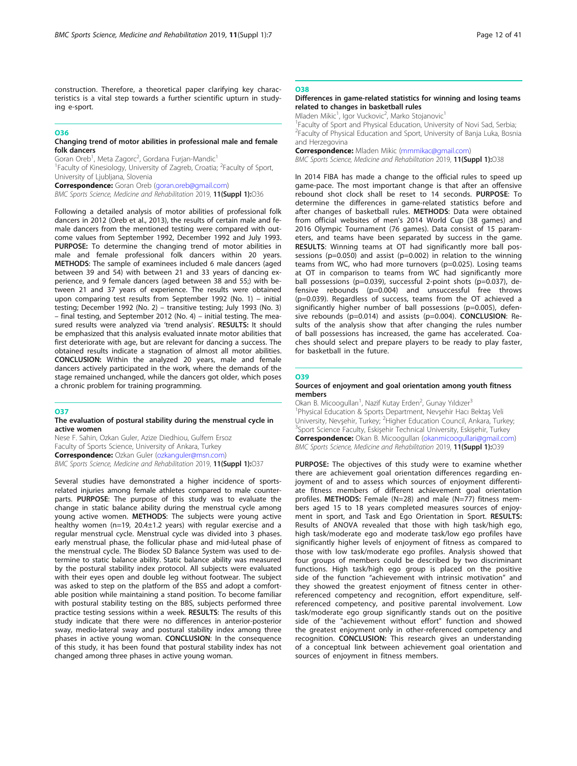construction. Therefore, a theoretical paper clarifying key characteristics is a vital step towards a further scientific upturn in studying e-sport.

## O36

### Changing trend of motor abilities in professional male and female folk dancers

Goran Oreb[1], Meta Zagorc[2], Gordana Furjan-Mandic[1]

[1]Faculty of Kinesiology, University of Zagreb, Croatia; [2]Faculty of Sport, University of Ljubljana, Slovenia

**Correspondence:** Goran Oreb (goran.oreb@gmail.com)

*BMC Sports Science, Medicine and Rehabilitation* 2019, **11(Suppl 1):**O36

Following a detailed analysis of motor abilities of professional folk dancers in 2012 (Oreb et al., 2013), the results of certain male and female dancers from the mentioned testing were compared with outcome values from September 1992, December 1992 and July 1993. **PURPOSE:** To determine the changing trend of motor abilities in male and female professional folk dancers within 20 years. **METHODS**: The sample of examinees included 6 male dancers (aged between 39 and 54) with between 21 and 33 years of dancing experience, and 9 female dancers (aged between 38 and 55;) with between 21 and 37 years of experience. The results were obtained upon comparing test results from September 1992 (No. 1) – initial testing; December 1992 (No. 2) – transitive testing; July 1993 (No. 3) – final testing, and September 2012 (No. 4) – initial testing. The measured results were analyzed via 'trend analysis'. **RESULTS:** It should be emphasized that this analysis evaluated innate motor abilities that first deteriorate with age, but are relevant for dancing a success. The obtained results indicate a stagnation of almost all motor abilities. **CONCLUSION:** Within the analyzed 20 years, male and female dancers actively participated in the work, where the demands of the stage remained unchanged, while the dancers got older, which poses a chronic problem for training programming.

## O37

### The evaluation of postural stability during the menstrual cycle in active women

Nese F. Sahin, Ozkan Guler, Azize Diedhiou, Gulfem Ersoz

Faculty of Sports Science, University of Ankara, Turkey

**Correspondence:** Ozkan Guler (ozkanguler@msn.com)

*BMC Sports Science, Medicine and Rehabilitation* 2019, **11(Suppl 1):**O37

Several studies have demonstrated a higher incidence of sports-related injuries among female athletes compared to male counterparts. **PURPOSE**: The purpose of this study was to evaluate the change in static balance ability during the menstrual cycle among young active women. **METHODS**: The subjects were young active healthy women (n=19, 20.4±1.2 years) with regular exercise and a regular menstrual cycle. Menstrual cycle was divided into 3 phases. early menstrual phase, the follicular phase and mid-luteal phase of the menstrual cycle. The Biodex SD Balance System was used to determine to static balance ability. Static balance ability was measured by the postural stability index protocol. All subjects were evaluated with their eyes open and double leg without footwear. The subject was asked to step on the platform of the BSS and adopt a comfortable position while maintaining a stand position. To become familiar with postural stability testing on the BBS, subjects performed three practice testing sessions within a week. **RESULTS**: The results of this study indicate that there were no differences in anterior-posterior sway, medio-lateral sway and postural stability index among three phases in active young woman. **CONCLUSION**: In the consequence of this study, it has been found that postural stability index has not changed among three phases in active young woman.

## O38

### Differences in game-related statistics for winning and losing teams related to changes in basketball rules

Mladen Mikic[1], Igor Vuckovic[2], Marko Stojanovic[1]

[1]Faculty of Sport and Physical Education, University of Novi Sad, Serbia; [2]Faculty of Physical Education and Sport, University of Banja Luka, Bosnia and Herzegovina

**Correspondence:** Mladen Mikic (mmmikac@gmail.com)

*BMC Sports Science, Medicine and Rehabilitation* 2019, **11(Suppl 1):**O38

In 2014 FIBA has made a change to the official rules to speed up game-pace. The most important change is that after an offensive rebound shot clock shall be reset to 14 seconds. **PURPOSE**: To determine the differences in game-related statistics before and after changes of basketball rules. **METHODS**: Data were obtained from official websites of men's 2014 World Cup (38 games) and 2016 Olympic Tournament (76 games). Data consist of 15 parameters, and teams have been separated by success in the game. **RESULTS**: Winning teams at OT had significantly more ball possessions ($p=0.050$) and assist ($p=0.002$) in relation to the winning teams from WC, who had more turnovers ($p=0.025$). Losing teams at OT in comparison to teams from WC had significantly more ball possessions ($p=0.039$), successful 2-point shots ($p=0.037$), defensive rebounds ($p=0.004$) and unsuccessful free throws ($p=0.039$). Regardless of success, teams from the OT achieved a significantly higher number of ball possessions ($p=0.005$), defensive rebounds ($p=0.014$) and assists ($p=0.004$). **CONCLUSION**: Results of the analysis show that after changing the rules number of ball possessions has increased, the game has accelerated. Coaches should select and prepare players to be ready to play faster, for basketball in the future.

## O39

### Sources of enjoyment and goal orientation among youth fitness members

Okan B. Micoogulları[1], Nazif Kutay Erden[2], Gunay Yıldızer[3]

[1]Physical Education & Sports Department, Nevşehir Hacı Bektaş Veli University, Nevşehir, Turkey; [2]Higher Education Council, Ankara, Turkey; [3]Sport Science Faculty, Eskişehir Technical University, Eskişehir, Turkey

**Correspondence:** Okan B. Micoogulları (okanmicoogullari@gmail.com)

*BMC Sports Science, Medicine and Rehabilitation* 2019, **11(Suppl 1):**O39

**PURPOSE:** The objectives of this study were to examine whether there are achievement goal orientation differences regarding enjoyment of and to assess which sources of enjoyment differentiate fitness members of different achievement goal orientation profiles. **METHODS:** Female (N=28) and male (N=77) fitness members aged 15 to 18 years completed measures sources of enjoyment in sport, and Task and Ego Orientation in Sport. **RESULTS:** Results of ANOVA revealed that those with high task/high ego, high task/moderate ego and moderate task/low ego profiles have significantly higher levels of enjoyment of fitness as compared to those with low task/moderate ego profiles. Analysis showed that four groups of members could be described by two discriminant functions. High task/high ego group is placed on the positive side of the function "achievement with intrinsic motivation" and they showed the greatest enjoyment of fitness center in other-referenced competency and recognition, effort expenditure, self-referenced competency, and positive parental involvement. Low task/moderate ego group significantly stands out on the positive side of the "achievement without effort" function and showed the greatest enjoyment only in other-referenced competency and recognition. **CONCLUSION:** This research gives an understanding of a conceptual link between achievement goal orientation and sources of enjoyment in fitness members.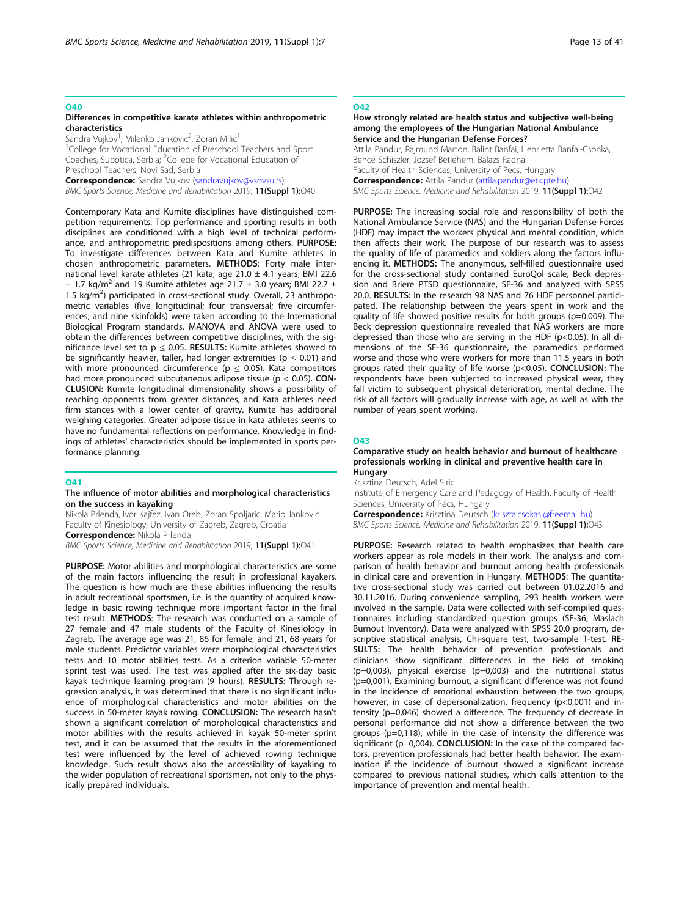## O40

### Differences in competitive karate athletes within anthropometric characteristics

Sandra Vujkov[1], Milenko Jankovic[2], Zoran Milic[1]

[1]College for Vocational Education of Preschool Teachers and Sport Coaches, Subotica, Serbia; [2]College for Vocational Education of Preschool Teachers, Novi Sad, Serbia

**Correspondence:** Sandra Vujkov (sandravujkov@vsovsu.rs)

*BMC Sports Science, Medicine and Rehabilitation* 2019, **11(Suppl 1):**O40

Contemporary Kata and Kumite disciplines have distinguished competition requirements. Top performance and sporting results in both disciplines are conditioned with a high level of technical performance, and anthropometric predispositions among others. **PURPOSE:** To investigate differences between Kata and Kumite athletes in chosen anthropometric parameters. **METHODS**: Forty male international level karate athletes (21 kata; age 21.0 ± 4.1 years; BMI 22.6 ± 1.7 kg/m$^2$ and 19 Kumite athletes age 21.7 ± 3.0 years; BMI 22.7 ± 1.5 kg/m$^2$) participated in cross-sectional study. Overall, 23 anthropometric variables (five longitudinal; four transversal; five circumferences; and nine skinfolds) were taken according to the International Biological Program standards. MANOVA and ANOVA were used to obtain the differences between competitive disciplines, with the significance level set to $p \leq 0.05$. **RESULTS:** Kumite athletes showed to be significantly heavier, taller, had longer extremities ($p \leq 0.01$) and with more pronounced circumference ($p \leq 0.05$). Kata competitors had more pronounced subcutaneous adipose tissue ($p < 0.05$). **CONCLUSION:** Kumite longitudinal dimensionality shows a possibility of reaching opponents from greater distances, and Kata athletes need firm stances with a lower center of gravity. Kumite has additional weighing categories. Greater adipose tissue in kata athletes seems to have no fundamental reflections on performance. Knowledge in findings of athletes' characteristics should be implemented in sports performance planning.

## O41

### The influence of motor abilities and morphological characteristics on the success in kayaking

Nikola Prlenda, Ivor Kajfez, Ivan Oreb, Zoran Spoljaric, Mario Jankovic

Faculty of Kinesiology, University of Zagreb, Zagreb, Croatia

**Correspondence:** Nikola Prlenda

*BMC Sports Science, Medicine and Rehabilitation* 2019, **11(Suppl 1):**O41

**PURPOSE:** Motor abilities and morphological characteristics are some of the main factors influencing the result in professional kayakers. The question is how much are these abilities influencing the results in adult recreational sportsmen, i.e. is the quantity of acquired knowledge in basic rowing technique more important factor in the final test result. **METHODS**: The research was conducted on a sample of 27 female and 47 male students of the Faculty of Kinesiology in Zagreb. The average age was 21, 86 for female, and 21, 68 years for male students. Predictor variables were morphological characteristics tests and 10 motor abilities tests. As a criterion variable 50-meter sprint test was used. The test was applied after the six-day basic kayak technique learning program (9 hours). **RESULTS:** Through regression analysis, it was determined that there is no significant influence of morphological characteristics and motor abilities on the success in 50-meter kayak rowing. **CONCLUSION:** The research hasn't shown a significant correlation of morphological characteristics and motor abilities with the results achieved in kayak 50-meter sprint test, and it can be assumed that the results in the aforementioned test were influenced by the level of achieved rowing technique knowledge. Such result shows also the accessibility of kayaking to the wider population of recreational sportsmen, not only to the physically prepared individuals.

## O42

### How strongly related are health status and subjective well-being among the employees of the Hungarian National Ambulance Service and the Hungarian Defense Forces?

Attila Pandur, Rajmund Marton, Balint Banfai, Henrietta Banfai-Csonka, Bence Schiszler, Jozsef Betlehem, Balazs Radnai

Faculty of Health Sciences, University of Pecs, Hungary

**Correspondence:** Attila Pandur (attila.pandur@etk.pte.hu)

*BMC Sports Science, Medicine and Rehabilitation* 2019, **11(Suppl 1):**O42

**PURPOSE:** The increasing social role and responsibility of both the National Ambulance Service (NAS) and the Hungarian Defense Forces (HDF) may impact the workers physical and mental condition, which then affects their work. The purpose of our research was to assess the quality of life of paramedics and soldiers along the factors influencing it. **METHODS:** The anonymous, self-filled questionnaire used for the cross-sectional study contained EuroQol scale, Beck depression and Briere PTSD questionnaire, SF-36 and analyzed with SPSS 20.0. **RESULTS:** In the research 98 NAS and 76 HDF personnel participated. The relationship between the years spent in work and the quality of life showed positive results for both groups (p=0.009). The Beck depression questionnaire revealed that NAS workers are more depressed than those who are serving in the HDF ($p<0.05$). In all dimensions of the SF-36 questionnaire, the paramedics performed worse and those who were workers for more than 11.5 years in both groups rated their quality of life worse ($p<0.05$). **CONCLUSION:** The respondents have been subjected to increased physical wear, they fall victim to subsequent physical deterioration, mental decline. The risk of all factors will gradually increase with age, as well as with the number of years spent working.

## O43

### Comparative study on health behavior and burnout of healthcare professionals working in clinical and preventive health care in Hungary

Krisztina Deutsch, Adel Siric

Institute of Emergency Care and Pedagogy of Health, Faculty of Health Sciences, University of Pécs, Hungary

**Correspondence:** Krisztina Deutsch (kriszta.csokasi@freemail.hu)

*BMC Sports Science, Medicine and Rehabilitation* 2019, **11(Suppl 1):**O43

**PURPOSE:** Research related to health emphasizes that health care workers appear as role models in their work. The analysis and comparison of health behavior and burnout among health professionals in clinical care and prevention in Hungary. **METHODS**: The quantitative cross-sectional study was carried out between 01.02.2016 and 30.11.2016. During convenience sampling, 293 health workers were involved in the sample. Data were collected with self-compiled questionnaires including standardized question groups (SF-36, Maslach Burnout Inventory). Data were analyzed with SPSS 20.0 program, descriptive statistical analysis, Chi-square test, two-sample T-test. **RESULTS:** The health behavior of prevention professionals and clinicians show significant differences in the field of smoking (p=0,003), physical exercise (p=0,003) and the nutritional status (p=0,001). Examining burnout, a significant difference was not found in the incidence of emotional exhaustion between the two groups, however, in case of depersonalization, frequency (p<0,001) and intensity (p=0,046) showed a difference. The frequency of decrease in personal performance did not show a difference between the two groups (p=0,118), while in the case of intensity the difference was significant (p=0,004). **CONCLUSION:** In the case of the compared factors, prevention professionals had better health behavior. The examination if the incidence of burnout showed a significant increase compared to previous national studies, which calls attention to the importance of prevention and mental health.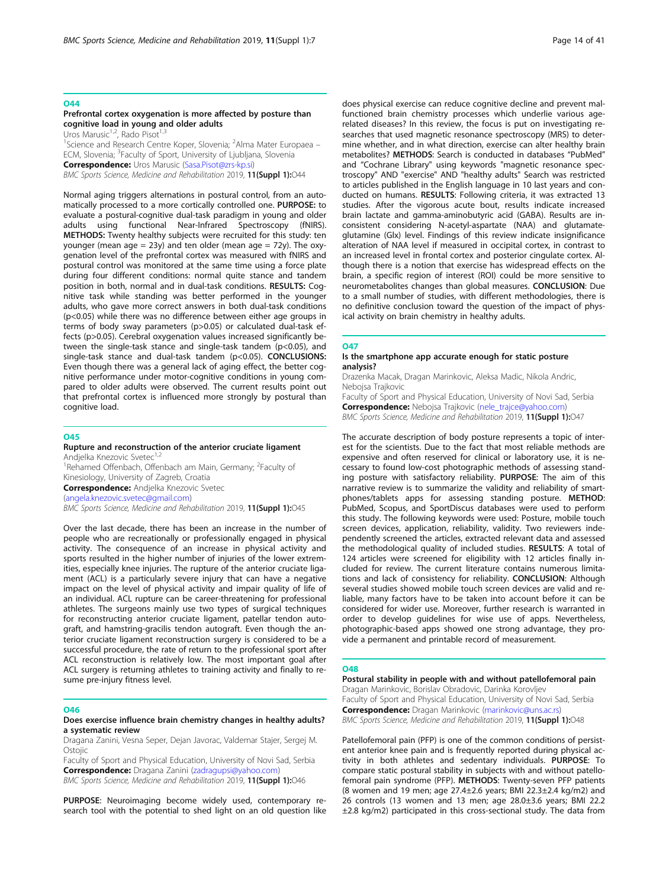## O44

### Prefrontal cortex oxygenation is more affected by posture than cognitive load in young and older adults

Uros Marusic[1,2], Rado Pisot[1,3]

[1]Science and Research Centre Koper, Slovenia; [2]Alma Mater Europaea – ECM, Slovenia; [3]Faculty of Sport, University of Ljubljana, Slovenia

**Correspondence:** Uros Marusic (Sasa.Pisot@zrs-kp.si)

*BMC Sports Science, Medicine and Rehabilitation* 2019, **11(Suppl 1):**O44

Normal aging triggers alternations in postural control, from an automatically processed to a more cortically controlled one. **PURPOSE:** to evaluate a postural-cognitive dual-task paradigm in young and older adults using functional Near-Infrared Spectroscopy (fNIRS). **METHODS:** Twenty healthy subjects were recruited for this study: ten younger (mean age = 23y) and ten older (mean age = 72y). The oxygenation level of the prefrontal cortex was measured with fNIRS and postural control was monitored at the same time using a force plate during four different conditions: normal quite stance and tandem position in both, normal and in dual-task conditions. **RESULTS:** Cognitive task while standing was better performed in the younger adults, who gave more correct answers in both dual-task conditions ($p<0.05$) while there was no difference between either age groups in terms of body sway parameters ($p>0.05$) or calculated dual-task effects ($p>0.05$). Cerebral oxygenation values increased significantly between the single-task stance and single-task tandem ($p<0.05$), and single-task stance and dual-task tandem ($p<0.05$). **CONCLUSIONS:** Even though there was a general lack of aging effect, the better cognitive performance under motor-cognitive conditions in young compared to older adults were observed. The current results point out that prefrontal cortex is influenced more strongly by postural than cognitive load.

## O45

### Rupture and reconstruction of the anterior cruciate ligament

Andjelka Knezovic Svetec[1,2]

[1]Rehamed Offenbach, Offenbach am Main, Germany; [2]Faculty of Kinesiology, University of Zagreb, Croatia

**Correspondence:** Andjelka Knezovic Svetec (angela.knezovic.svetec@gmail.com)

*BMC Sports Science, Medicine and Rehabilitation* 2019, **11(Suppl 1):**O45

Over the last decade, there has been an increase in the number of people who are recreationally or professionally engaged in physical activity. The consequence of an increase in physical activity and sports resulted in the higher number of injuries of the lower extremities, especially knee injuries. The rupture of the anterior cruciate ligament (ACL) is a particularly severe injury that can have a negative impact on the level of physical activity and impair quality of life of an individual. ACL rupture can be career-threatening for professional athletes. The surgeons mainly use two types of surgical techniques for reconstructing anterior cruciate ligament, patellar tendon autograft, and hamstring-gracilis tendon autograft. Even though the anterior cruciate ligament reconstruction surgery is considered to be a successful procedure, the rate of return to the professional sport after ACL reconstruction is relatively low. The most important goal after ACL surgery is returning athletes to training activity and finally to resume pre-injury fitness level.

## O46

### Does exercise influence brain chemistry changes in healthy adults? a systematic review

Dragana Zanini, Vesna Seper, Dejan Javorac, Valdemar Stajer, Sergej M. Ostojic

Faculty of Sport and Physical Education, University of Novi Sad, Serbia

**Correspondence:** Dragana Zanini (zadragupsi@yahoo.com)

*BMC Sports Science, Medicine and Rehabilitation* 2019, **11(Suppl 1):**O46

**PURPOSE**: Neuroimaging become widely used, contemporary research tool with the potential to shed light on an old question like does physical exercise can reduce cognitive decline and prevent malfunctioned brain chemistry processes which underlie various age-related diseases? In this review, the focus is put on investigating researches that used magnetic resonance spectroscopy (MRS) to determine whether, and in what direction, exercise can alter healthy brain metabolites? **METHODS**: Search is conducted in databases "PubMed" and "Cochrane Library" using keywords "magnetic resonance spectroscopy" AND "exercise" AND "healthy adults" Search was restricted to articles published in the English language in 10 last years and conducted on humans. **RESULTS**: Following criteria, it was extracted 13 studies. After the vigorous acute bout, results indicate increased brain lactate and gamma-aminobutyric acid (GABA). Results are inconsistent considering N-acetyl-aspartate (NAA) and glutamate-glutamine (Glx) level. Findings of this review indicate insignificance alteration of NAA level if measured in occipital cortex, in contrast to an increased level in frontal cortex and posterior cingulate cortex. Although there is a notion that exercise has widespread effects on the brain, a specific region of interest (ROI) could be more sensitive to neurometabolites changes than global measures. **CONCLUSION**: Due to a small number of studies, with different methodologies, there is no definitive conclusion toward the question of the impact of physical activity on brain chemistry in healthy adults.

## O47

### Is the smartphone app accurate enough for static posture analysis?

Drazenka Macak, Dragan Marinkovic, Aleksa Madic, Nikola Andric, Nebojsa Trajkovic

Faculty of Sport and Physical Education, University of Novi Sad, Serbia

**Correspondence:** Nebojsa Trajkovic (nele_trajce@yahoo.com)

*BMC Sports Science, Medicine and Rehabilitation* 2019, **11(Suppl 1):**O47

The accurate description of body posture represents a topic of interest for the scientists. Due to the fact that most reliable methods are expensive and often reserved for clinical or laboratory use, it is necessary to found low-cost photographic methods of assessing standing posture with satisfactory reliability. **PURPOSE**: The aim of this narrative review is to summarize the validity and reliability of smartphones/tablets apps for assessing standing posture. **METHOD**: PubMed, Scopus, and SportDiscus databases were used to perform this study. The following keywords were used: Posture, mobile touch screen devices, application, reliability, validity. Two reviewers independently screened the articles, extracted relevant data and assessed the methodological quality of included studies. **RESULTS**: A total of 124 articles were screened for eligibility with 12 articles finally included for review. The current literature contains numerous limitations and lack of consistency for reliability. **CONCLUSION**: Although several studies showed mobile touch screen devices are valid and reliable, many factors have to be taken into account before it can be considered for wider use. Moreover, further research is warranted in order to develop guidelines for wise use of apps. Nevertheless, photographic-based apps showed one strong advantage, they provide a permanent and printable record of measurement.

## O48

### Postural stability in people with and without patellofemoral pain

Dragan Marinkovic, Borislav Obradovic, Darinka Korovljev

Faculty of Sport and Physical Education, University of Novi Sad, Serbia

**Correspondence:** Dragan Marinkovic (marinkovic@uns.ac.rs)

*BMC Sports Science, Medicine and Rehabilitation* 2019, **11(Suppl 1):**O48

Patellofemoral pain (PFP) is one of the common conditions of persistent anterior knee pain and is frequently reported during physical activity in both athletes and sedentary individuals. **PURPOSE**: To compare static postural stability in subjects with and without patellofemoral pain syndrome (PFP). **METHODS**: Twenty-seven PFP patients (8 women and 19 men; age 27.4±2.6 years; BMI 22.3±2.4 kg/m2) and 26 controls (13 women and 13 men; age 28.0±3.6 years; BMI 22.2 ±2.8 kg/m2) participated in this cross-sectional study. The data from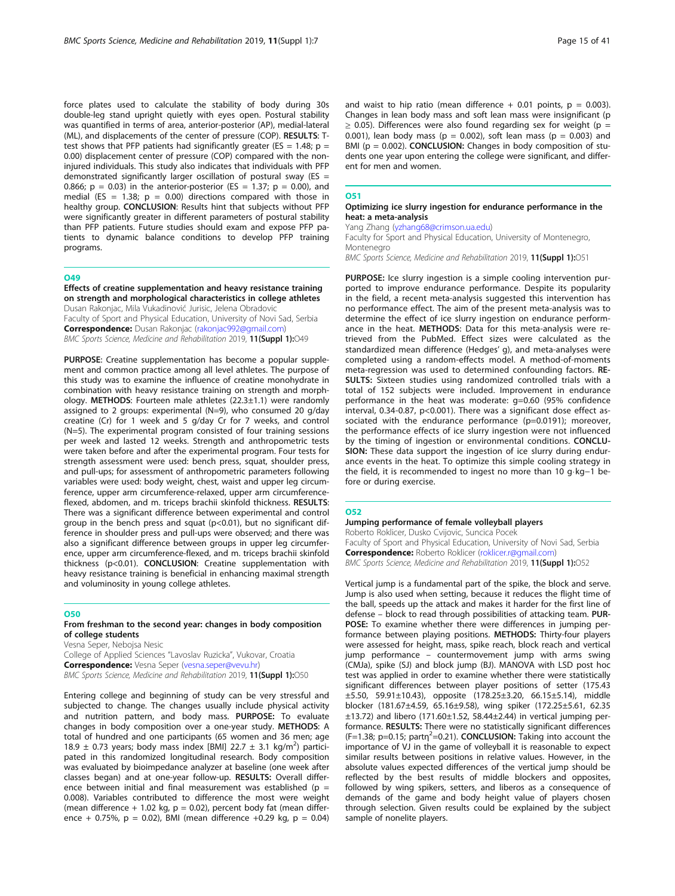force plates used to calculate the stability of body during 30s double-leg stand upright quietly with eyes open. Postural stability was quantified in terms of area, anterior-posterior (AP), medial-lateral (ML), and displacements of the center of pressure (COP). **RESULTS**: T-test shows that PFP patients had significantly greater (ES = 1.48; p = 0.00) displacement center of pressure (COP) compared with the non-injured individuals. This study also indicates that individuals with PFP demonstrated significantly larger oscillation of postural sway (ES = 0.866; p = 0.03) in the anterior-posterior (ES = 1.37; p = 0.00), and medial (ES = 1.38; p = 0.00) directions compared with those in healthy group. **CONCLUSION**: Results hint that subjects without PFP were significantly greater in different parameters of postural stability than PFP patients. Future studies should exam and expose PFP patients to dynamic balance conditions to develop PFP training programs.

## O49

### Effects of creatine supplementation and heavy resistance training on strength and morphological characteristics in college athletes

Dusan Rakonjac, Mila Vukadinović Jurisic, Jelena Obradovic
Faculty of Sport and Physical Education, University of Novi Sad, Serbia
**Correspondence:** Dusan Rakonjac (rakonjac992@gmail.com)
*BMC Sports Science, Medicine and Rehabilitation* 2019, **11(Suppl 1):**O49

**PURPOSE**: Creatine supplementation has become a popular supplement and common practice among all level athletes. The purpose of this study was to examine the influence of creatine monohydrate in combination with heavy resistance training on strength and morphology. **METHODS**: Fourteen male athletes (22.3±1.1) were randomly assigned to 2 groups: experimental (N=9), who consumed 20 g/day creatine (Cr) for 1 week and 5 g/day Cr for 7 weeks, and control (N=5). The experimental program consisted of four training sessions per week and lasted 12 weeks. Strength and anthropometric tests were taken before and after the experimental program. Four tests for strength assessment were used: bench press, squat, shoulder press, and pull-ups; for assessment of anthropometric parameters following variables were used: body weight, chest, waist and upper leg circumference, upper arm circumference-relaxed, upper arm circumference-flexed, abdomen, and m. triceps brachii skinfold thickness. **RESULTS**: There was a significant difference between experimental and control group in the bench press and squat (p<0.01), but no significant difference in shoulder press and pull-ups were observed; and there was also a significant difference between groups in upper leg circumference, upper arm circumference-flexed, and m. triceps brachii skinfold thickness (p<0.01). **CONCLUSION**: Creatine supplementation with heavy resistance training is beneficial in enhancing maximal strength and voluminosity in young college athletes.

## O50

### From freshman to the second year: changes in body composition of college students

Vesna Seper, Nebojsa Nesic
College of Applied Sciences "Lavoslav Ruzicka", Vukovar, Croatia
**Correspondence:** Vesna Seper (vesna.seper@vevu.hr)
*BMC Sports Science, Medicine and Rehabilitation* 2019, **11(Suppl 1):**O50

Entering college and beginning of study can be very stressful and subjected to change. The changes usually include physical activity and nutrition pattern, and body mass. **PURPOSE:** To evaluate changes in body composition over a one-year study. **METHODS**: A total of hundred and one participants (65 women and 36 men; age 18.9 ± 0.73 years; body mass index [BMI] 22.7 ± 3.1 kg/m$^2$) participated in this randomized longitudinal research. Body composition was evaluated by bioimpedance analyzer at baseline (one week after classes began) and at one-year follow-up. **RESULTS:** Overall difference between initial and final measurement was established (p = 0.008). Variables contributed to difference the most were weight (mean difference + 1.02 kg, p = 0.02), percent body fat (mean difference + 0.75%, p = 0.02), BMI (mean difference +0.29 kg, p = 0.04) and waist to hip ratio (mean difference + 0.01 points, p = 0.003). Changes in lean body mass and soft lean mass were insignificant (p ≥ 0.05). Differences were also found regarding sex for weight (p = 0.001), lean body mass (p = 0.002), soft lean mass (p = 0.003) and BMI (p = 0.002). **CONCLUSION:** Changes in body composition of students one year upon entering the college were significant, and different for men and women.

## O51

### Optimizing ice slurry ingestion for endurance performance in the heat: a meta-analysis

Yang Zhang (yzhang68@crimson.ua.edu)
Faculty for Sport and Physical Education, University of Montenegro, Montenegro
*BMC Sports Science, Medicine and Rehabilitation* 2019, **11(Suppl 1):**O51

**PURPOSE:** Ice slurry ingestion is a simple cooling intervention purported to improve endurance performance. Despite its popularity in the field, a recent meta-analysis suggested this intervention has no performance effect. The aim of the present meta-analysis was to determine the effect of ice slurry ingestion on endurance performance in the heat. **METHODS**: Data for this meta-analysis were retrieved from the PubMed. Effect sizes were calculated as the standardized mean difference (Hedges' g), and meta-analyses were completed using a random-effects model. A method-of-moments meta-regression was used to determined confounding factors. **RESULTS:** Sixteen studies using randomized controlled trials with a total of 152 subjects were included. Improvement in endurance performance in the heat was moderate: g=0.60 (95% confidence interval, 0.34-0.87, p<0.001). There was a significant dose effect associated with the endurance performance (p=0.0191); moreover, the performance effects of ice slurry ingestion were not influenced by the timing of ingestion or environmental conditions. **CONCLUSION:** These data support the ingestion of ice slurry during endurance events in the heat. To optimize this simple cooling strategy in the field, it is recommended to ingest no more than 10 g·kg−1 before or during exercise.

## O52

### Jumping performance of female volleyball players

Roberto Roklicer, Dusko Cvijovic, Suncica Pocek
Faculty of Sport and Physical Education, University of Novi Sad, Serbia
**Correspondence:** Roberto Roklicer (roklicer.r@gmail.com)
*BMC Sports Science, Medicine and Rehabilitation* 2019, **11(Suppl 1):**O52

Vertical jump is a fundamental part of the spike, the block and serve. Jump is also used when setting, because it reduces the flight time of the ball, speeds up the attack and makes it harder for the first line of defense – block to read through possibilities of attacking team. **PURPOSE:** To examine whether there were differences in jumping performance between playing positions. **METHODS:** Thirty-four players were assessed for height, mass, spike reach, block reach and vertical jump performance – countermovement jump with arms swing (CMJa), spike (SJ) and block jump (BJ). MANOVA with LSD post hoc test was applied in order to examine whether there were statistically significant differences between player positions of setter (175.43 ±5.50, 59.91±10.43), opposite (178.25±3.20, 66.15±5.14), middle blocker (181.67±4.59, 65.16±9.58), wing spiker (172.25±5.61, 62.35 ±13.72) and libero (171.60±1.52, 58.44±2.44) in vertical jumping performance. **RESULTS:** There were no statistically significant differences (F=1.38; p=0.15; partη$^2$=0.21). **CONCLUSION:** Taking into account the importance of VJ in the game of volleyball it is reasonable to expect similar results between positions in relative values. However, in the absolute values expected differences of the vertical jump should be reflected by the best results of middle blockers and opposites, followed by wing spikers, setters, and liberos as a consequence of demands of the game and body height value of players chosen through selection. Given results could be explained by the subject sample of nonelite players.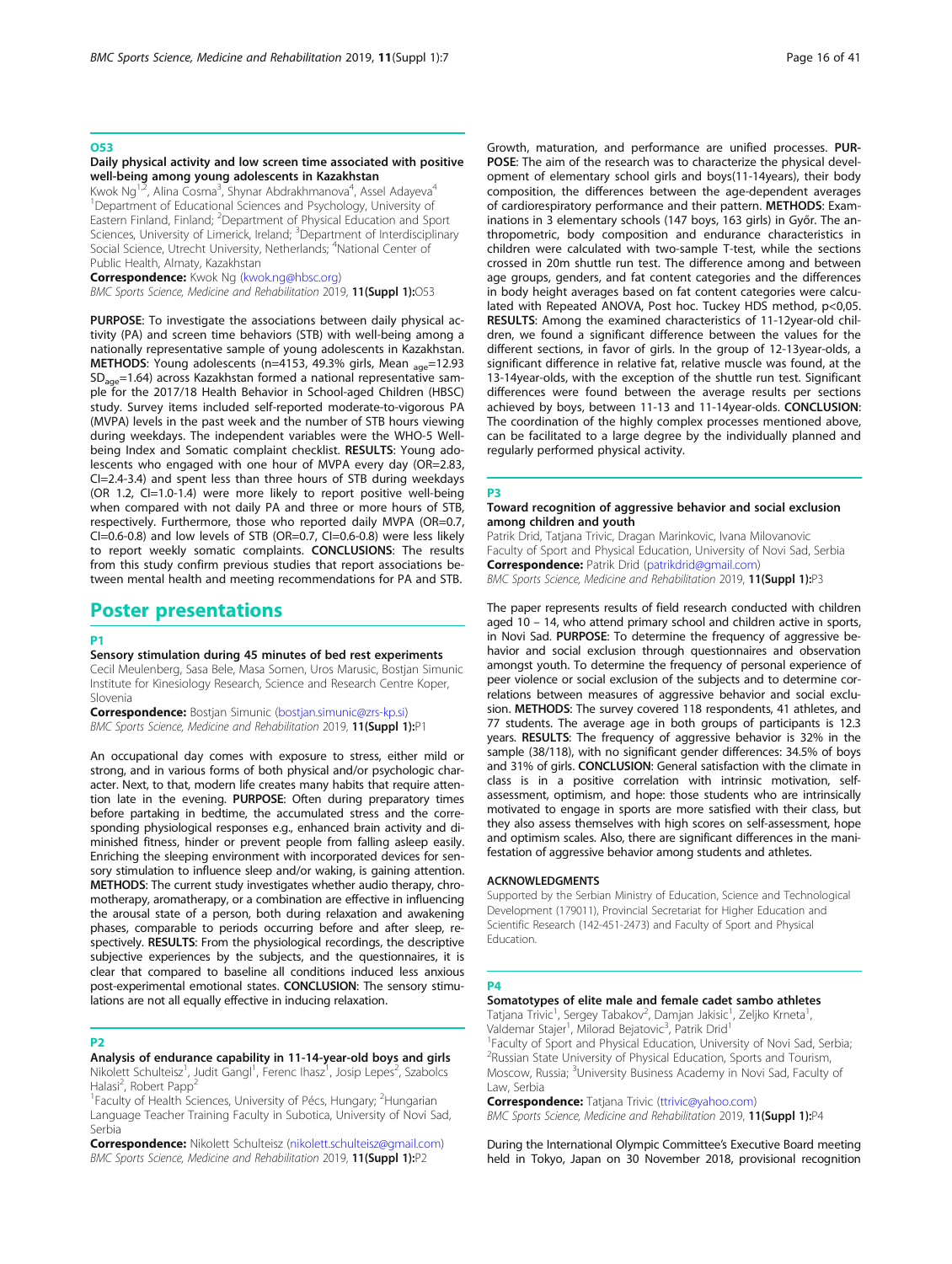### O53

#### Daily physical activity and low screen time associated with positive well-being among young adolescents in Kazakhstan

Kwok Ng[1,2], Alina Cosma[3], Shynar Abdrakhmanova[4], Assel Adayeva[4]
[1]Department of Educational Sciences and Psychology, University of Eastern Finland, Finland; [2]Department of Physical Education and Sport Sciences, University of Limerick, Ireland; [3]Department of Interdisciplinary Social Science, Utrecht University, Netherlands; [4]National Center of Public Health, Almaty, Kazakhstan

**Correspondence:** Kwok Ng (kwok.ng@hbsc.org)
*BMC Sports Science, Medicine and Rehabilitation* 2019, **11(Suppl 1):**O53

**PURPOSE**: To investigate the associations between daily physical activity (PA) and screen time behaviors (STB) with well-being among a nationally representative sample of young adolescents in Kazakhstan. **METHODS**: Young adolescents (n=4153, 49.3% girls, Mean $_{age}$=12.93 $SD_{age}$=1.64) across Kazakhstan formed a national representative sample for the 2017/18 Health Behavior in School-aged Children (HBSC) study. Survey items included self-reported moderate-to-vigorous PA (MVPA) levels in the past week and the number of STB hours viewing during weekdays. The independent variables were the WHO-5 Well-being Index and Somatic complaint checklist. **RESULTS**: Young adolescents who engaged with one hour of MVPA every day (OR=2.83, CI=2.4-3.4) and spent less than three hours of STB during weekdays (OR 1.2, CI=1.0-1.4) were more likely to report positive well-being when compared with not daily PA and three or more hours of STB, respectively. Furthermore, those who reported daily MVPA (OR=0.7, CI=0.6-0.8) and low levels of STB (OR=0.7, CI=0.6-0.8) were less likely to report weekly somatic complaints. **CONCLUSIONS**: The results from this study confirm previous studies that report associations between mental health and meeting recommendations for PA and STB.

## Poster presentations

### P1

#### Sensory stimulation during 45 minutes of bed rest experiments

Cecil Meulenberg, Sasa Bele, Masa Somen, Uros Marusic, Bostjan Simunic
Institute for Kinesiology Research, Science and Research Centre Koper, Slovenia

**Correspondence:** Bostjan Simunic (bostjan.simunic@zrs-kp.si)
*BMC Sports Science, Medicine and Rehabilitation* 2019, **11(Suppl 1):**P1

An occupational day comes with exposure to stress, either mild or strong, and in various forms of both physical and/or psychologic character. Next, to that, modern life creates many habits that require attention late in the evening. **PURPOSE**: Often during preparatory times before partaking in bedtime, the accumulated stress and the corresponding physiological responses e.g., enhanced brain activity and diminished fitness, hinder or prevent people from falling asleep easily. Enriching the sleeping environment with incorporated devices for sensory stimulation to influence sleep and/or waking, is gaining attention. **METHODS**: The current study investigates whether audio therapy, chromotherapy, aromatherapy, or a combination are effective in influencing the arousal state of a person, both during relaxation and awakening phases, comparable to periods occurring before and after sleep, respectively. **RESULTS**: From the physiological recordings, the descriptive subjective experiences by the subjects, and the questionnaires, it is clear that compared to baseline all conditions induced less anxious post-experimental emotional states. **CONCLUSION**: The sensory stimulations are not all equally effective in inducing relaxation.

### P2

#### Analysis of endurance capability in 11-14-year-old boys and girls

Nikolett Schulteisz[1], Judit Gangl[1], Ferenc Ihasz[1], Josip Lepes[2], Szabolcs Halasi[2], Robert Papp[2]
[1]Faculty of Health Sciences, University of Pécs, Hungary; [2]Hungarian Language Teacher Training Faculty in Subotica, University of Novi Sad, Serbia

**Correspondence:** Nikolett Schulteisz (nikolett.schulteisz@gmail.com)
*BMC Sports Science, Medicine and Rehabilitation* 2019, **11(Suppl 1):**P2

Growth, maturation, and performance are unified processes. **PURPOSE**: The aim of the research was to characterize the physical development of elementary school girls and boys(11-14years), their body composition, the differences between the age-dependent averages of cardiorespiratory performance and their pattern. **METHODS**: Examinations in 3 elementary schools (147 boys, 163 girls) in Győr. The anthropometric, body composition and endurance characteristics in children were calculated with two-sample T-test, while the sections crossed in 20m shuttle run test. The difference among and between age groups, genders, and fat content categories and the differences in body height averages based on fat content categories were calculated with Repeated ANOVA, Post hoc. Tuckey HDS method, p<0,05. **RESULTS**: Among the examined characteristics of 11-12year-old children, we found a significant difference between the values for the different sections, in favor of girls. In the group of 12-13year-olds, a significant difference in relative fat, relative muscle was found, at the 13-14year-olds, with the exception of the shuttle run test. Significant differences were found between the average results per sections achieved by boys, between 11-13 and 11-14year-olds. **CONCLUSION**: The coordination of the highly complex processes mentioned above, can be facilitated to a large degree by the individually planned and regularly performed physical activity.

### P3

#### Toward recognition of aggressive behavior and social exclusion among children and youth

Patrik Drid, Tatjana Trivic, Dragan Marinkovic, Ivana Milovanovic
Faculty of Sport and Physical Education, University of Novi Sad, Serbia

**Correspondence:** Patrik Drid (patrikdrid@gmail.com)
*BMC Sports Science, Medicine and Rehabilitation* 2019, **11(Suppl 1):**P3

The paper represents results of field research conducted with children aged 10 – 14, who attend primary school and children active in sports, in Novi Sad. **PURPOSE**: To determine the frequency of aggressive behavior and social exclusion through questionnaires and observation amongst youth. To determine the frequency of personal experience of peer violence or social exclusion of the subjects and to determine correlations between measures of aggressive behavior and social exclusion. **METHODS**: The survey covered 118 respondents, 41 athletes, and 77 students. The average age in both groups of participants is 12.3 years. **RESULTS**: The frequency of aggressive behavior is 32% in the sample (38/118), with no significant gender differences: 34.5% of boys and 31% of girls. **CONCLUSION**: General satisfaction with the climate in class is in a positive correlation with intrinsic motivation, self-assessment, optimism, and hope: those students who are intrinsically motivated to engage in sports are more satisfied with their class, but they also assess themselves with high scores on self-assessment, hope and optimism scales. Also, there are significant differences in the manifestation of aggressive behavior among students and athletes.

#### ACKNOWLEDGMENTS

Supported by the Serbian Ministry of Education, Science and Technological Development (179011), Provincial Secretariat for Higher Education and Scientific Research (142-451-2473) and Faculty of Sport and Physical Education.

### P4

#### Somatotypes of elite male and female cadet sambo athletes

Tatjana Trivic[1], Sergey Tabakov[2], Damjan Jakisic[1], Zeljko Krneta[1], Valdemar Stajer[1], Milorad Bejatovic[3], Patrik Drid[1]
[1]Faculty of Sport and Physical Education, University of Novi Sad, Serbia; [2]Russian State University of Physical Education, Sports and Tourism, Moscow, Russia; [3]University Business Academy in Novi Sad, Faculty of Law, Serbia

**Correspondence:** Tatjana Trivic (ttrivic@yahoo.com)
*BMC Sports Science, Medicine and Rehabilitation* 2019, **11(Suppl 1):**P4

During the International Olympic Committee's Executive Board meeting held in Tokyo, Japan on 30 November 2018, provisional recognition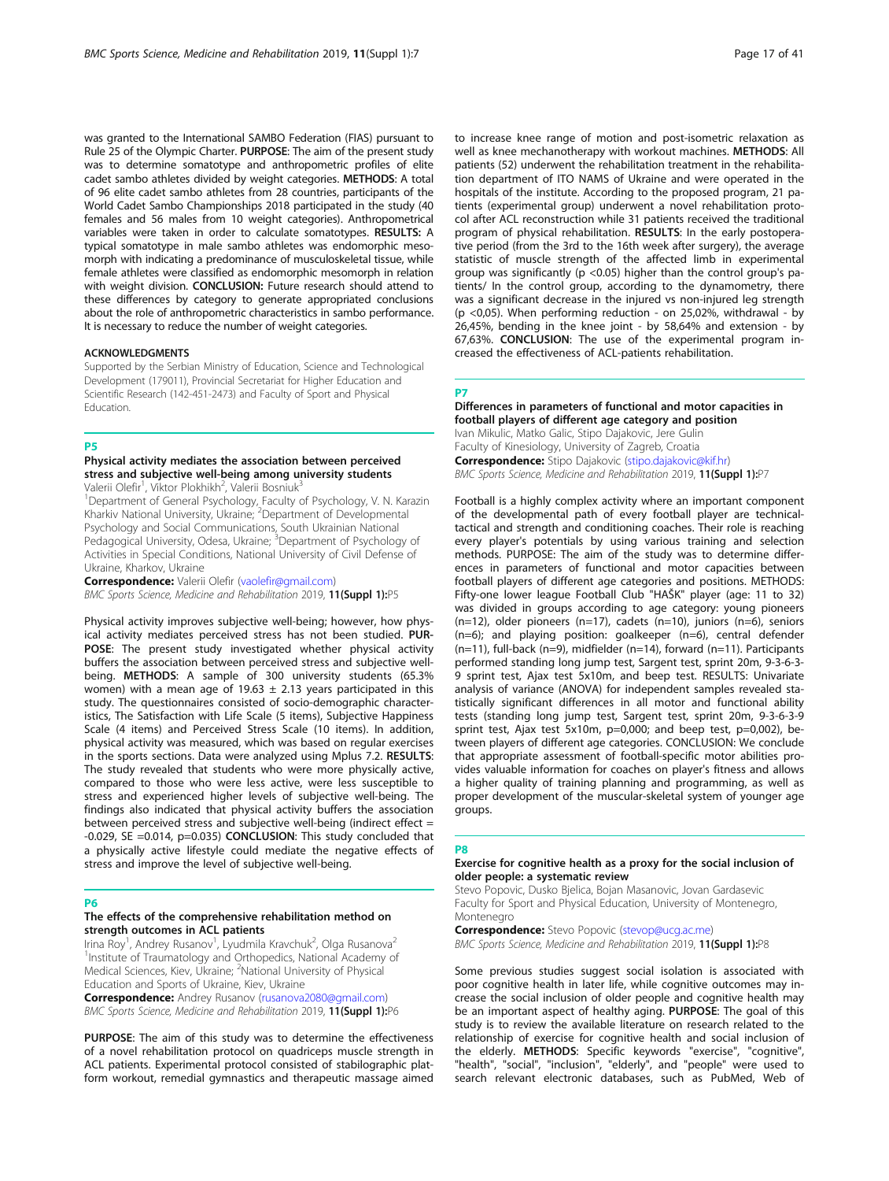was granted to the International SAMBO Federation (FIAS) pursuant to Rule 25 of the Olympic Charter. **PURPOSE**: The aim of the present study was to determine somatotype and anthropometric profiles of elite cadet sambo athletes divided by weight categories. **METHODS**: A total of 96 elite cadet sambo athletes from 28 countries, participants of the World Cadet Sambo Championships 2018 participated in the study (40 females and 56 males from 10 weight categories). Anthropometrical variables were taken in order to calculate somatotypes. **RESULTS:** A typical somatotype in male sambo athletes was endomorphic mesomorph with indicating a predominance of musculoskeletal tissue, while female athletes were classified as endomorphic mesomorph in relation with weight division. **CONCLUSION:** Future research should attend to these differences by category to generate appropriated conclusions about the role of anthropometric characteristics in sambo performance. It is necessary to reduce the number of weight categories.

#### ACKNOWLEDGMENTS

Supported by the Serbian Ministry of Education, Science and Technological Development (179011), Provincial Secretariat for Higher Education and Scientific Research (142-451-2473) and Faculty of Sport and Physical Education.

## P5

### Physical activity mediates the association between perceived stress and subjective well-being among university students

Valerii Olefir[1], Viktor Plokhikh[2], Valerii Bosniuk[3]

[1]Department of General Psychology, Faculty of Psychology, V. N. Karazin Kharkiv National University, Ukraine; [2]Department of Developmental Psychology and Social Communications, South Ukrainian National Pedagogical University, Odesa, Ukraine; [3]Department of Psychology of Activities in Special Conditions, National University of Civil Defense of Ukraine, Kharkov, Ukraine

**Correspondence:** Valerii Olefir (vaolefir@gmail.com)

*BMC Sports Science, Medicine and Rehabilitation* 2019, **11(Suppl 1):**P5

Physical activity improves subjective well-being; however, how physical activity mediates perceived stress has not been studied. **PURPOSE**: The present study investigated whether physical activity buffers the association between perceived stress and subjective well-being. **METHODS**: A sample of 300 university students (65.3% women) with a mean age of 19.63 ± 2.13 years participated in this study. The questionnaires consisted of socio-demographic characteristics, The Satisfaction with Life Scale (5 items), Subjective Happiness Scale (4 items) and Perceived Stress Scale (10 items). In addition, physical activity was measured, which was based on regular exercises in the sports sections. Data were analyzed using Mplus 7.2. **RESULTS**: The study revealed that students who were more physically active, compared to those who were less active, were less susceptible to stress and experienced higher levels of subjective well-being. The findings also indicated that physical activity buffers the association between perceived stress and subjective well-being (indirect effect = -0.029, SE =0.014, p=0.035) **CONCLUSION**: This study concluded that a physically active lifestyle could mediate the negative effects of stress and improve the level of subjective well-being.

## P6

### The effects of the comprehensive rehabilitation method on strength outcomes in ACL patients

Irina Roy[1], Andrey Rusanov[1], Lyudmila Kravchuk[2], Olga Rusanova[2]

[1]Institute of Traumatology and Orthopedics, National Academy of Medical Sciences, Kiev, Ukraine; [2]National University of Physical Education and Sports of Ukraine, Kiev, Ukraine

**Correspondence:** Andrey Rusanov (rusanova2080@gmail.com)

*BMC Sports Science, Medicine and Rehabilitation* 2019, **11(Suppl 1):**P6

**PURPOSE**: The aim of this study was to determine the effectiveness of a novel rehabilitation protocol on quadriceps muscle strength in ACL patients. Experimental protocol consisted of stabilographic platform workout, remedial gymnastics and therapeutic massage aimed to increase knee range of motion and post-isometric relaxation as well as knee mechanotherapy with workout machines. **METHODS**: All patients (52) underwent the rehabilitation treatment in the rehabilitation department of ITO NAMS of Ukraine and were operated in the hospitals of the institute. According to the proposed program, 21 patients (experimental group) underwent a novel rehabilitation protocol after ACL reconstruction while 31 patients received the traditional program of physical rehabilitation. **RESULTS**: In the early postoperative period (from the 3rd to the 16th week after surgery), the average statistic of muscle strength of the affected limb in experimental group was significantly (p <0.05) higher than the control group's patients/ In the control group, according to the dynamometry, there was a significant decrease in the injured vs non-injured leg strength (p <0,05). When performing reduction - on 25,02%, withdrawal - by 26,45%, bending in the knee joint - by 58,64% and extension - by 67,63%. **CONCLUSION**: The use of the experimental program increased the effectiveness of ACL-patients rehabilitation.

## P7

### Differences in parameters of functional and motor capacities in football players of different age category and position

Ivan Mikulic, Matko Galic, Stipo Dajakovic, Jere Gulin

Faculty of Kinesiology, University of Zagreb, Croatia

**Correspondence:** Stipo Dajakovic (stipo.dajakovic@kif.hr)

*BMC Sports Science, Medicine and Rehabilitation* 2019, **11(Suppl 1):**P7

Football is a highly complex activity where an important component of the developmental path of every football player are technical-tactical and strength and conditioning coaches. Their role is reaching every player's potentials by using various training and selection methods. PURPOSE: The aim of the study was to determine differences in parameters of functional and motor capacities between football players of different age categories and positions. METHODS: Fifty-one lower league Football Club "HAŠK" player (age: 11 to 32) was divided in groups according to age category: young pioneers (n=12), older pioneers (n=17), cadets (n=10), juniors (n=6), seniors (n=6); and playing position: goalkeeper (n=6), central defender (n=11), full-back (n=9), midfielder (n=14), forward (n=11). Participants performed standing long jump test, Sargent test, sprint 20m, 9-3-6-3-9 sprint test, Ajax test 5x10m, and beep test. RESULTS: Univariate analysis of variance (ANOVA) for independent samples revealed statistically significant differences in all motor and functional ability tests (standing long jump test, Sargent test, sprint 20m, 9-3-6-3-9 sprint test, Ajax test 5x10m, p=0,000; and beep test, p=0,002), between players of different age categories. CONCLUSION: We conclude that appropriate assessment of football-specific motor abilities provides valuable information for coaches on player's fitness and allows a higher quality of training planning and programming, as well as proper development of the muscular-skeletal system of younger age groups.

## P8

### Exercise for cognitive health as a proxy for the social inclusion of older people: a systematic review

Stevo Popovic, Dusko Bjelica, Bojan Masanovic, Jovan Gardasevic

Faculty for Sport and Physical Education, University of Montenegro, Montenegro

**Correspondence:** Stevo Popovic (stevop@ucg.ac.me)

*BMC Sports Science, Medicine and Rehabilitation* 2019, **11(Suppl 1):**P8

Some previous studies suggest social isolation is associated with poor cognitive health in later life, while cognitive outcomes may increase the social inclusion of older people and cognitive health may be an important aspect of healthy aging. **PURPOSE**: The goal of this study is to review the available literature on research related to the relationship of exercise for cognitive health and social inclusion of the elderly. **METHODS**: Specific keywords "exercise", "cognitive", "health", "social", "inclusion", "elderly", and "people" were used to search relevant electronic databases, such as PubMed, Web of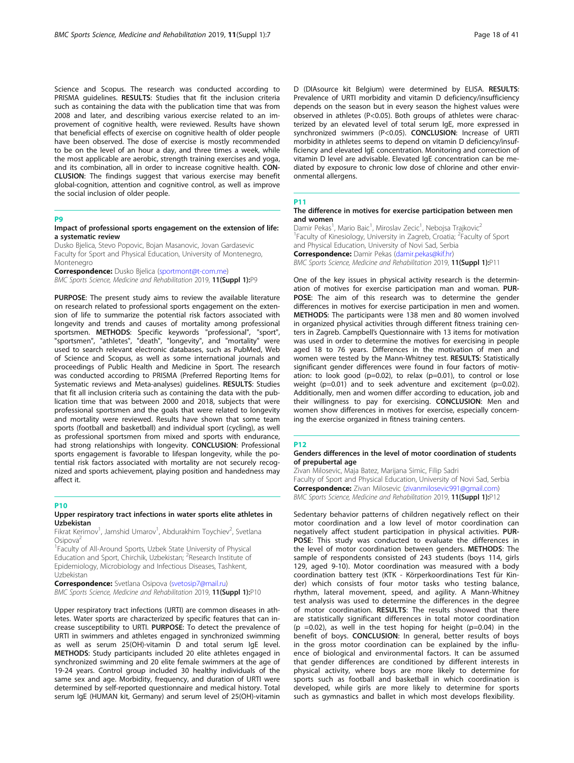Science and Scopus. The research was conducted according to PRISMA guidelines. **RESULTS**: Studies that fit the inclusion criteria such as containing the data with the publication time that was from 2008 and later, and describing various exercise related to an improvement of cognitive health, were reviewed. Results have shown that beneficial effects of exercise on cognitive health of older people have been observed. The dose of exercise is mostly recommended to be on the level of an hour a day, and three times a week, while the most applicable are aerobic, strength training exercises and yoga, and its combination, all in order to increase cognitive health. **CONCLUSION**: The findings suggest that various exercise may benefit global-cognition, attention and cognitive control, as well as improve the social inclusion of older people.

## P9

### Impact of professional sports engagement on the extension of life: a systematic review

Dusko Bjelica, Stevo Popovic, Bojan Masanovic, Jovan Gardasevic
Faculty for Sport and Physical Education, University of Montenegro, Montenegro

**Correspondence:** Dusko Bjelica (sportmont@t-com.me)
*BMC Sports Science, Medicine and Rehabilitation* 2019, **11(Suppl 1):**P9

**PURPOSE**: The present study aims to review the available literature on research related to professional sports engagement on the extension of life to summarize the potential risk factors associated with longevity and trends and causes of mortality among professional sportsmen. **METHODS**: Specific keywords "professional", "sport", "sportsmen", "athletes", "death", "longevity", and "mortality" were used to search relevant electronic databases, such as PubMed, Web of Science and Scopus, as well as some international journals and proceedings of Public Health and Medicine in Sport. The research was conducted according to PRISMA (Preferred Reporting Items for Systematic reviews and Meta-analyses) guidelines. **RESULTS**: Studies that fit all inclusion criteria such as containing the data with the publication time that was between 2000 and 2018, subjects that were professional sportsmen and the goals that were related to longevity and mortality were reviewed. Results have shown that some team sports (football and basketball) and individual sport (cycling), as well as professional sportsmen from mixed and sports with endurance, had strong relationships with longevity. **CONCLUSION**: Professional sports engagement is favorable to lifespan longevity, while the potential risk factors associated with mortality are not securely recognized and sports achievement, playing position and handedness may affect it.

## P10

### Upper respiratory tract infections in water sports elite athletes in Uzbekistan

Fikrat Kerimov[1], Jamshid Umarov[1], Abdurakhim Toychiev[2], Svetlana Osipova[2]
[1]Faculty of All-Around Sports, Uzbek State University of Physical Education and Sport, Chirchik, Uzbekistan; [2]Research Institute of Epidemiology, Microbiology and Infectious Diseases, Tashkent, Uzbekistan

**Correspondence:** Svetlana Osipova (svetosip7@mail.ru)
*BMC Sports Science, Medicine and Rehabilitation* 2019, **11(Suppl 1):**P10

Upper respiratory tract infections (URTI) are common diseases in athletes. Water sports are characterized by specific features that can increase susceptibility to URTI. **PURPOSE**: To detect the prevalence of URTI in swimmers and athletes engaged in synchronized swimming as well as serum 25(OH)-vitamin D and total serum IgE level. **METHODS**: Study participants included 20 elite athletes engaged in synchronized swimming and 20 elite female swimmers at the age of 19-24 years. Control group included 30 healthy individuals of the same sex and age. Morbidity, frequency, and duration of URTI were determined by self-reported questionnaire and medical history. Total serum IgE (HUMAN kit, Germany) and serum level of 25(OH)-vitamin D (DIAsource kit Belgium) were determined by ELISA. **RESULTS**: Prevalence of URTI morbidity and vitamin D deficiency/insufficiency depends on the season but in every season the highest values were observed in athletes ($P<0.05$). Both groups of athletes were characterized by an elevated level of total serum IgE, more expressed in synchronized swimmers ($P<0.05$). **CONCLUSION**: Increase of URTI morbidity in athletes seems to depend on vitamin D deficiency/insufficiency and elevated IgE concentration. Monitoring and correction of vitamin D level are advisable. Elevated IgE concentration can be mediated by exposure to chronic low dose of chlorine and other environmental allergens.

## P11

### The difference in motives for exercise participation between men and women

Damir Pekas[1], Mario Baic[1], Miroslav Zecic[1], Nebojsa Trajkovic[2]
[1]Faculty of Kinesiology, University in Zagreb, Croatia; [2]Faculty of Sport and Physical Education, University of Novi Sad, Serbia

**Correspondence:** Damir Pekas (damir.pekas@kif.hr)
*BMC Sports Science, Medicine and Rehabilitation* 2019, **11(Suppl 1):**P11

One of the key issues in physical activity research is the determination of motives for exercise participation man and woman. **PURPOSE**: The aim of this research was to determine the gender differences in motives for exercise participation in men and women. **METHODS**: The participants were 138 men and 80 women involved in organized physical activities through different fitness training centers in Zagreb. Campbell's Questionnaire with 13 items for motivation was used in order to determine the motives for exercising in people aged 18 to 76 years. Differences in the motivation of men and women were tested by the Mann-Whitney test. **RESULTS**: Statistically significant gender differences were found in four factors of motivation: to look good ($p=0.02$), to relax ($p=0.01$), to control or lose weight ($p=0.01$) and to seek adventure and excitement ($p=0.02$). Additionally, men and women differ according to education, job and their willingness to pay for exercising. **CONCLUSION**: Men and women show differences in motives for exercise, especially concerning the exercise organized in fitness training centers.

## P12

### Genders differences in the level of motor coordination of students of prepubertal age

Zivan Milosevic, Maja Batez, Marijana Simic, Filip Sadri
Faculty of Sport and Physical Education, University of Novi Sad, Serbia

**Correspondence:** Zivan Milosevic (zivanmilosevic991@gmail.com)
*BMC Sports Science, Medicine and Rehabilitation* 2019, **11(Suppl 1):**P12

Sedentary behavior patterns of children negatively reflect on their motor coordination and a low level of motor coordination can negatively affect student participation in physical activities. **PURPOSE**: This study was conducted to evaluate the differences in the level of motor coordination between genders. **METHODS**: The sample of respondents consisted of 243 students (boys 114, girls 129, aged 9-10). Motor coordination was measured with a body coordination battery test (KTK - Körperkoordinations Test für Kinder) which consists of four motor tasks who testing balance, rhythm, lateral movement, speed, and agility. A Mann-Whitney test analysis was used to determine the differences in the degree of motor coordination. **RESULTS**: The results showed that there are statistically significant differences in total motor coordination ($p =0.02$), as well in the test hoping for height ($p=0.04$) in the benefit of boys. **CONCLUSION**: In general, better results of boys in the gross motor coordination can be explained by the influence of biological and environmental factors. It can be assumed that gender differences are conditioned by different interests in physical activity, where boys are more likely to determine for sports such as football and basketball in which coordination is developed, while girls are more likely to determine for sports such as gymnastics and ballet in which most develops flexibility.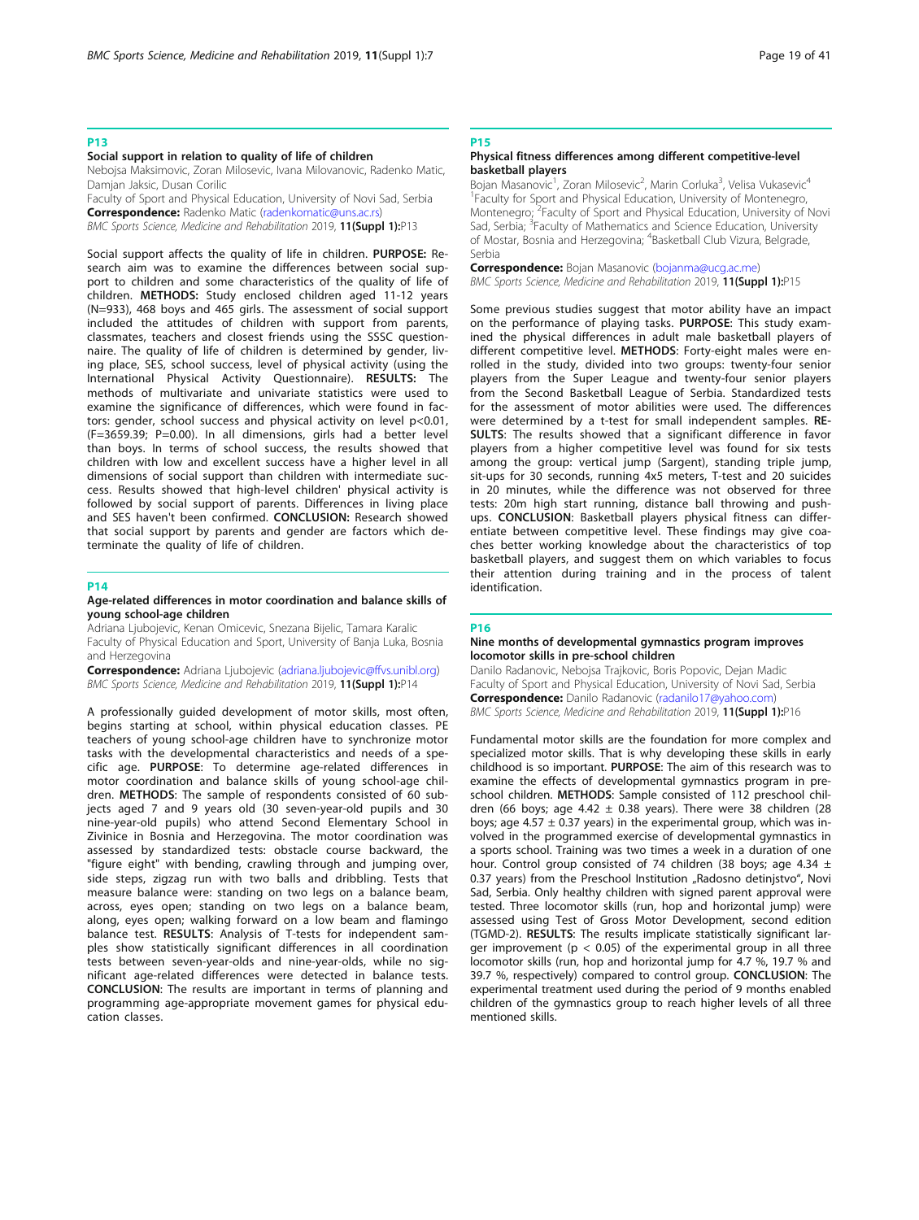## P13

### Social support in relation to quality of life of children

Nebojsa Maksimovic, Zoran Milosevic, Ivana Milovanovic, Radenko Matic, Damjan Jaksic, Dusan Corilic

Faculty of Sport and Physical Education, University of Novi Sad, Serbia

**Correspondence:** Radenko Matic (radenkomatic@uns.ac.rs)

*BMC Sports Science, Medicine and Rehabilitation* 2019, **11(Suppl 1):**P13

Social support affects the quality of life in children. **PURPOSE:** Research aim was to examine the differences between social support to children and some characteristics of the quality of life of children. **METHODS:** Study enclosed children aged 11-12 years (N=933), 468 boys and 465 girls. The assessment of social support included the attitudes of children with support from parents, classmates, teachers and closest friends using the SSSC questionnaire. The quality of life of children is determined by gender, living place, SES, school success, level of physical activity (using the International Physical Activity Questionnaire). **RESULTS:** The methods of multivariate and univariate statistics were used to examine the significance of differences, which were found in factors: gender, school success and physical activity on level $p<0.01$, ($F=3659.39$; $P=0.00$). In all dimensions, girls had a better level than boys. In terms of school success, the results showed that children with low and excellent success have a higher level in all dimensions of social support than children with intermediate success. Results showed that high-level children' physical activity is followed by social support of parents. Differences in living place and SES haven't been confirmed. **CONCLUSION:** Research showed that social support by parents and gender are factors which determinate the quality of life of children.

## P14

### Age-related differences in motor coordination and balance skills of young school-age children

Adriana Ljubojevic, Kenan Omicevic, Snezana Bijelic, Tamara Karalic

Faculty of Physical Education and Sport, University of Banja Luka, Bosnia and Herzegovina

**Correspondence:** Adriana Ljubojevic (adriana.ljubojevic@ffvs.unibl.org)

*BMC Sports Science, Medicine and Rehabilitation* 2019, **11(Suppl 1):**P14

A professionally guided development of motor skills, most often, begins starting at school, within physical education classes. PE teachers of young school-age children have to synchronize motor tasks with the developmental characteristics and needs of a specific age. **PURPOSE**: To determine age-related differences in motor coordination and balance skills of young school-age children. **METHODS**: The sample of respondents consisted of 60 subjects aged 7 and 9 years old (30 seven-year-old pupils and 30 nine-year-old pupils) who attend Second Elementary School in Zivinice in Bosnia and Herzegovina. The motor coordination was assessed by standardized tests: obstacle course backward, the "figure eight" with bending, crawling through and jumping over, side steps, zigzag run with two balls and dribbling. Tests that measure balance were: standing on two legs on a balance beam, across, eyes open; standing on two legs on a balance beam, along, eyes open; walking forward on a low beam and flamingo balance test. **RESULTS**: Analysis of T-tests for independent samples show statistically significant differences in all coordination tests between seven-year-olds and nine-year-olds, while no significant age-related differences were detected in balance tests. **CONCLUSION**: The results are important in terms of planning and programming age-appropriate movement games for physical education classes.

## P15

### Physical fitness differences among different competitive-level basketball players

Bojan Masanovic[1], Zoran Milosevic[2], Marin Corluka[3], Velisa Vukasevic[4]

[1]Faculty for Sport and Physical Education, University of Montenegro, Montenegro; [2]Faculty of Sport and Physical Education, University of Novi Sad, Serbia; [3]Faculty of Mathematics and Science Education, University of Mostar, Bosnia and Herzegovina; [4]Basketball Club Vizura, Belgrade, Serbia

**Correspondence:** Bojan Masanovic (bojanma@ucg.ac.me)

*BMC Sports Science, Medicine and Rehabilitation* 2019, **11(Suppl 1):**P15

Some previous studies suggest that motor ability have an impact on the performance of playing tasks. **PURPOSE**: This study examined the physical differences in adult male basketball players of different competitive level. **METHODS**: Forty-eight males were enrolled in the study, divided into two groups: twenty-four senior players from the Super League and twenty-four senior players from the Second Basketball League of Serbia. Standardized tests for the assessment of motor abilities were used. The differences were determined by a t-test for small independent samples. **RESULTS**: The results showed that a significant difference in favor players from a higher competitive level was found for six tests among the group: vertical jump (Sargent), standing triple jump, sit-ups for 30 seconds, running 4x5 meters, T-test and 20 suicides in 20 minutes, while the difference was not observed for three tests: 20m high start running, distance ball throwing and push-ups. **CONCLUSION**: Basketball players physical fitness can differentiate between competitive level. These findings may give coaches better working knowledge about the characteristics of top basketball players, and suggest them on which variables to focus their attention during training and in the process of talent identification.

## P16

### Nine months of developmental gymnastics program improves locomotor skills in pre-school children

Danilo Radanovic, Nebojsa Trajkovic, Boris Popovic, Dejan Madic

Faculty of Sport and Physical Education, University of Novi Sad, Serbia

**Correspondence:** Danilo Radanovic (radanilo17@yahoo.com)

*BMC Sports Science, Medicine and Rehabilitation* 2019, **11(Suppl 1):**P16

Fundamental motor skills are the foundation for more complex and specialized motor skills. That is why developing these skills in early childhood is so important. **PURPOSE**: The aim of this research was to examine the effects of developmental gymnastics program in preschool children. **METHODS**: Sample consisted of 112 preschool children (66 boys; age $4.42 \pm 0.38$ years). There were 38 children (28 boys; age $4.57 \pm 0.37$ years) in the experimental group, which was involved in the programmed exercise of developmental gymnastics in a sports school. Training was two times a week in a duration of one hour. Control group consisted of 74 children (38 boys; age $4.34 \pm 0.37$ years) from the Preschool Institution „Radosno detinjstvo", Novi Sad, Serbia. Only healthy children with signed parent approval were tested. Three locomotor skills (run, hop and horizontal jump) were assessed using Test of Gross Motor Development, second edition (TGMD-2). **RESULTS**: The results implicate statistically significant larger improvement ($p < 0.05$) of the experimental group in all three locomotor skills (run, hop and horizontal jump for 4.7 %, 19.7 % and 39.7 %, respectively) compared to control group. **CONCLUSION**: The experimental treatment used during the period of 9 months enabled children of the gymnastics group to reach higher levels of all three mentioned skills.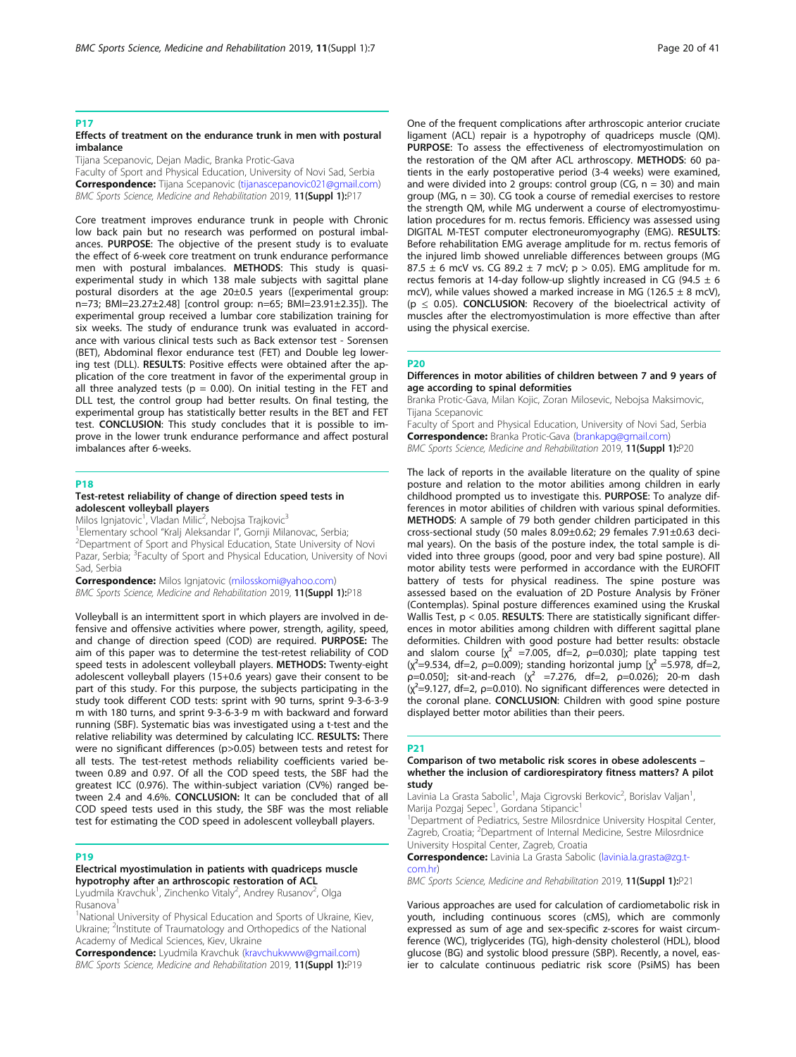## P17

### Effects of treatment on the endurance trunk in men with postural imbalance

Tijana Scepanovic, Dejan Madic, Branka Protic-Gava

Faculty of Sport and Physical Education, University of Novi Sad, Serbia

**Correspondence:** Tijana Scepanovic (tijanascepanovic021@gmail.com)

*BMC Sports Science, Medicine and Rehabilitation* 2019, **11(Suppl 1):**P17

Core treatment improves endurance trunk in people with Chronic low back pain but no research was performed on postural imbalances. **PURPOSE**: The objective of the present study is to evaluate the effect of 6-week core treatment on trunk endurance performance men with postural imbalances. **METHODS**: This study is quasi-experimental study in which 138 male subjects with sagittal plane postural disorders at the age 20±0.5 years ([experimental group: n=73; BMI=23.27±2.48] [control group: n=65; BMI=23.91±2.35]). The experimental group received a lumbar core stabilization training for six weeks. The study of endurance trunk was evaluated in accordance with various clinical tests such as Back extensor test - Sorensen (BET), Abdominal flexor endurance test (FET) and Double leg lowering test (DLL). **RESULTS**: Positive effects were obtained after the application of the core treatment in favor of the experimental group in all three analyzed tests ($p = 0.00$). On initial testing in the FET and DLL test, the control group had better results. On final testing, the experimental group has statistically better results in the BET and FET test. **CONCLUSION**: This study concludes that it is possible to improve in the lower trunk endurance performance and affect postural imbalances after 6-weeks.

## P18

### Test-retest reliability of change of direction speed tests in adolescent volleyball players

Milos Ignjatovic[1], Vladan Milic[2], Nebojsa Trajkovic[3]

[1]Elementary school "Kralj Aleksandar I", Gornji Milanovac, Serbia; [2]Department of Sport and Physical Education, State University of Novi Pazar, Serbia; [3]Faculty of Sport and Physical Education, University of Novi Sad, Serbia

**Correspondence:** Milos Ignjatovic (milosskomi@yahoo.com)

*BMC Sports Science, Medicine and Rehabilitation* 2019, **11(Suppl 1):**P18

Volleyball is an intermittent sport in which players are involved in defensive and offensive activities where power, strength, agility, speed, and change of direction speed (COD) are required. **PURPOSE:** The aim of this paper was to determine the test-retest reliability of COD speed tests in adolescent volleyball players. **METHODS:** Twenty-eight adolescent volleyball players (15+0.6 years) gave their consent to be part of this study. For this purpose, the subjects participating in the study took different COD tests: sprint with 90 turns, sprint 9-3-6-3-9 m with 180 turns, and sprint 9-3-6-3-9 m with backward and forward running (SBF). Systematic bias was investigated using a t-test and the relative reliability was determined by calculating ICC. **RESULTS:** There were no significant differences ($p>0.05$) between tests and retest for all tests. The test-retest methods reliability coefficients varied between 0.89 and 0.97. Of all the COD speed tests, the SBF had the greatest ICC (0.976). The within-subject variation (CV%) ranged between 2.4 and 4.6%. **CONCLUSION:** It can be concluded that all of COD speed tests used in this study, the SBF was the most reliable test for estimating the COD speed in adolescent volleyball players.

## P19

### Electrical myostimulation in patients with quadriceps muscle hypotrophy after an arthroscopic restoration of ACL

Lyudmila Kravchuk[1], Zinchenko Vitaly[2], Andrey Rusanov[2], Olga Rusanova[1]

[1]National University of Physical Education and Sports of Ukraine, Kiev, Ukraine; [2]Institute of Traumatology and Orthopedics of the National Academy of Medical Sciences, Kiev, Ukraine

**Correspondence:** Lyudmila Kravchuk (kravchukwww@gmail.com)

*BMC Sports Science, Medicine and Rehabilitation* 2019, **11(Suppl 1):**P19

One of the frequent complications after arthroscopic anterior cruciate ligament (ACL) repair is a hypotrophy of quadriceps muscle (QM). **PURPOSE**: To assess the effectiveness of electromyostimulation on the restoration of the QM after ACL arthroscopy. **METHODS**: 60 patients in the early postoperative period (3-4 weeks) were examined, and were divided into 2 groups: control group (CG, n = 30) and main group (MG, n = 30). CG took a course of remedial exercises to restore the strength QM, while MG underwent a course of electromyostimulation procedures for m. rectus femoris. Efficiency was assessed using DIGITAL M-TEST computer electroneuromyography (EMG). **RESULTS**: Before rehabilitation EMG average amplitude for m. rectus femoris of the injured limb showed unreliable differences between groups (MG 87.5 ± 6 mcV vs. CG 89.2 ± 7 mcV; $p > 0.05$). EMG amplitude for m. rectus femoris at 14-day follow-up slightly increased in CG (94.5 ± 6 mcV), while values showed a marked increase in MG (126.5 ± 8 mcV), ($p \leq 0.05$). **CONCLUSION**: Recovery of the bioelectrical activity of muscles after the electromyostimulation is more effective than after using the physical exercise.

## P20

### Differences in motor abilities of children between 7 and 9 years of age according to spinal deformities

Branka Protic-Gava, Milan Kojic, Zoran Milosevic, Nebojsa Maksimovic, Tijana Scepanovic

Faculty of Sport and Physical Education, University of Novi Sad, Serbia

**Correspondence:** Branka Protic-Gava (brankapg@gmail.com)

*BMC Sports Science, Medicine and Rehabilitation* 2019, **11(Suppl 1):**P20

The lack of reports in the available literature on the quality of spine posture and relation to the motor abilities among children in early childhood prompted us to investigate this. **PURPOSE**: To analyze differences in motor abilities of children with various spinal deformities. **METHODS**: A sample of 79 both gender children participated in this cross-sectional study (50 males 8.09±0.62; 29 females 7.91±0.63 decimal years). On the basis of the posture index, the total sample is divided into three groups (good, poor and very bad spine posture). All motor ability tests were performed in accordance with the EUROFIT battery of tests for physical readiness. The spine posture was assessed based on the evaluation of 2D Posture Analysis by Fröner (Contemplas). Spinal posture differences examined using the Kruskal Wallis Test, $p < 0.05$. **RESULTS**: There are statistically significant differences in motor abilities among children with different sagittal plane deformities. Children with good posture had better results: obstacle and slalom course [$\chi^2$ =7.005, df=2, ρ=0.030]; plate tapping test ($\chi^2$=9.534, df=2, ρ=0.009); standing horizontal jump [$\chi^2$ =5.978, df=2, ρ=0.050]; sit-and-reach ($\chi^2$ =7.276, df=2, ρ=0.026); 20-m dash ($\chi^2$=9.127, df=2, ρ=0.010). No significant differences were detected in the coronal plane. **CONCLUSION**: Children with good spine posture displayed better motor abilities than their peers.

## P21

### Comparison of two metabolic risk scores in obese adolescents – whether the inclusion of cardiorespiratory fitness matters? A pilot study

Lavinia La Grasta Sabolic[1], Maja Cigrovski Berkovic[2], Borislav Valjan[1], Marija Pozgaj Sepec[1], Gordana Stipancic[1]

[1]Department of Pediatrics, Sestre Milosrdnice University Hospital Center, Zagreb, Croatia; [2]Department of Internal Medicine, Sestre Milosrdnice University Hospital Center, Zagreb, Croatia

**Correspondence:** Lavinia La Grasta Sabolic (lavinia.la.grasta@zg.t-com.hr)

*BMC Sports Science, Medicine and Rehabilitation* 2019, **11(Suppl 1):**P21

Various approaches are used for calculation of cardiometabolic risk in youth, including continuous scores (cMS), which are commonly expressed as sum of age and sex-specific z-scores for waist circumference (WC), triglycerides (TG), high-density cholesterol (HDL), blood glucose (BG) and systolic blood pressure (SBP). Recently, a novel, easier to calculate continuous pediatric risk score (PsiMS) has been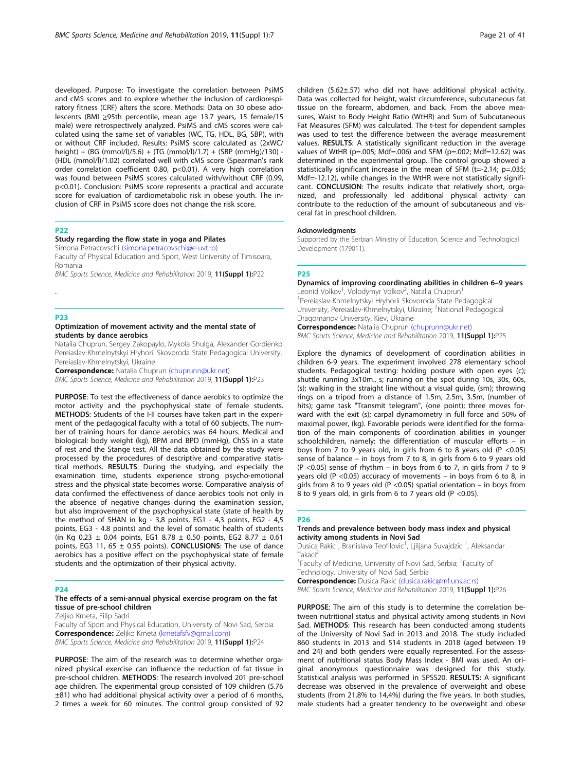developed. Purpose: To investigate the correlation between PsiMS and cMS scores and to explore whether the inclusion of cardiorespiratory fitness (CRF) alters the score. Methods: Data on 30 obese adolescents (BMI ≥95th percentile, mean age 13.7 years, 15 female/15 male) were retrospectively analyzed. PsiMS and cMS scores were calculated using the same set of variables (WC, TG, HDL, BG, SBP), with or without CRF included. Results: PsiMS score calculated as (2xWC/height) + (BG (mmol/l)/5.6) + (TG (mmol/l)/1.7) + (SBP (mmHg)/130) - (HDL (mmol/l)/1.02) correlated well with cMS score (Spearman's rank order correlation coefficient 0.80, $p<0.01$). A very high correlation was found between PsiMS scores calculated with/without CRF (0.99, $p<0.01$). Conclusion: PsiMS score represents a practical and accurate score for evaluation of cardiometabolic risk in obese youth. The inclusion of CRF in PsiMS score does not change the risk score.

## P22

### Study regarding the flow state in yoga and Pilates

Simona Petracovschi (simona.petracovschi@e-uvt.ro)

Faculty of Physical Education and Sport, West University of Timisoara, Romania

*BMC Sports Science, Medicine and Rehabilitation* 2019, **11(Suppl 1):**P22

.

## P23

### Optimization of movement activity and the mental state of students by dance aerobics

Natalia Chuprun, Sergey Zakopaylo, Mykola Shulga, Alexander Gordienko

Pereiaslav-Khmelnytskyi Hryhorii Skovoroda State Pedagogical University, Pereiaslav-Khmelnytskyi, Ukraine

**Correspondence:** Natalia Chuprun (chuprunn@ukr.net)

*BMC Sports Science, Medicine and Rehabilitation* 2019, **11(Suppl 1):**P23

**PURPOSE**: To test the effectiveness of dance aerobics to optimize the motor activity and the psychophysical state of female students. **METHODS**: Students of the I-II courses have taken part in the experiment of the pedagogical faculty with a total of 60 subjects. The number of training hours for dance aerobics was 64 hours. Medical and biological: body weight (kg), BPM and BPD (mmHg), ChSS in a state of rest and the Stange test. All the data obtained by the study were processed by the procedures of descriptive and comparative statistical methods. **RESULTS**: During the studying, and especially the examination time, students experience strong psycho-emotional stress and the physical state becomes worse. Comparative analysis of data confirmed the effectiveness of dance aerobics tools not only in the absence of negative changes during the examination session, but also improvement of the psychophysical state (state of health by the method of SHAN in kg - 3,8 points, EG1 - 4,3 points, EG2 - 4,5 points, EG3 - 4.8 points) and the level of somatic health of students (in Kg 0.23 ± 0.04 points, EG1 8.78 ± 0.50 points, EG2 8.77 ± 0.61 points, EG3 11, 65 ± 0.55 points). **CONCLUSIONS**: The use of dance aerobics has a positive effect on the psychophysical state of female students and the optimization of their physical activity.

## P24

### The effects of a semi-annual physical exercise program on the fat tissue of pre-school children

Zeljko Krneta, Filip Sadri

Faculty of Sport and Physical Education, University of Novi Sad, Serbia

**Correspondence:** Zeljko Krneta (krnetafsfv@gmail.com)

*BMC Sports Science, Medicine and Rehabilitation* 2019, **11(Suppl 1):**P24

**PURPOSE**: The aim of the research was to determine whether organized physical exercise can influence the reduction of fat tissue in pre-school children. **METHODS**: The research involved 201 pre-school age children. The experimental group consisted of 109 children (5.76 ±81) who had additional physical activity over a period of 6 months, 2 times a week for 60 minutes. The control group consisted of 92 children (5.62±.57) who did not have additional physical activity. Data was collected for height, waist circumference, subcutaneous fat tissue on the forearm, abdomen, and back. From the above measures, Waist to Body Height Ratio (WtHR) and Sum of Subcutaneous Fat Measures (SFM) was calculated. The t-test for dependent samples was used to test the difference between the average measurement values. **RESULTS**: A statistically significant reduction in the average values of WtHR ($p=.005$; Mdf=.006) and SFM ($p=.002$; Mdf=12.62) was determined in the experimental group. The control group showed a statistically significant increase in the mean of SFM ($t=-2.14$; $p=.035$; Mdf=-12.12), while changes in the WtHR were not statistically significant. **CONCLUSION**: The results indicate that relatively short, organized, and professionally led additional physical activity can contribute to the reduction of the amount of subcutaneous and visceral fat in preschool children.

#### Acknowledgments

Supported by the Serbian Ministry of Education, Science and Technological Development (179011).

## P25

### Dynamics of improving coordinating abilities in children 6–9 years

Leonid Volkov[1], Volodymyr Volkov[2], Natalia Chuprun[1]

[1]Pereiaslav-Khmelnytskyi Hryhorii Skovoroda State Pedagogical University, Pereiaslav-Khmelnytskyi, Ukraine; [2]National Pedagogical Dragomanov University, Kiev, Ukraine

**Correspondence:** Natalia Chuprun (chuprunn@ukr.net)

*BMC Sports Science, Medicine and Rehabilitation* 2019, **11(Suppl 1):**P25

Explore the dynamics of development of coordination abilities in children 6-9 years. The experiment involved 278 elementary school students. Pedagogical testing: holding posture with open eyes (c); shuttle running 3x10m., s; running on the spot during 10s, 30s, 60s, (s); walking in the straight line without a visual guide, (sm); throwing rings on a tripod from a distance of 1.5m, 2.5m, 3.5m, (number of hits); game task "Transmit telegram", (one point); three moves forward with the exit (s); carpal dynamometry in full force and 50% of maximal power, (kg). Favorable periods were identified for the formation of the main components of coordination abilities in younger schoolchildren, namely: the differentiation of muscular efforts – in boys from 7 to 9 years old, in girls from 6 to 8 years old ($P<0.05$) sense of balance – in boys from 7 to 8, in girls from 6 to 9 years old ($P<0.05$) sense of rhythm – in boys from 6 to 7, in girls from 7 to 9 years old ($P<0.05$) accuracy of movements – in boys from 6 to 8, in girls from 8 to 9 years old ($P<0.05$) spatial orientation – in boys from 8 to 9 years old, in girls from 6 to 7 years old ($P<0.05$).

## P26

### Trends and prevalence between body mass index and physical activity among students in Novi Sad

Dusica Rakic[1], Branislava Teofilovic[1], Ljiljana Suvajdzic [1], Aleksandar Takaci[2]

[1]Faculty of Medicine, University of Novi Sad, Serbia; [2]Faculty of Technology, University of Novi Sad, Serbia

**Correspondence:** Dusica Rakic (dusica.rakic@mf.uns.ac.rs)

*BMC Sports Science, Medicine and Rehabilitation* 2019, **11(Suppl 1):**P26

**PURPOSE**: The aim of this study is to determine the correlation between nutritional status and physical activity among students in Novi Sad. **METHODS**: This research has been conducted among students of the University of Novi Sad in 2013 and 2018. The study included 860 students in 2013 and 514 students in 2018 (aged between 19 and 24) and both genders were equally represented. For the assessment of nutritional status Body Mass Index - BMI was used. An original anonymous questionnaire was designed for this study. Statistical analysis was performed in SPSS20. **RESULTS:** A significant decrease was observed in the prevalence of overweight and obese students (from 21.8% to 14,4%) during the five years. In both studies, male students had a greater tendency to be overweight and obese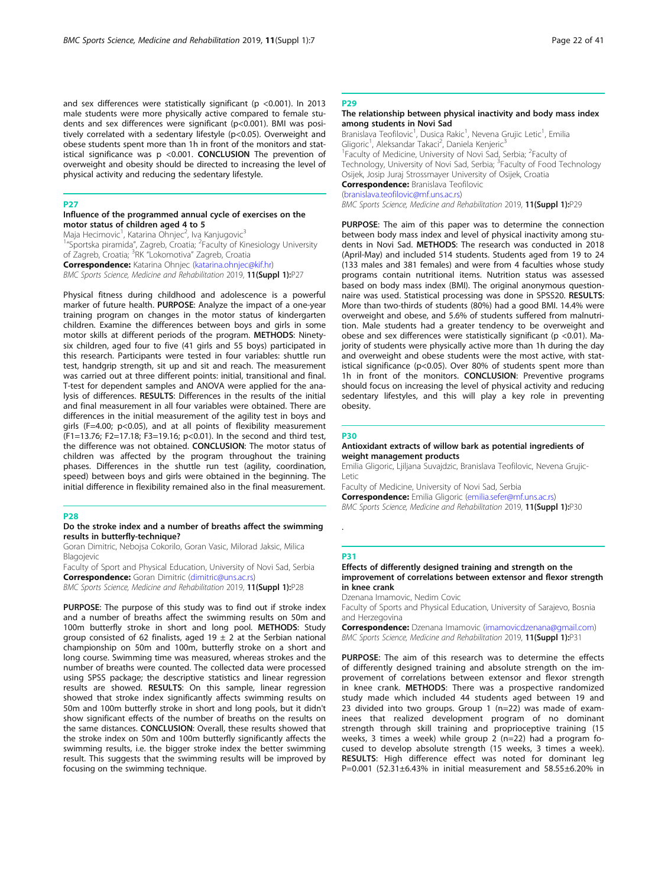and sex differences were statistically significant ($p < 0.001$). In 2013 male students were more physically active compared to female students and sex differences were significant ($p < 0.001$). BMI was positively correlated with a sedentary lifestyle ($p < 0.05$). Overweight and obese students spent more than 1h in front of the monitors and statistical significance was $p < 0.001$. **CONCLUSION** The prevention of overweight and obesity should be directed to increasing the level of physical activity and reducing the sedentary lifestyle.

## P27

### Influence of the programmed annual cycle of exercises on the motor status of children aged 4 to 5

Maja Hecimovic[1], Katarina Ohnjec[2], Iva Kanjugovic[3]

[1]"Sportska piramida", Zagreb, Croatia; [2]Faculty of Kinesiology University of Zagreb, Croatia; [3]RK "Lokomotiva" Zagreb, Croatia

**Correspondence:** Katarina Ohnjec (katarina.ohnjec@kif.hr)

*BMC Sports Science, Medicine and Rehabilitation* 2019, **11(Suppl 1):**P27

Physical fitness during childhood and adolescence is a powerful marker of future health. **PURPOSE**: Analyze the impact of a one-year training program on changes in the motor status of kindergarten children. Examine the differences between boys and girls in some motor skills at different periods of the program. **METHODS**: Ninety-six children, aged four to five (41 girls and 55 boys) participated in this research. Participants were tested in four variables: shuttle run test, handgrip strength, sit up and sit and reach. The measurement was carried out at three different points: initial, transitional and final. T-test for dependent samples and ANOVA were applied for the analysis of differences. **RESULTS**: Differences in the results of the initial and final measurement in all four variables were obtained. There are differences in the initial measurement of the agility test in boys and girls ($F=4.00$; $p<0.05$), and at all points of flexibility measurement ($F1=13.76$; $F2=17.18$; $F3=19.16$; $p<0.01$). In the second and third test, the difference was not obtained. **CONCLUSION**: The motor status of children was affected by the program throughout the training phases. Differences in the shuttle run test (agility, coordination, speed) between boys and girls were obtained in the beginning. The initial difference in flexibility remained also in the final measurement.

## P28

### Do the stroke index and a number of breaths affect the swimming results in butterfly-technique?

Goran Dimitric, Nebojsa Cokorilo, Goran Vasic, Milorad Jaksic, Milica Blagojevic

Faculty of Sport and Physical Education, University of Novi Sad, Serbia

**Correspondence:** Goran Dimitric (dimitric@uns.ac.rs)

*BMC Sports Science, Medicine and Rehabilitation* 2019, **11(Suppl 1):**P28

**PURPOSE**: The purpose of this study was to find out if stroke index and a number of breaths affect the swimming results on 50m and 100m butterfly stroke in short and long pool. **METHODS**: Study group consisted of 62 finalists, aged $19 \pm 2$ at the Serbian national championship on 50m and 100m, butterfly stroke on a short and long course. Swimming time was measured, whereas strokes and the number of breaths were counted. The collected data were processed using SPSS package; the descriptive statistics and linear regression results are showed. **RESULTS**: On this sample, linear regression showed that stroke index significantly affects swimming results on 50m and 100m butterfly stroke in short and long pools, but it didn't show significant effects of the number of breaths on the results on the same distances. **CONCLUSION**: Overall, these results showed that the stroke index on 50m and 100m butterfly significantly affects the swimming results, i.e. the bigger stroke index the better swimming result. This suggests that the swimming results will be improved by focusing on the swimming technique.

## P29

### The relationship between physical inactivity and body mass index among students in Novi Sad

Branislava Teofilovic[1], Dusica Rakic[1], Nevena Grujic Letic[1], Emilia Gligoric[1], Aleksandar Takaci[2], Daniela Kenjeric[3]

[1]Faculty of Medicine, University of Novi Sad, Serbia; [2]Faculty of Technology, University of Novi Sad, Serbia; [3]Faculty of Food Technology Osijek, Josip Juraj Strossmayer University of Osijek, Croatia

**Correspondence:** Branislava Teofilovic (branislava.teofilovic@mf.uns.ac.rs)

*BMC Sports Science, Medicine and Rehabilitation* 2019, **11(Suppl 1):**P29

**PURPOSE**: The aim of this paper was to determine the connection between body mass index and level of physical inactivity among students in Novi Sad. **METHODS**: The research was conducted in 2018 (April-May) and included 514 students. Students aged from 19 to 24 (133 males and 381 females) and were from 4 faculties whose study programs contain nutritional items. Nutrition status was assessed based on body mass index (BMI). The original anonymous questionnaire was used. Statistical processing was done in SPSS20. **RESULTS**: More than two-thirds of students (80%) had a good BMI. 14.4% were overweight and obese, and 5.6% of students suffered from malnutrition. Male students had a greater tendency to be overweight and obese and sex differences were statistically significant ($p < 0.01$). Majority of students were physically active more than 1h during the day and overweight and obese students were the most active, with statistical significance ($p<0.05$). Over 80% of students spent more than 1h in front of the monitors. **CONCLUSION**: Preventive programs should focus on increasing the level of physical activity and reducing sedentary lifestyles, and this will play a key role in preventing obesity.

## P30

### Antioxidant extracts of willow bark as potential ingredients of weight management products

Emilia Gligoric, Ljiljana Suvajdzic, Branislava Teofilovic, Nevena Grujic-Letic

Faculty of Medicine, University of Novi Sad, Serbia

**Correspondence:** Emilia Gligoric (emilia.sefer@mf.uns.ac.rs)

*BMC Sports Science, Medicine and Rehabilitation* 2019, **11(Suppl 1):**P30

.

## P31

### Effects of differently designed training and strength on the improvement of correlations between extensor and flexor strength in knee crank

Dzenana Imamovic, Nedim Covic

Faculty of Sports and Physical Education, University of Sarajevo, Bosnia and Herzegovina

**Correspondence:** Dzenana Imamovic (imamovicdzenana@gmail.com)

*BMC Sports Science, Medicine and Rehabilitation* 2019, **11(Suppl 1):**P31

**PURPOSE**: The aim of this research was to determine the effects of differently designed training and absolute strength on the improvement of correlations between extensor and flexor strength in knee crank. **METHODS**: There was a prospective randomized study made which included 44 students aged between 19 and 23 divided into two groups. Group 1 (n=22) was made of examinees that realized development program of no dominant strength through skill training and proprioceptive training (15 weeks, 3 times a week) while group 2 (n=22) had a program focused to develop absolute strength (15 weeks, 3 times a week). **RESULTS**: High difference effect was noted for dominant leg $P=0.001$ ($52.31 \pm 6.43\%$ in initial measurement and $58.55 \pm 6.20\%$ in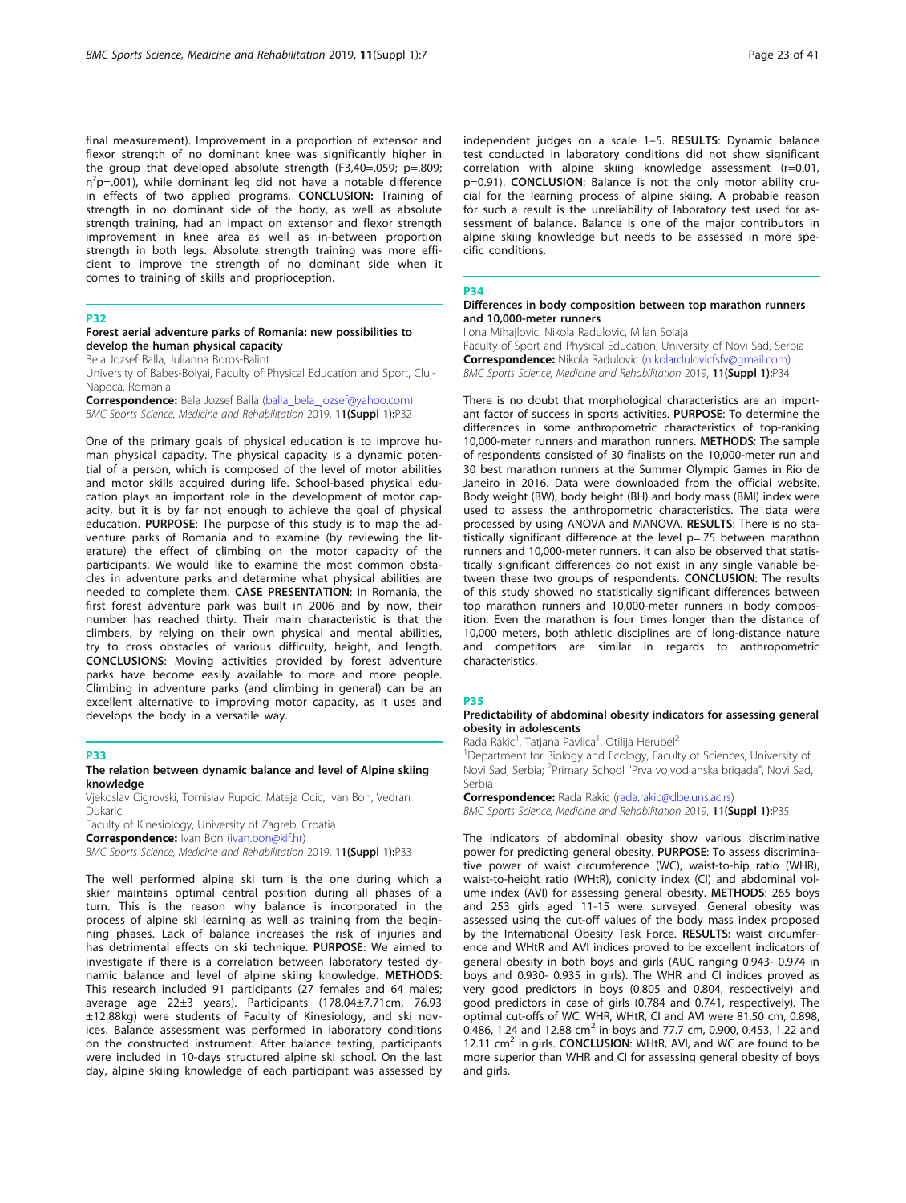final measurement). Improvement in a proportion of extensor and flexor strength of no dominant knee was significantly higher in the group that developed absolute strength ($F_{3,40}$=.059; p=.809; $\eta^2$p=.001), while dominant leg did not have a notable difference in effects of two applied programs. **CONCLUSION:** Training of strength in no dominant side of the body, as well as absolute strength training, had an impact on extensor and flexor strength improvement in knee area as well as in-between proportion strength in both legs. Absolute strength training was more efficient to improve the strength of no dominant side when it comes to training of skills and proprioception.

## P32

### Forest aerial adventure parks of Romania: new possibilities to develop the human physical capacity

Bela Jozsef Balla, Julianna Boros-Balint

University of Babes-Bolyai, Faculty of Physical Education and Sport, Cluj-Napoca, Romania

**Correspondence:** Bela Jozsef Balla (balla_bela_jozsef@yahoo.com)

*BMC Sports Science, Medicine and Rehabilitation* 2019, **11(Suppl 1):**P32

One of the primary goals of physical education is to improve human physical capacity. The physical capacity is a dynamic potential of a person, which is composed of the level of motor abilities and motor skills acquired during life. School-based physical education plays an important role in the development of motor capacity, but it is by far not enough to achieve the goal of physical education. **PURPOSE**: The purpose of this study is to map the adventure parks of Romania and to examine (by reviewing the literature) the effect of climbing on the motor capacity of the participants. We would like to examine the most common obstacles in adventure parks and determine what physical abilities are needed to complete them. **CASE PRESENTATION**: In Romania, the first forest adventure park was built in 2006 and by now, their number has reached thirty. Their main characteristic is that the climbers, by relying on their own physical and mental abilities, try to cross obstacles of various difficulty, height, and length. **CONCLUSIONS**: Moving activities provided by forest adventure parks have become easily available to more and more people. Climbing in adventure parks (and climbing in general) can be an excellent alternative to improving motor capacity, as it uses and develops the body in a versatile way.

## P33

### The relation between dynamic balance and level of Alpine skiing knowledge

Vjekoslav Cigrovski, Tomislav Rupcic, Mateja Ocic, Ivan Bon, Vedran Dukaric

Faculty of Kinesiology, University of Zagreb, Croatia

**Correspondence:** Ivan Bon (ivan.bon@kif.hr)

*BMC Sports Science, Medicine and Rehabilitation* 2019, **11(Suppl 1):**P33

The well performed alpine ski turn is the one during which a skier maintains optimal central position during all phases of a turn. This is the reason why balance is incorporated in the process of alpine ski learning as well as training from the beginning phases. Lack of balance increases the risk of injuries and has detrimental effects on ski technique. **PURPOSE**: We aimed to investigate if there is a correlation between laboratory tested dynamic balance and level of alpine skiing knowledge. **METHODS**: This research included 91 participants (27 females and 64 males; average age 22±3 years). Participants (178.04±7.71cm, 76.93 ±12.88kg) were students of Faculty of Kinesiology, and ski novices. Balance assessment was performed in laboratory conditions on the constructed instrument. After balance testing, participants were included in 10-days structured alpine ski school. On the last day, alpine skiing knowledge of each participant was assessed by independent judges on a scale 1–5. **RESULTS**: Dynamic balance test conducted in laboratory conditions did not show significant correlation with alpine skiing knowledge assessment (r=0.01, p=0.91). **CONCLUSION**: Balance is not the only motor ability crucial for the learning process of alpine skiing. A probable reason for such a result is the unreliability of laboratory test used for assessment of balance. Balance is one of the major contributors in alpine skiing knowledge but needs to be assessed in more specific conditions.

## P34

### Differences in body composition between top marathon runners and 10,000-meter runners

Ilona Mihajlovic, Nikola Radulovic, Milan Solaja

Faculty of Sport and Physical Education, University of Novi Sad, Serbia

**Correspondence:** Nikola Radulovic (nikolardulovicfsfv@gmail.com)

*BMC Sports Science, Medicine and Rehabilitation* 2019, **11(Suppl 1):**P34

There is no doubt that morphological characteristics are an important factor of success in sports activities. **PURPOSE**: To determine the differences in some anthropometric characteristics of top-ranking 10,000-meter runners and marathon runners. **METHODS**: The sample of respondents consisted of 30 finalists on the 10,000-meter run and 30 best marathon runners at the Summer Olympic Games in Rio de Janeiro in 2016. Data were downloaded from the official website. Body weight (BW), body height (BH) and body mass (BMI) index were used to assess the anthropometric characteristics. The data were processed by using ANOVA and MANOVA. **RESULTS**: There is no statistically significant difference at the level p=.75 between marathon runners and 10,000-meter runners. It can also be observed that statistically significant differences do not exist in any single variable between these two groups of respondents. **CONCLUSION**: The results of this study showed no statistically significant differences between top marathon runners and 10,000-meter runners in body composition. Even the marathon is four times longer than the distance of 10,000 meters, both athletic disciplines are of long-distance nature and competitors are similar in regards to anthropometric characteristics.

## P35

### Predictability of abdominal obesity indicators for assessing general obesity in adolescents

Rada Rakic[1], Tatjana Pavlica[1], Otilija Herubel[2]

[1]Department for Biology and Ecology, Faculty of Sciences, University of Novi Sad, Serbia; [2]Primary School "Prva vojvodjanska brigada", Novi Sad, Serbia

**Correspondence:** Rada Rakic (rada.rakic@dbe.uns.ac.rs)

*BMC Sports Science, Medicine and Rehabilitation* 2019, **11(Suppl 1):**P35

The indicators of abdominal obesity show various discriminative power for predicting general obesity. **PURPOSE**: To assess discriminative power of waist circumference (WC), waist-to-hip ratio (WHR), waist-to-height ratio (WHtR), conicity index (CI) and abdominal volume index (AVI) for assessing general obesity. **METHODS**: 265 boys and 253 girls aged 11-15 were surveyed. General obesity was assessed using the cut-off values of the body mass index proposed by the International Obesity Task Force. **RESULTS**: waist circumference and WHtR and AVI indices proved to be excellent indicators of general obesity in both boys and girls (AUC ranging 0.943- 0.974 in boys and 0.930- 0.935 in girls). The WHR and CI indices proved as very good predictors in boys (0.805 and 0.804, respectively) and good predictors in case of girls (0.784 and 0.741, respectively). The optimal cut-offs of WC, WHR, WHtR, CI and AVI were 81.50 cm, 0.898, 0.486, 1.24 and 12.88 $cm^2$ in boys and 77.7 cm, 0.900, 0.453, 1.22 and 12.11 $cm^2$ in girls. **CONCLUSION**: WHtR, AVI, and WC are found to be more superior than WHR and CI for assessing general obesity of boys and girls.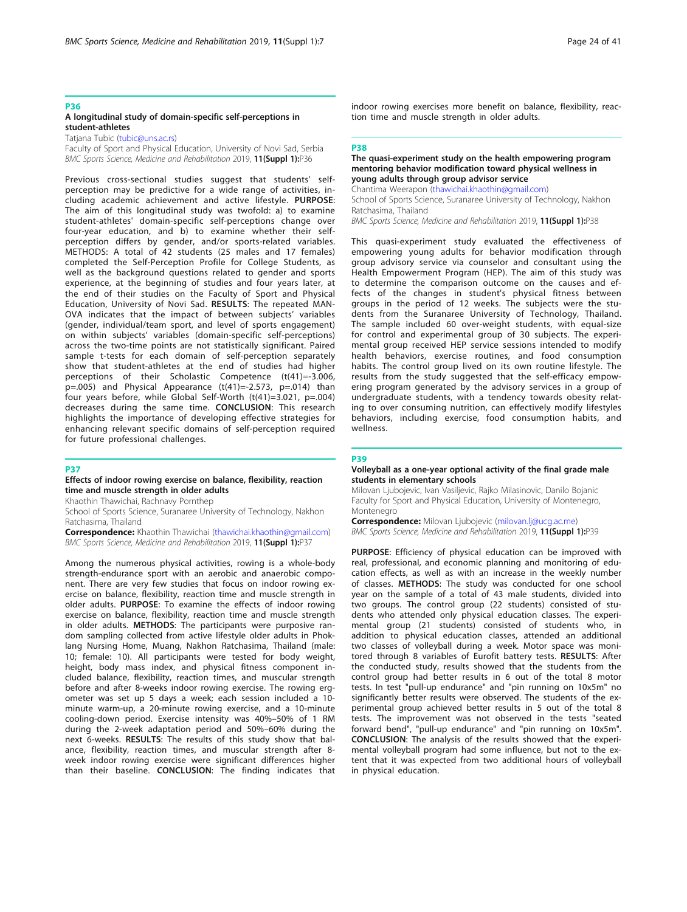## P36

### A longitudinal study of domain-specific self-perceptions in student-athletes

Tatjana Tubic (tubic@uns.ac.rs)

Faculty of Sport and Physical Education, University of Novi Sad, Serbia

*BMC Sports Science, Medicine and Rehabilitation* 2019, **11(Suppl 1):**P36

Previous cross-sectional studies suggest that students' self-perception may be predictive for a wide range of activities, including academic achievement and active lifestyle. **PURPOSE**: The aim of this longitudinal study was twofold: a) to examine student-athletes' domain-specific self-perceptions change over four-year education, and b) to examine whether their self-perception differs by gender, and/or sports-related variables. METHODS: A total of 42 students (25 males and 17 females) completed the Self-Perception Profile for College Students, as well as the background questions related to gender and sports experience, at the beginning of studies and four years later, at the end of their studies on the Faculty of Sport and Physical Education, University of Novi Sad. **RESULTS**: The repeated MANOVA indicates that the impact of between subjects' variables (gender, individual/team sport, and level of sports engagement) on within subjects' variables (domain-specific self-perceptions) across the two-time points are not statistically significant. Paired sample t-tests for each domain of self-perception separately show that student-athletes at the end of studies had higher perceptions of their Scholastic Competence ($t(41)=-3.006$, $p=.005$) and Physical Appearance ($t(41)=-2.573$, $p=.014$) than four years before, while Global Self-Worth ($t(41)=3.021$, $p=.004$) decreases during the same time. **CONCLUSION**: This research highlights the importance of developing effective strategies for enhancing relevant specific domains of self-perception required for future professional challenges.

## P37

### Effects of indoor rowing exercise on balance, flexibility, reaction time and muscle strength in older adults

Khaothin Thawichai, Rachnavy Pornthep

School of Sports Science, Suranaree University of Technology, Nakhon Ratchasima, Thailand

**Correspondence:** Khaothin Thawichai (thawichai.khaothin@gmail.com)

*BMC Sports Science, Medicine and Rehabilitation* 2019, **11(Suppl 1):**P37

Among the numerous physical activities, rowing is a whole-body strength-endurance sport with an aerobic and anaerobic component. There are very few studies that focus on indoor rowing exercise on balance, flexibility, reaction time and muscle strength in older adults. **PURPOSE**: To examine the effects of indoor rowing exercise on balance, flexibility, reaction time and muscle strength in older adults. **METHODS**: The participants were purposive random sampling collected from active lifestyle older adults in Phoklang Nursing Home, Muang, Nakhon Ratchasima, Thailand (male: 10; female: 10). All participants were tested for body weight, height, body mass index, and physical fitness component included balance, flexibility, reaction times, and muscular strength before and after 8-weeks indoor rowing exercise. The rowing ergometer was set up 5 days a week; each session included a 10-minute warm-up, a 20-minute rowing exercise, and a 10-minute cooling-down period. Exercise intensity was 40%–50% of 1 RM during the 2-week adaptation period and 50%–60% during the next 6-weeks. **RESULTS**: The results of this study show that balance, flexibility, reaction times, and muscular strength after 8-week indoor rowing exercise were significant differences higher than their baseline. **CONCLUSION**: The finding indicates that indoor rowing exercises more benefit on balance, flexibility, reaction time and muscle strength in older adults.

## P38

### The quasi-experiment study on the health empowering program mentoring behavior modification toward physical wellness in young adults through group advisor service

Chantima Weerapon (thawichai.khaothin@gmail.com)

School of Sports Science, Suranaree University of Technology, Nakhon Ratchasima, Thailand

*BMC Sports Science, Medicine and Rehabilitation* 2019, **11(Suppl 1):**P38

This quasi-experiment study evaluated the effectiveness of empowering young adults for behavior modification through group advisory service via counselor and consultant using the Health Empowerment Program (HEP). The aim of this study was to determine the comparison outcome on the causes and effects of the changes in student's physical fitness between groups in the period of 12 weeks. The subjects were the students from the Suranaree University of Technology, Thailand. The sample included 60 over-weight students, with equal-size for control and experimental group of 30 subjects. The experimental group received HEP service sessions intended to modify health behaviors, exercise routines, and food consumption habits. The control group lived on its own routine lifestyle. The results from the study suggested that the self-efficacy empowering program generated by the advisory services in a group of undergraduate students, with a tendency towards obesity relating to over consuming nutrition, can effectively modify lifestyles behaviors, including exercise, food consumption habits, and wellness.

## P39

### Volleyball as a one-year optional activity of the final grade male students in elementary schools

Milovan Ljubojevic, Ivan Vasiljevic, Rajko Milasinovic, Danilo Bojanic

Faculty for Sport and Physical Education, University of Montenegro, Montenegro

**Correspondence:** Milovan Ljubojevic (milovan.lj@ucg.ac.me)

*BMC Sports Science, Medicine and Rehabilitation* 2019, **11(Suppl 1):**P39

**PURPOSE**: Efficiency of physical education can be improved with real, professional, and economic planning and monitoring of education effects, as well as with an increase in the weekly number of classes. **METHODS**: The study was conducted for one school year on the sample of a total of 43 male students, divided into two groups. The control group (22 students) consisted of students who attended only physical education classes. The experimental group (21 students) consisted of students who, in addition to physical education classes, attended an additional two classes of volleyball during a week. Motor space was monitored through 8 variables of Eurofit battery tests. **RESULTS**: After the conducted study, results showed that the students from the control group had better results in 6 out of the total 8 motor tests. In test "pull-up endurance" and "pin running on 10x5m" no significantly better results were observed. The students of the experimental group achieved better results in 5 out of the total 8 tests. The improvement was not observed in the tests "seated forward bend", "pull-up endurance" and "pin running on 10x5m". **CONCLUSION**: The analysis of the results showed that the experimental volleyball program had some influence, but not to the extent that it was expected from two additional hours of volleyball in physical education.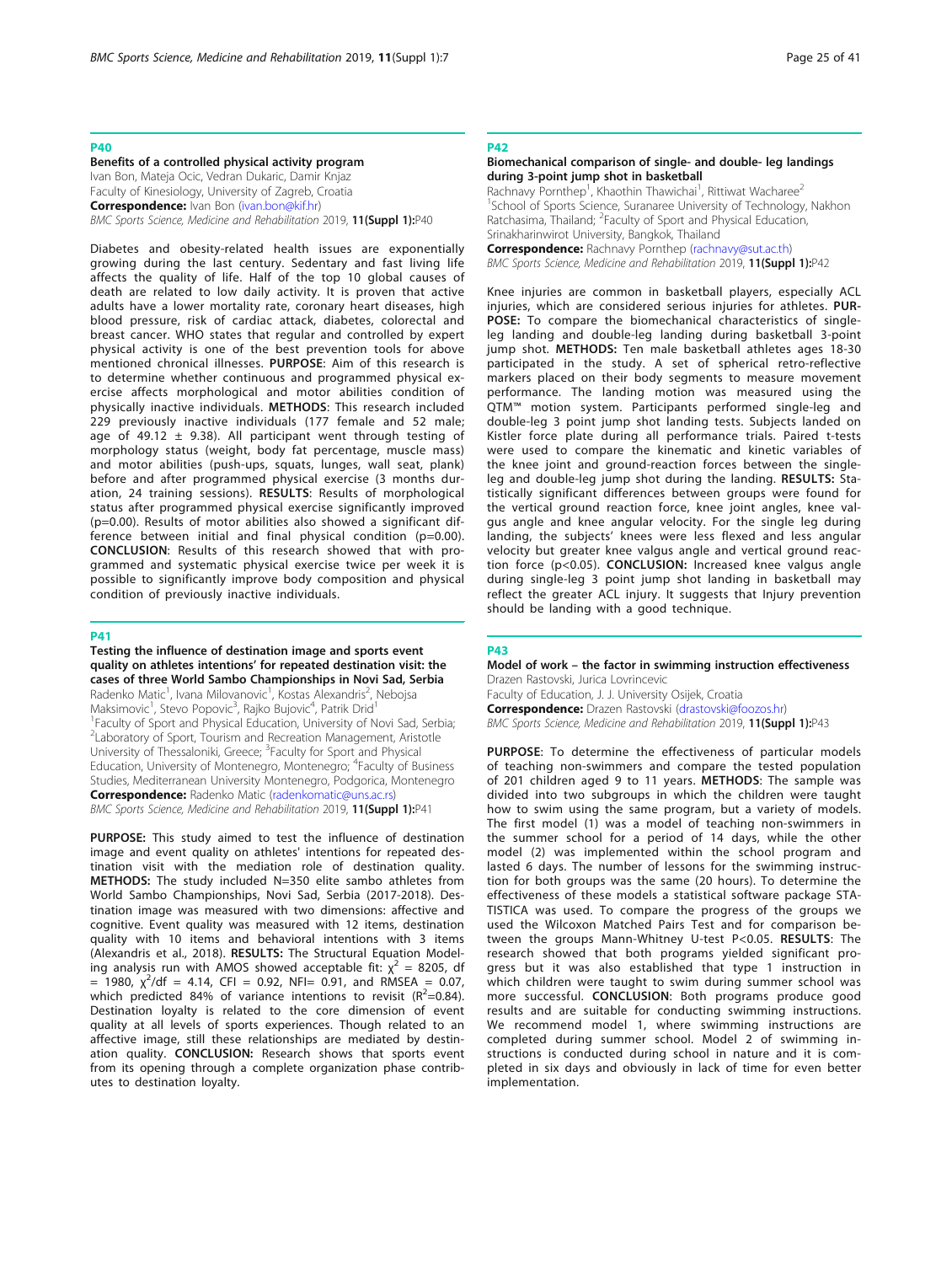## P40

### Benefits of a controlled physical activity program

Ivan Bon, Mateja Ocic, Vedran Dukaric, Damir Knjaz

Faculty of Kinesiology, University of Zagreb, Croatia

**Correspondence:** Ivan Bon (ivan.bon@kif.hr)

*BMC Sports Science, Medicine and Rehabilitation* 2019, **11(Suppl 1):**P40

Diabetes and obesity-related health issues are exponentially growing during the last century. Sedentary and fast living life affects the quality of life. Half of the top 10 global causes of death are related to low daily activity. It is proven that active adults have a lower mortality rate, coronary heart diseases, high blood pressure, risk of cardiac attack, diabetes, colorectal and breast cancer. WHO states that regular and controlled by expert physical activity is one of the best prevention tools for above mentioned chronical illnesses. **PURPOSE**: Aim of this research is to determine whether continuous and programmed physical exercise affects morphological and motor abilities condition of physically inactive individuals. **METHODS**: This research included 229 previously inactive individuals (177 female and 52 male; age of 49.12 ± 9.38). All participant went through testing of morphology status (weight, body fat percentage, muscle mass) and motor abilities (push-ups, squats, lunges, wall seat, plank) before and after programmed physical exercise (3 months duration, 24 training sessions). **RESULTS**: Results of morphological status after programmed physical exercise significantly improved (p=0.00). Results of motor abilities also showed a significant difference between initial and final physical condition (p=0.00). **CONCLUSION**: Results of this research showed that with programmed and systematic physical exercise twice per week it is possible to significantly improve body composition and physical condition of previously inactive individuals.

## P41

### Testing the influence of destination image and sports event quality on athletes intentions' for repeated destination visit: the cases of three World Sambo Championships in Novi Sad, Serbia

Radenko Matic[1], Ivana Milovanovic[1], Kostas Alexandris[2], Nebojsa Maksimovic[1], Stevo Popovic[3], Rajko Bujovic[4], Patrik Drid[1]

[1]Faculty of Sport and Physical Education, University of Novi Sad, Serbia; [2]Laboratory of Sport, Tourism and Recreation Management, Aristotle University of Thessaloniki, Greece; [3]Faculty for Sport and Physical Education, University of Montenegro, Montenegro; [4]Faculty of Business Studies, Mediterranean University Montenegro, Podgorica, Montenegro

**Correspondence:** Radenko Matic (radenkomatic@uns.ac.rs)

*BMC Sports Science, Medicine and Rehabilitation* 2019, **11(Suppl 1):**P41

**PURPOSE:** This study aimed to test the influence of destination image and event quality on athletes' intentions for repeated destination visit with the mediation role of destination quality. **METHODS:** The study included N=350 elite sambo athletes from World Sambo Championships, Novi Sad, Serbia (2017-2018). Destination image was measured with two dimensions: affective and cognitive. Event quality was measured with 12 items, destination quality with 10 items and behavioral intentions with 3 items (Alexandris et al., 2018). **RESULTS:** The Structural Equation Modeling analysis run with AMOS showed acceptable fit: $\chi^2$ = 8205, df = 1980, $\chi^2$/df = 4.14, CFI = 0.92, NFI= 0.91, and RMSEA = 0.07, which predicted 84% of variance intentions to revisit ($R^2$=0.84). Destination loyalty is related to the core dimension of event quality at all levels of sports experiences. Though related to an affective image, still these relationships are mediated by destination quality. **CONCLUSION:** Research shows that sports event from its opening through a complete organization phase contributes to destination loyalty.

## P42

### Biomechanical comparison of single- and double- leg landings during 3-point jump shot in basketball

Rachnavy Pornthep[1], Khaothin Thawichai[1], Rittiwat Wacharee[2]

[1]School of Sports Science, Suranaree University of Technology, Nakhon Ratchasima, Thailand; [2]Faculty of Sport and Physical Education, Srinakharinwirot University, Bangkok, Thailand

**Correspondence:** Rachnavy Pornthep (rachnavy@sut.ac.th)

*BMC Sports Science, Medicine and Rehabilitation* 2019, **11(Suppl 1):**P42

Knee injuries are common in basketball players, especially ACL injuries, which are considered serious injuries for athletes. **PURPOSE:** To compare the biomechanical characteristics of single-leg landing and double-leg landing during basketball 3-point jump shot. **METHODS:** Ten male basketball athletes ages 18-30 participated in the study. A set of spherical retro-reflective markers placed on their body segments to measure movement performance. The landing motion was measured using the QTM™ motion system. Participants performed single-leg and double-leg 3 point jump shot landing tests. Subjects landed on Kistler force plate during all performance trials. Paired t-tests were used to compare the kinematic and kinetic variables of the knee joint and ground-reaction forces between the single-leg and double-leg jump shot during the landing. **RESULTS:** Statistically significant differences between groups were found for the vertical ground reaction force, knee joint angles, knee valgus angle and knee angular velocity. For the single leg during landing, the subjects' knees were less flexed and less angular velocity but greater knee valgus angle and vertical ground reaction force (p<0.05). **CONCLUSION:** Increased knee valgus angle during single-leg 3 point jump shot landing in basketball may reflect the greater ACL injury. It suggests that Injury prevention should be landing with a good technique.

## P43

### Model of work – the factor in swimming instruction effectiveness

Drazen Rastovski, Jurica Lovrincevic

Faculty of Education, J. J. University Osijek, Croatia

**Correspondence:** Drazen Rastovski (drastovski@foozos.hr)

*BMC Sports Science, Medicine and Rehabilitation* 2019, **11(Suppl 1):**P43

**PURPOSE**: To determine the effectiveness of particular models of teaching non-swimmers and compare the tested population of 201 children aged 9 to 11 years. **METHODS**: The sample was divided into two subgroups in which the children were taught how to swim using the same program, but a variety of models. The first model (1) was a model of teaching non-swimmers in the summer school for a period of 14 days, while the other model (2) was implemented within the school program and lasted 6 days. The number of lessons for the swimming instruction for both groups was the same (20 hours). To determine the effectiveness of these models a statistical software package STATISTICA was used. To compare the progress of the groups we used the Wilcoxon Matched Pairs Test and for comparison between the groups Mann-Whitney U-test P<0.05. **RESULTS**: The research showed that both programs yielded significant progress but it was also established that type 1 instruction in which children were taught to swim during summer school was more successful. **CONCLUSION**: Both programs produce good results and are suitable for conducting swimming instructions. We recommend model 1, where swimming instructions are completed during summer school. Model 2 of swimming instructions is conducted during school in nature and it is completed in six days and obviously in lack of time for even better implementation.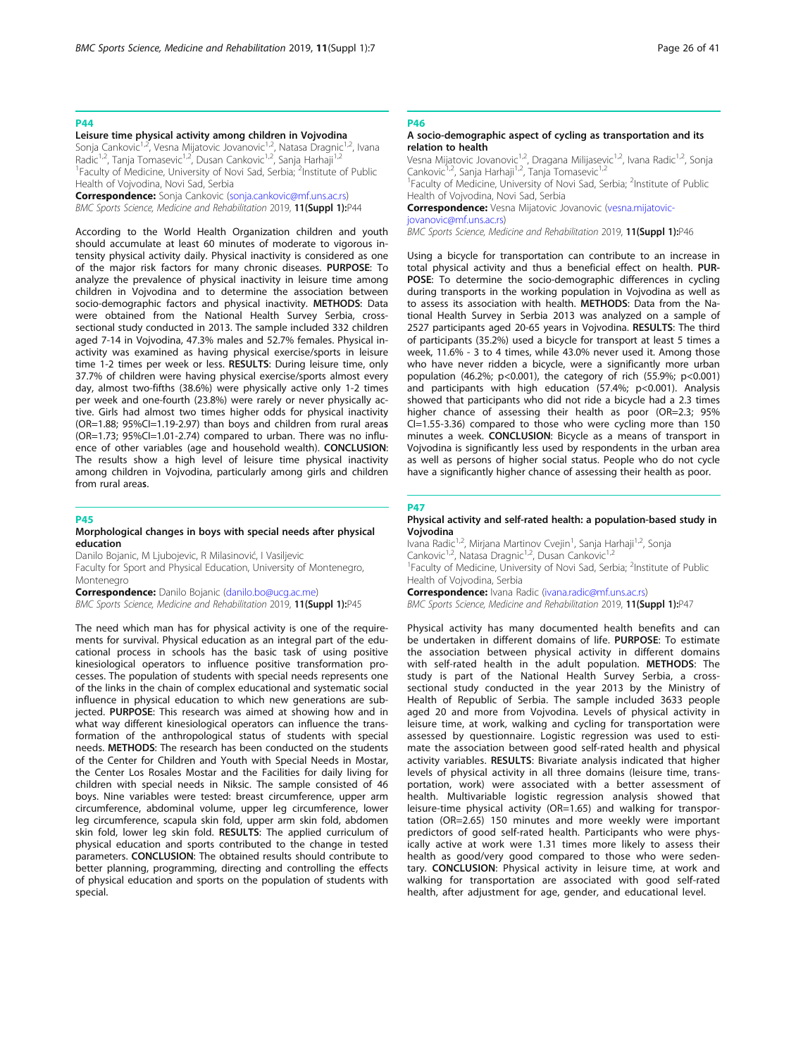## P44

### Leisure time physical activity among children in Vojvodina

Sonja Cankovic[1,2], Vesna Mijatovic Jovanovic[1,2], Natasa Dragnic[1,2], Ivana Radic[1,2], Tanja Tomasevic[1,2], Dusan Cankovic[1,2], Sanja Harhaji[1,2]

[1]Faculty of Medicine, University of Novi Sad, Serbia; [2]Institute of Public Health of Vojvodina, Novi Sad, Serbia

**Correspondence:** Sonja Cankovic (sonja.cankovic@mf.uns.ac.rs)

*BMC Sports Science, Medicine and Rehabilitation* 2019, **11(Suppl 1):**P44

According to the World Health Organization children and youth should accumulate at least 60 minutes of moderate to vigorous intensity physical activity daily. Physical inactivity is considered as one of the major risk factors for many chronic diseases. **PURPOSE**: To analyze the prevalence of physical inactivity in leisure time among children in Vojvodina and to determine the association between socio-demographic factors and physical inactivity. **METHODS**: Data were obtained from the National Health Survey Serbia, cross-sectional study conducted in 2013. The sample included 332 children aged 7-14 in Vojvodina, 47.3% males and 52.7% females. Physical inactivity was examined as having physical exercise/sports in leisure time 1-2 times per week or less. **RESULTS**: During leisure time, only 37.7% of children were having physical exercise/sports almost every day, almost two-fifths (38.6%) were physically active only 1-2 times per week and one-fourth (23.8%) were rarely or never physically active. Girls had almost two times higher odds for physical inactivity (OR=1.88; 95%CI=1.19-2.97) than boys and children from rural areas (OR=1.73; 95%CI=1.01-2.74) compared to urban. There was no influence of other variables (age and household wealth). **CONCLUSION**: The results show a high level of leisure time physical inactivity among children in Vojvodina, particularly among girls and children from rural areas.

## P45

### Morphological changes in boys with special needs after physical education

Danilo Bojanic, M Ljubojevic, R Milasinović, I Vasiljevic

Faculty for Sport and Physical Education, University of Montenegro, Montenegro

**Correspondence:** Danilo Bojanic (danilo.bo@ucg.ac.me)

*BMC Sports Science, Medicine and Rehabilitation* 2019, **11(Suppl 1):**P45

The need which man has for physical activity is one of the requirements for survival. Physical education as an integral part of the educational process in schools has the basic task of using positive kinesiological operators to influence positive transformation processes. The population of students with special needs represents one of the links in the chain of complex educational and systematic social influence in physical education to which new generations are subjected. **PURPOSE**: This research was aimed at showing how and in what way different kinesiological operators can influence the transformation of the anthropological status of students with special needs. **METHODS**: The research has been conducted on the students of the Center for Children and Youth with Special Needs in Mostar, the Center Los Rosales Mostar and the Facilities for daily living for children with special needs in Niksic. The sample consisted of 46 boys. Nine variables were tested: breast circumference, upper arm circumference, abdominal volume, upper leg circumference, lower leg circumference, scapula skin fold, upper arm skin fold, abdomen skin fold, lower leg skin fold. **RESULTS**: The applied curriculum of physical education and sports contributed to the change in tested parameters. **CONCLUSION**: The obtained results should contribute to better planning, programming, directing and controlling the effects of physical education and sports on the population of students with special.

## P46

### A socio-demographic aspect of cycling as transportation and its relation to health

Vesna Mijatovic Jovanovic[1,2], Dragana Milijasevic[1,2], Ivana Radic[1,2], Sonja Cankovic[1,2], Sanja Harhaji[1,2], Tanja Tomasevic[1,2]

[1]Faculty of Medicine, University of Novi Sad, Serbia; [2]Institute of Public Health of Vojvodina, Novi Sad, Serbia

**Correspondence:** Vesna Mijatovic Jovanovic (vesna.mijatovic-jovanovic@mf.uns.ac.rs)

*BMC Sports Science, Medicine and Rehabilitation* 2019, **11(Suppl 1):**P46

Using a bicycle for transportation can contribute to an increase in total physical activity and thus a beneficial effect on health. **PURPOSE**: To determine the socio-demographic differences in cycling during transports in the working population in Vojvodina as well as to assess its association with health. **METHODS**: Data from the National Health Survey in Serbia 2013 was analyzed on a sample of 2527 participants aged 20-65 years in Vojvodina. **RESULTS**: The third of participants (35.2%) used a bicycle for transport at least 5 times a week, 11.6% - 3 to 4 times, while 43.0% never used it. Among those who have never ridden a bicycle, were a significantly more urban population (46.2%; p<0.001), the category of rich (55.9%; p<0.001) and participants with high education (57.4%; p<0.001). Analysis showed that participants who did not ride a bicycle had a 2.3 times higher chance of assessing their health as poor (OR=2.3; 95% CI=1.55-3.36) compared to those who were cycling more than 150 minutes a week. **CONCLUSION**: Bicycle as a means of transport in Vojvodina is significantly less used by respondents in the urban area as well as persons of higher social status. People who do not cycle have a significantly higher chance of assessing their health as poor.

## P47

### Physical activity and self-rated health: a population-based study in Vojvodina

Ivana Radic[1,2], Mirjana Martinov Cvejin[1], Sanja Harhaji[1,2], Sonja Cankovic[1,2], Natasa Dragnic[1,2], Dusan Cankovic[1,2]

[1]Faculty of Medicine, University of Novi Sad, Serbia; [2]Institute of Public Health of Vojvodina, Serbia

**Correspondence:** Ivana Radic (ivana.radic@mf.uns.ac.rs)

*BMC Sports Science, Medicine and Rehabilitation* 2019, **11(Suppl 1):**P47

Physical activity has many documented health benefits and can be undertaken in different domains of life. **PURPOSE**: To estimate the association between physical activity in different domains with self-rated health in the adult population. **METHODS**: The study is part of the National Health Survey Serbia, a cross-sectional study conducted in the year 2013 by the Ministry of Health of Republic of Serbia. The sample included 3633 people aged 20 and more from Vojvodina. Levels of physical activity in leisure time, at work, walking and cycling for transportation were assessed by questionnaire. Logistic regression was used to estimate the association between good self-rated health and physical activity variables. **RESULTS**: Bivariate analysis indicated that higher levels of physical activity in all three domains (leisure time, transportation, work) were associated with a better assessment of health. Multivariable logistic regression analysis showed that leisure-time physical activity (OR=1.65) and walking for transportation (OR=2.65) 150 minutes and more weekly were important predictors of good self-rated health. Participants who were physically active at work were 1.31 times more likely to assess their health as good/very good compared to those who were sedentary. **CONCLUSION**: Physical activity in leisure time, at work and walking for transportation are associated with good self-rated health, after adjustment for age, gender, and educational level.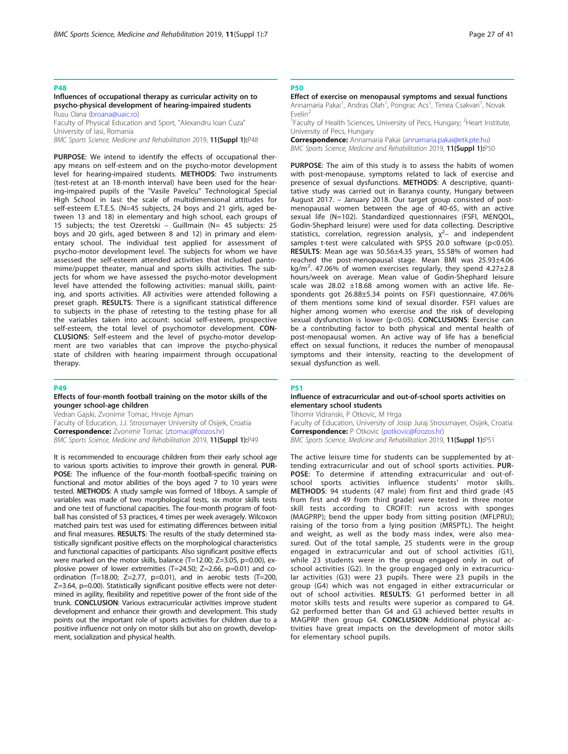## P48

### Influences of occupational therapy as curricular activity on to psycho-physical development of hearing-impaired students

Rusu Oana (broana@uaic.ro)

Faculty of Physical Education and Sport, "Alexandru Ioan Cuza" University of Iasi, Romania

*BMC Sports Science, Medicine and Rehabilitation* 2019, **11(Suppl 1):**P48

**PURPOSE**: We intend to identify the effects of occupational therapy means on self-esteem and on the psycho-motor development level for hearing-impaired students. **METHODS**: Two instruments (test-retest at an 18-month interval) have been used for the hearing-impaired pupils of the "Vasile Pavelcu" Technological Special High School in Iasi: the scale of multidimensional attitudes for self-esteem E.T.E.S. (N=45 subjects, 24 boys and 21 girls, aged between 13 and 18) in elementary and high school, each groups of 15 subjects; the test Ozeretski – Guillmain (N= 45 subjects: 25 boys and 20 girls, aged between 8 and 12) in primary and elementary school. The individual test applied for assessment of psycho-motor development level. The subjects for whom we have assessed the self-esteem attended activities that included pantomime/puppet theater, manual and sports skills activities. The subjects for whom we have assessed the psycho-motor development level have attended the following activities: manual skills, painting, and sports activities. All activities were attended following a preset graph. **RESULTS**: There is a significant statistical difference to subjects in the phase of retesting to the testing phase for all the variables taken into account: social self-esteem, prospective self-esteem, the total level of psychomotor development. **CONCLUSIONS**: Self-esteem and the level of psycho-motor development are two variables that can improve the psycho-physical state of children with hearing impairment through occupational therapy.

## P49

### Effects of four-month football training on the motor skills of the younger school-age children

Vedran Gajski, Zvonimir Tomac, Hrvoje Ajman

Faculty of Education, J.J. Strossmayer University of Osijek, Croatia

**Correspondence:** Zvonimir Tomac (ztomac@foozos.hr)

*BMC Sports Science, Medicine and Rehabilitation* 2019, **11(Suppl 1):**P49

It is recommended to encourage children from their early school age to various sports activities to improve their growth in general. **PURPOSE**: The influence of the four-month football-specific training on functional and motor abilities of the boys aged 7 to 10 years were tested. **METHODS**: A study sample was formed of 18boys. A sample of variables was made of two morphological tests, six motor skills tests and one test of functional capacities. The four-month program of football has consisted of 53 practices, 4 times per week averagely. Wilcoxon matched pairs test was used for estimating differences between initial and final measures. **RESULTS**: The results of the study determined statistically significant positive effects on the morphological characteristics and functional capacities of participants. Also significant positive effects were marked on the motor skills, balance (T=12.00; Z=3.05, p=0.00), explosive power of lower extremities (T=24.50; Z=2.66, p=0.01) and coordination (T=18.00; Z=2.77, p=0.01), and in aerobic tests (T=200, Z=3.64, p=0.00). Statistically significant positive effects were not determined in agility, flexibility and repetitive power of the front side of the trunk. **CONCLUSION**: Various extracurricular activities improve student development and enhance their growth and development. This study points out the important role of sports activities for children due to a positive influence not only on motor skills but also on growth, development, socialization and physical health.

## P50

### Effect of exercise on menopausal symptoms and sexual functions

Annamaria Pakai[1], Andras Olah[1], Pongrac Acs[1], Timea Csakvari[1], Novak Evelin[2]

[1]Faculty of Health Sciences, University of Pecs, Hungary; [2]Heart Institute, University of Pecs, Hungary

**Correspondence:** Annamaria Pakai (annamaria.pakai@etk.pte.hu)

*BMC Sports Science, Medicine and Rehabilitation* 2019, **11(Suppl 1):**P50

**PURPOSE**: The aim of this study is to assess the habits of women with post-menopause, symptoms related to lack of exercise and presence of sexual dysfunctions. **METHODS**: A descriptive, quantitative study was carried out in Baranya county, Hungary between August 2017. – January 2018. Our target group consisted of post-menopausal women between the age of 40-65, with an active sexual life (N=102). Standardized questionnaires (FSFI, MENQOL, Godin-Shephard leisure) were used for data collecting. Descriptive statistics, correlation, regression analysis, $\chi^2$– and independent samples t-test were calculated with SPSS 20.0 software (p<0.05). **RESULTS**: Mean age was 50.56±4.35 years, 55.58% of women had reached the post-menopausal stage. Mean BMI was 25.93±4.06 kg/m$^2$. 47.06% of women exercises regularly, they spend 4.27±2.8 hours/week on average. Mean value of Godin-Shephard leisure scale was 28.02 ±18.68 among women with an active life. Respondents got 26.88±5.34 points on FSFI questionnaire, 47.06% of them mentions some kind of sexual disorder. FSFI values are higher among women who exercise and the risk of developing sexual dysfunction is lower (p<0.05). **CONCLUSIONS**: Exercise can be a contributing factor to both physical and mental health of post-menopausal women. An active way of life has a beneficial effect on sexual functions, it reduces the number of menopausal symptoms and their intensity, reacting to the development of sexual dysfunction as well.

## P51

### Influence of extracurricular and out-of-school sports activities on elementary school students

Tihomir Vidranski, P Otkovic, M Hrga

Faculty of Education, University of Josip Juraj Strossmayer, Osijek, Croatia

**Correspondence:** P Otkovic (potkovic@foozos.hr)

*BMC Sports Science, Medicine and Rehabilitation* 2019, **11(Suppl 1):**P51

The active leisure time for students can be supplemented by attending extracurricular and out of school sports activities. **PURPOSE**: To determine if attending extracurricular and out-of-school sports activities influence students' motor skills. **METHODS**: 94 students (47 male) from first and third grade (45 from first and 49 from third grade) were tested in three motor skill tests according to CROFIT: run across with sponges (MAGPRP); bend the upper body from sitting position (MFLPRU); raising of the torso from a lying position (MRSPTL). The height and weight, as well as the body mass index, were also measured. Out of the total sample, 25 students were in the group engaged in extracurricular and out of school activities (G1), while 23 students were in the group engaged only in out of school activities (G2). In the group engaged only in extracurricular activities (G3) were 23 pupils. There were 23 pupils in the group (G4) which was not engaged in either extracurricular or out of school activities. **RESULTS**: G1 performed better in all motor skills tests and results were superior as compared to G4. G2 performed better than G4 and G3 achieved better results in MAGPRP then group G4. **CONCLUSION**: Additional physical activities have great impacts on the development of motor skills for elementary school pupils.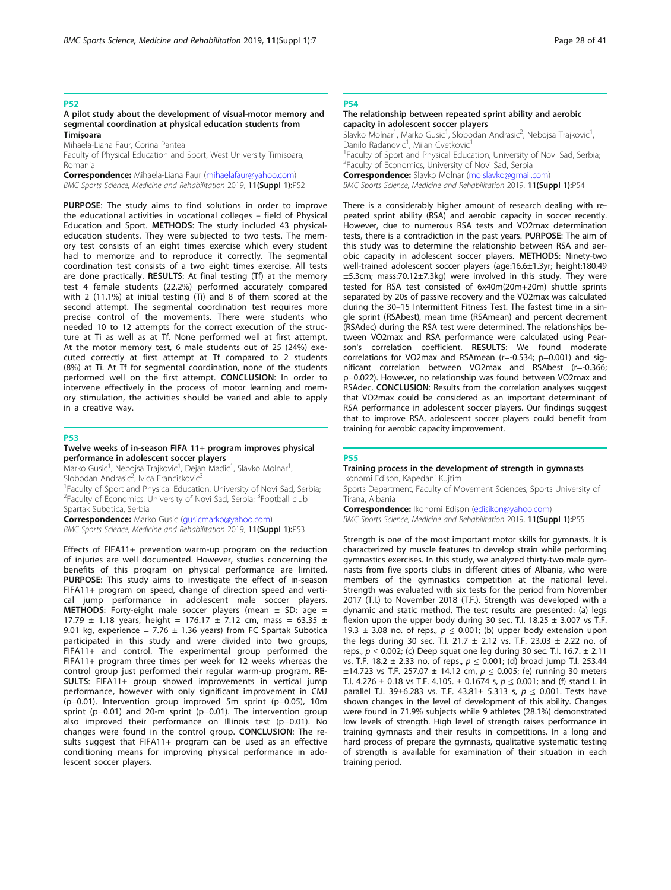## P52

### A pilot study about the development of visual-motor memory and segmental coordination at physical education students from Timişoara

Mihaela-Liana Faur, Corina Pantea

Faculty of Physical Education and Sport, West University Timisoara, Romania

**Correspondence:** Mihaela-Liana Faur (mihaelafaur@yahoo.com)

*BMC Sports Science, Medicine and Rehabilitation* 2019, **11(Suppl 1):**P52

**PURPOSE**: The study aims to find solutions in order to improve the educational activities in vocational colleges – field of Physical Education and Sport. **METHODS**: The study included 43 physical-education students. They were subjected to two tests. The memory test consists of an eight times exercise which every student had to memorize and to reproduce it correctly. The segmental coordination test consists of a two eight times exercise. All tests are done practically. **RESULTS**: At final testing (Tf) at the memory test 4 female students (22.2%) performed accurately compared with 2 (11.1%) at initial testing (Ti) and 8 of them scored at the second attempt. The segmental coordination test requires more precise control of the movements. There were students who needed 10 to 12 attempts for the correct execution of the structure at Ti as well as at Tf. None performed well at first attempt. At the motor memory test, 6 male students out of 25 (24%) executed correctly at first attempt at Tf compared to 2 students (8%) at Ti. At Tf for segmental coordination, none of the students performed well on the first attempt. **CONCLUSION**: In order to intervene effectively in the process of motor learning and memory stimulation, the activities should be varied and able to apply in a creative way.

## P53

### Twelve weeks of in-season FIFA 11+ program improves physical performance in adolescent soccer players

Marko Gusic[1], Nebojsa Trajkovic[1], Dejan Madic[1], Slavko Molnar[1], Slobodan Andrasic[2], Ivica Franciskovic[3]

[1]Faculty of Sport and Physical Education, University of Novi Sad, Serbia; [2]Faculty of Economics, University of Novi Sad, Serbia; [3]Football club Spartak Subotica, Serbia

**Correspondence:** Marko Gusic (gusicmarko@yahoo.com)

*BMC Sports Science, Medicine and Rehabilitation* 2019, **11(Suppl 1):**P53

Effects of FIFA11+ prevention warm-up program on the reduction of injuries are well documented. However, studies concerning the benefits of this program on physical performance are limited. **PURPOSE**: This study aims to investigate the effect of in-season FIFA11+ program on speed, change of direction speed and vertical jump performance in adolescent male soccer players. **METHODS**: Forty-eight male soccer players (mean ± SD: age = 17.79 ± 1.18 years, height = 176.17 ± 7.12 cm, mass = 63.35 ± 9.01 kg, experience = 7.76 ± 1.36 years) from FC Spartak Subotica participated in this study and were divided into two groups, FIFA11+ and control. The experimental group performed the FIFA11+ program three times per week for 12 weeks whereas the control group just performed their regular warm-up program. **RESULTS**: FIFA11+ group showed improvements in vertical jump performance, however with only significant improvement in CMJ ($p$=0.01). Intervention group improved 5m sprint ($p$=0.05), 10m sprint ($p$=0.01) and 20-m sprint ($p$=0.01). The intervention group also improved their performance on Illinois test ($p$=0.01). No changes were found in the control group. **CONCLUSION**: The results suggest that FIFA11+ program can be used as an effective conditioning means for improving physical performance in adolescent soccer players.

## P54

### The relationship between repeated sprint ability and aerobic capacity in adolescent soccer players

Slavko Molnar[1], Marko Gusic[1], Slobodan Andrasic[2], Nebojsa Trajkovic[1], Danilo Radanovic[1], Milan Cvetkovic[1]

[1]Faculty of Sport and Physical Education, University of Novi Sad, Serbia; [2]Faculty of Economics, University of Novi Sad, Serbia

**Correspondence:** Slavko Molnar (molslavko@gmail.com)

*BMC Sports Science, Medicine and Rehabilitation* 2019, **11(Suppl 1):**P54

There is a considerably higher amount of research dealing with repeated sprint ability (RSA) and aerobic capacity in soccer recently. However, due to numerous RSA tests and VO2max determination tests, there is a contradiction in the past years. **PURPOSE**: The aim of this study was to determine the relationship between RSA and aerobic capacity in adolescent soccer players. **METHODS**: Ninety-two well-trained adolescent soccer players (age:16.6±1.3yr; height:180.49 ±5.3cm; mass:70.12±7.3kg) were involved in this study. They were tested for RSA test consisted of 6x40m(20m+20m) shuttle sprints separated by 20s of passive recovery and the VO2max was calculated during the 30–15 Intermittent Fitness Test. The fastest time in a single sprint (RSAbest), mean time (RSAmean) and percent decrement (RSAdec) during the RSA test were determined. The relationships between VO2max and RSA performance were calculated using Pearson's correlation coefficient. **RESULTS**: We found moderate correlations for VO2max and RSAmean ($r$=-0.534; $p$=0.001) and significant correlation between VO2max and RSAbest ($r$=-0.366; $p$=0.022). However, no relationship was found between VO2max and RSAdec. **CONCLUSION**: Results from the correlation analyses suggest that VO2max could be considered as an important determinant of RSA performance in adolescent soccer players. Our findings suggest that to improve RSA, adolescent soccer players could benefit from training for aerobic capacity improvement.

## P55

### Training process in the development of strength in gymnasts

Ikonomi Edison, Kapedani Kujtim

Sports Department, Faculty of Movement Sciences, Sports University of Tirana, Albania

**Correspondence:** Ikonomi Edison (edisikon@yahoo.com)

*BMC Sports Science, Medicine and Rehabilitation* 2019, **11(Suppl 1):**P55

Strength is one of the most important motor skills for gymnasts. It is characterized by muscle features to develop strain while performing gymnastics exercises. In this study, we analyzed thirty-two male gymnasts from five sports clubs in different cities of Albania, who were members of the gymnastics competition at the national level. Strength was evaluated with six tests for the period from November 2017 (T.I.) to November 2018 (T.F.). Strength was developed with a dynamic and static method. The test results are presented: (a) legs flexion upon the upper body during 30 sec. T.I. 18.25 ± 3.007 vs T.F. 19.3 ± 3.08 no. of reps., $p \leq 0.001$; (b) upper body extension upon the legs during 30 sec. T.I. 21.7 ± 2.12 vs. T.F. 23.03 ± 2.22 no. of reps., $p \leq 0.002$; (c) Deep squat one leg during 30 sec. T.I. 16.7. ± 2.11 vs. T.F. 18.2 ± 2.33 no. of reps., $p \leq 0.001$; (d) broad jump T.I. 253.44 ±14.723 vs T.F. 257.07 ± 14.12 cm, $p \leq 0.005$; (e) running 30 meters T.I. 4.276 ± 0.18 vs T.F. 4.105. ± 0.1674 s, $p \leq 0.001$; and (f) stand L in parallel T.I. 39±6.283 vs. T.F. 43.81± 5.313 s, $p \leq 0.001$. Tests have shown changes in the level of development of this ability. Changes were found in 71.9% subjects while 9 athletes (28.1%) demonstrated low levels of strength. High level of strength raises performance in training gymnasts and their results in competitions. In a long and hard process of prepare the gymnasts, qualitative systematic testing of strength is available for examination of their situation in each training period.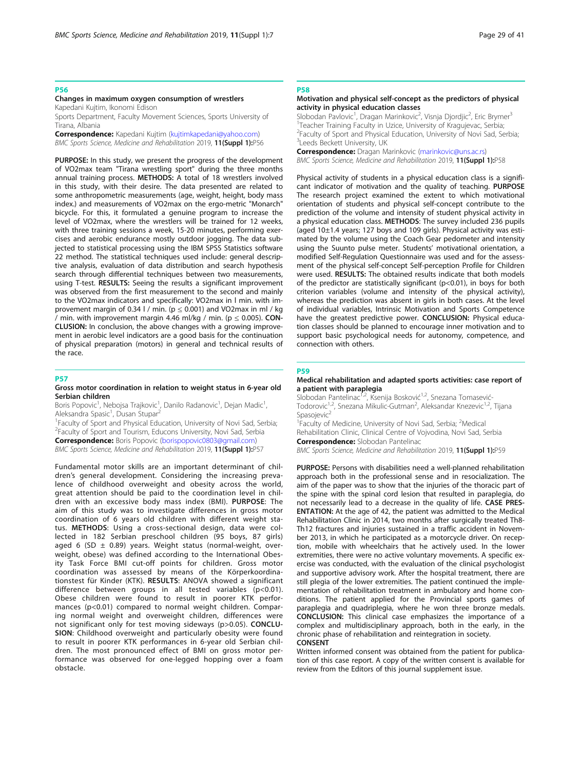## P56

### Changes in maximum oxygen consumption of wrestlers

Kapedani Kujtim, Ikonomi Edison

Sports Department, Faculty Movement Sciences, Sports University of Tirana, Albania

**Correspondence:** Kapedani Kujtim (kujtimkapedani@yahoo.com)

*BMC Sports Science, Medicine and Rehabilitation* 2019, **11(Suppl 1):**P56

**PURPOSE:** In this study, we present the progress of the development of VO2max team "Tirana wrestling sport" during the three months annual training process. **METHODS:** A total of 18 wrestlers involved in this study, with their desire. The data presented are related to some anthropometric measurements (age, weight, height, body mass index.) and measurements of VO2max on the ergo-metric "Monarch" bicycle. For this, it formulated a genuine program to increase the level of VO2max, where the wrestlers will be trained for 12 weeks, with three training sessions a week, 15-20 minutes, performing exercises and aerobic endurance mostly outdoor jogging. The data subjected to statistical processing using the IBM SPSS Statistics software 22 method. The statistical techniques used include: general descriptive analysis, evaluation of data distribution and search hypothesis search through differential techniques between two measurements, using T-test. **RESULTS:** Seeing the results a significant improvement was observed from the first measurement to the second and mainly to the VO2max indicators and specifically: VO2max in l min. with improvement margin of 0.34 l / min. ($p \leq 0.001$) and VO2max in ml / kg / min. with improvement margin 4.46 ml/kg / min. ($p \leq 0.005$). **CONCLUSION:** In conclusion, the above changes with a growing improvement in aerobic level indicators are a good basis for the continuation of physical preparation (motors) in general and technical results of the race.

## P57

### Gross motor coordination in relation to weight status in 6-year old Serbian children

Boris Popovic[1], Nebojsa Trajkovic[1], Danilo Radanovic[1], Dejan Madic[1], Aleksandra Spasic[1], Dusan Stupar[2]

[1]Faculty of Sport and Physical Education, University of Novi Sad, Serbia; [2]Faculty of Sport and Tourism, Educons University, Novi Sad, Serbia

**Correspondence:** Boris Popovic (borispopovic0803@gmail.com)

*BMC Sports Science, Medicine and Rehabilitation* 2019, **11(Suppl 1):**P57

Fundamental motor skills are an important determinant of children's general development. Considering the increasing prevalence of childhood overweight and obesity across the world, great attention should be paid to the coordination level in children with an excessive body mass index (BMI). **PURPOSE**: The aim of this study was to investigate differences in gross motor coordination of 6 years old children with different weight status. **METHODS**: Using a cross-sectional design, data were collected in 182 Serbian preschool children (95 boys, 87 girls) aged 6 (SD ± 0.89) years. Weight status (normal-weight, overweight, obese) was defined according to the International Obesity Task Force BMI cut-off points for children. Gross motor coordination was assessed by means of the Körperkoordinationstest für Kinder (KTK). **RESULTS**: ANOVA showed a significant difference between groups in all tested variables ($p<0.01$). Obese children were found to result in poorer KTK performances ($p<0.01$) compared to normal weight children. Comparing normal weight and overweight children, differences were not significant only for test moving sideways ($p>0.05$). **CONCLUSION**: Childhood overweight and particularly obesity were found to result in poorer KTK performances in 6-year old Serbian children. The most pronounced effect of BMI on gross motor performance was observed for one-legged hopping over a foam obstacle.

## P58

### Motivation and physical self-concept as the predictors of physical activity in physical education classes

Slobodan Pavlovic[1], Dragan Marinkovic[2], Visnja Djordjic[2], Eric Brymer[3]

[1]Teacher Training Faculty in Uzice, University of Kragujevac, Serbia; [2]Faculty of Sport and Physical Education, University of Novi Sad, Serbia; [3]Leeds Beckett University, UK

**Correspondence:** Dragan Marinkovic (marinkovic@uns.ac.rs)

*BMC Sports Science, Medicine and Rehabilitation* 2019, **11(Suppl 1):**P58

Physical activity of students in a physical education class is a significant indicator of motivation and the quality of teaching. **PURPOSE** The research project examined the extent to which motivational orientation of students and physical self-concept contribute to the prediction of the volume and intensity of student physical activity in a physical education class. **METHODS**: The survey included 236 pupils (aged 10±1.4 years; 127 boys and 109 girls). Physical activity was estimated by the volume using the Coach Gear pedometer and intensity using the Suunto pulse meter. Students' motivational orientation, a modified Self-Regulation Questionnaire was used and for the assessment of the physical self-concept Self-perception Profile for Children were used. **RESULTS:** The obtained results indicate that both models of the predictor are statistically significant ($p<0.01$), in boys for both criterion variables (volume and intensity of the physical activity), whereas the prediction was absent in girls in both cases. At the level of individual variables, Intrinsic Motivation and Sports Competence have the greatest predictive power. **CONCLUSION:** Physical education classes should be planned to encourage inner motivation and to support basic psychological needs for autonomy, competence, and connection with others.

## P59

### Medical rehabilitation and adapted sports activities: case report of a patient with paraplegia

Slobodan Pantelinac[1,2], Ksenija Bosković[1,2], Snezana Tomasević-Todorović[1,2], Snezana Mikulic-Gutman[2], Aleksandar Knezevic[1,2], Tijana Spasojevic[2]

[1]Faculty of Medicine, University of Novi Sad, Serbia; [2]Medical Rehabilitation Clinic, Clinical Centre of Vojvodina, Novi Sad, Serbia

**Correspondence:** Slobodan Pantelinac

*BMC Sports Science, Medicine and Rehabilitation* 2019, **11(Suppl 1):**P59

**PURPOSE:** Persons with disabilities need a well-planned rehabilitation approach both in the professional sense and in resocialization. The aim of the paper was to show that the injuries of the thoracic part of the spine with the spinal cord lesion that resulted in paraplegia, do not necessarily lead to a decrease in the quality of life. **CASE PRESENTATION:** At the age of 42, the patient was admitted to the Medical Rehabilitation Clinic in 2014, two months after surgically treated Th8-Th12 fractures and injuries sustained in a traffic accident in November 2013, in which he participated as a motorcycle driver. On reception, mobile with wheelchairs that he actively used. In the lower extremities, there were no active voluntary movements. A specific exercise was conducted, with the evaluation of the clinical psychologist and supportive advisory work. After the hospital treatment, there are still plegia of the lower extremities. The patient continued the implementation of rehabilitation treatment in ambulatory and home conditions. The patient applied for the Provincial sports games of paraplegia and quadriplegia, where he won three bronze medals. **CONCLUSION:** This clinical case emphasizes the importance of a complex and multidisciplinary approach, both in the early, in the chronic phase of rehabilitation and reintegration in society.

**CONSENT**

Written informed consent was obtained from the patient for publication of this case report. A copy of the written consent is available for review from the Editors of this journal supplement issue.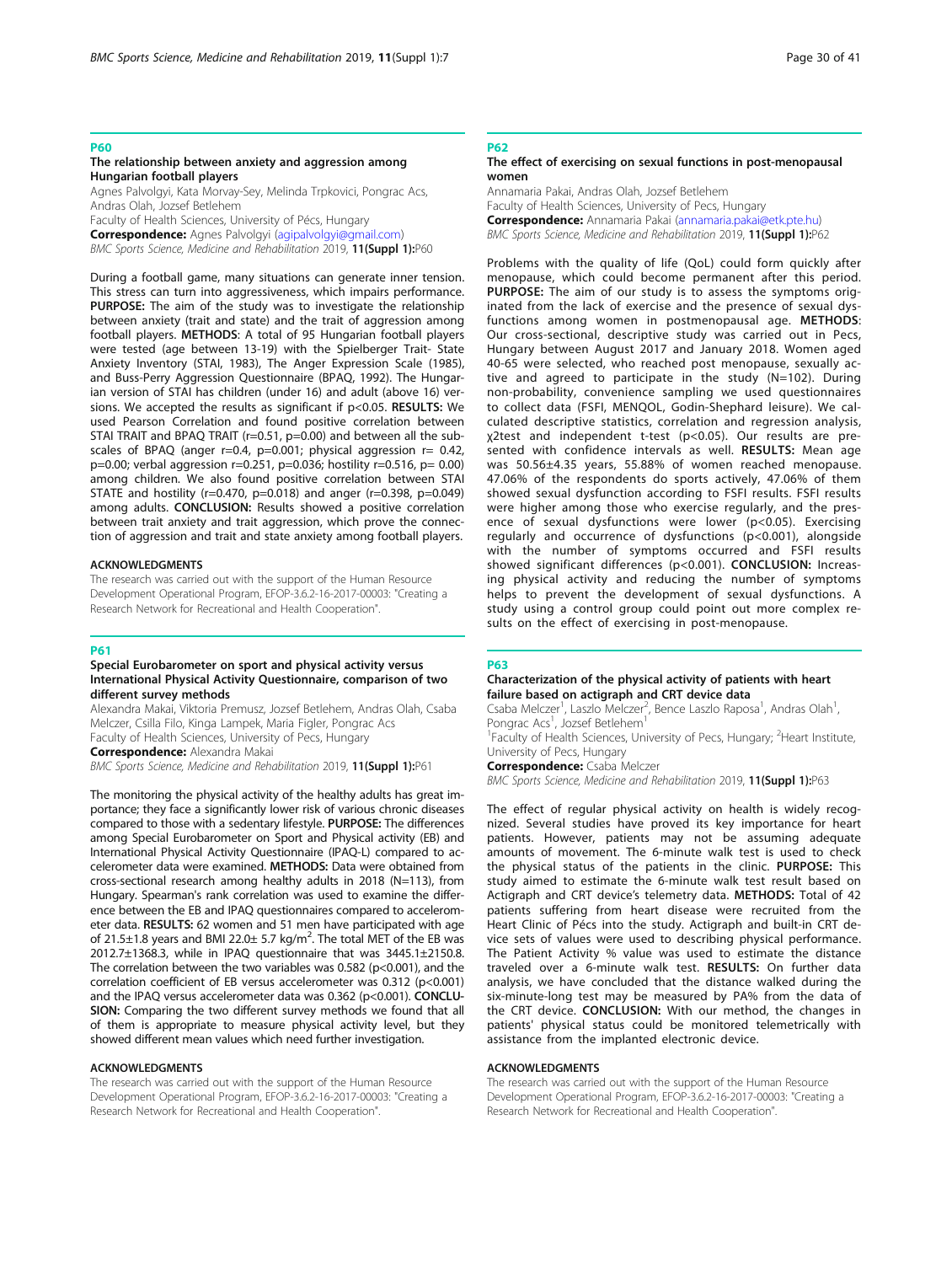## P60

### The relationship between anxiety and aggression among Hungarian football players

Agnes Palvolgyi, Kata Morvay-Sey, Melinda Trpkovici, Pongrac Acs, Andras Olah, Jozsef Betlehem

Faculty of Health Sciences, University of Pécs, Hungary

**Correspondence:** Agnes Palvolgyi (agipalvolgyi@gmail.com)

*BMC Sports Science, Medicine and Rehabilitation* 2019, **11(Suppl 1):**P60

During a football game, many situations can generate inner tension. This stress can turn into aggressiveness, which impairs performance. **PURPOSE:** The aim of the study was to investigate the relationship between anxiety (trait and state) and the trait of aggression among football players. **METHODS**: A total of 95 Hungarian football players were tested (age between 13-19) with the Spielberger Trait- State Anxiety Inventory (STAI, 1983), The Anger Expression Scale (1985), and Buss-Perry Aggression Questionnaire (BPAQ, 1992). The Hungarian version of STAI has children (under 16) and adult (above 16) versions. We accepted the results as significant if $p<0.05$. **RESULTS:** We used Pearson Correlation and found positive correlation between STAI TRAIT and BPAQ TRAIT ($r=0.51$, $p=0.00$) and between all the subscales of BPAQ (anger $r=0.4$, $p=0.001$; physical aggression $r= 0.42$, $p=0.00$; verbal aggression $r=0.251$, $p=0.036$; hostility $r=0.516$, $p= 0.00$) among children. We also found positive correlation between STAI STATE and hostility ($r=0.470$, $p=0.018$) and anger ($r=0.398$, $p=0.049$) among adults. **CONCLUSION:** Results showed a positive correlation between trait anxiety and trait aggression, which prove the connection of aggression and trait and state anxiety among football players.

#### ACKNOWLEDGMENTS

The research was carried out with the support of the Human Resource Development Operational Program, EFOP-3.6.2-16-2017-00003: "Creating a Research Network for Recreational and Health Cooperation".

## P61

### Special Eurobarometer on sport and physical activity versus International Physical Activity Questionnaire, comparison of two different survey methods

Alexandra Makai, Viktoria Premusz, Jozsef Betlehem, Andras Olah, Csaba Melczer, Csilla Filo, Kinga Lampek, Maria Figler, Pongrac Acs

Faculty of Health Sciences, University of Pecs, Hungary

**Correspondence:** Alexandra Makai

*BMC Sports Science, Medicine and Rehabilitation* 2019, **11(Suppl 1):**P61

The monitoring the physical activity of the healthy adults has great importance; they face a significantly lower risk of various chronic diseases compared to those with a sedentary lifestyle. **PURPOSE:** The differences among Special Eurobarometer on Sport and Physical activity (EB) and International Physical Activity Questionnaire (IPAQ-L) compared to accelerometer data were examined. **METHODS:** Data were obtained from cross-sectional research among healthy adults in 2018 (N=113), from Hungary. Spearman's rank correlation was used to examine the difference between the EB and IPAQ questionnaires compared to accelerometer data. **RESULTS:** 62 women and 51 men have participated with age of 21.5±1.8 years and BMI 22.0± 5.7 kg/m$^2$. The total MET of the EB was 2012.7±1368.3, while in IPAQ questionnaire that was 3445.1±2150.8. The correlation between the two variables was 0.582 ($p<0.001$), and the correlation coefficient of EB versus accelerometer was 0.312 ($p<0.001$) and the IPAQ versus accelerometer data was 0.362 ($p<0.001$). **CONCLUSION:** Comparing the two different survey methods we found that all of them is appropriate to measure physical activity level, but they showed different mean values which need further investigation.

#### ACKNOWLEDGMENTS

The research was carried out with the support of the Human Resource Development Operational Program, EFOP-3.6.2-16-2017-00003: "Creating a Research Network for Recreational and Health Cooperation".

## P62

### The effect of exercising on sexual functions in post-menopausal women

Annamaria Pakai, Andras Olah, Jozsef Betlehem

Faculty of Health Sciences, University of Pecs, Hungary

**Correspondence:** Annamaria Pakai (annamaria.pakai@etk.pte.hu)

*BMC Sports Science, Medicine and Rehabilitation* 2019, **11(Suppl 1):**P62

Problems with the quality of life (QoL) could form quickly after menopause, which could become permanent after this period. **PURPOSE:** The aim of our study is to assess the symptoms originated from the lack of exercise and the presence of sexual dysfunctions among women in postmenopausal age. **METHODS**: Our cross-sectional, descriptive study was carried out in Pecs, Hungary between August 2017 and January 2018. Women aged 40-65 were selected, who reached post menopause, sexually active and agreed to participate in the study (N=102). During non-probability, convenience sampling we used questionnaires to collect data (FSFI, MENQOL, Godin-Shephard leisure). We calculated descriptive statistics, correlation and regression analysis, $\chi^2$test and independent t-test ($p<0.05$). Our results are presented with confidence intervals as well. **RESULTS:** Mean age was 50.56±4.35 years, 55.88% of women reached menopause. 47.06% of the respondents do sports actively, 47.06% of them showed sexual dysfunction according to FSFI results. FSFI results were higher among those who exercise regularly, and the presence of sexual dysfunctions were lower ($p<0.05$). Exercising regularly and occurrence of dysfunctions ($p<0.001$), alongside with the number of symptoms occurred and FSFI results showed significant differences ($p<0.001$). **CONCLUSION:** Increasing physical activity and reducing the number of symptoms helps to prevent the development of sexual dysfunctions. A study using a control group could point out more complex results on the effect of exercising in post-menopause.

## P63

### Characterization of the physical activity of patients with heart failure based on actigraph and CRT device data

Csaba Melczer[1], Laszlo Melczer[2], Bence Laszlo Raposa[1], Andras Olah[1], Pongrac Acs[1], Jozsef Betlehem[1]

[1]Faculty of Health Sciences, University of Pecs, Hungary; [2]Heart Institute, University of Pecs, Hungary

**Correspondence:** Csaba Melczer

*BMC Sports Science, Medicine and Rehabilitation* 2019, **11(Suppl 1):**P63

The effect of regular physical activity on health is widely recognized. Several studies have proved its key importance for heart patients. However, patients may not be assuming adequate amounts of movement. The 6-minute walk test is used to check the physical status of the patients in the clinic. **PURPOSE:** This study aimed to estimate the 6-minute walk test result based on Actigraph and CRT device's telemetry data. **METHODS:** Total of 42 patients suffering from heart disease were recruited from the Heart Clinic of Pécs into the study. Actigraph and built-in CRT device sets of values were used to describing physical performance. The Patient Activity % value was used to estimate the distance traveled over a 6-minute walk test. **RESULTS:** On further data analysis, we have concluded that the distance walked during the six-minute-long test may be measured by PA% from the data of the CRT device. **CONCLUSION:** With our method, the changes in patients' physical status could be monitored telemetrically with assistance from the implanted electronic device.

#### ACKNOWLEDGMENTS

The research was carried out with the support of the Human Resource Development Operational Program, EFOP-3.6.2-16-2017-00003: "Creating a Research Network for Recreational and Health Cooperation".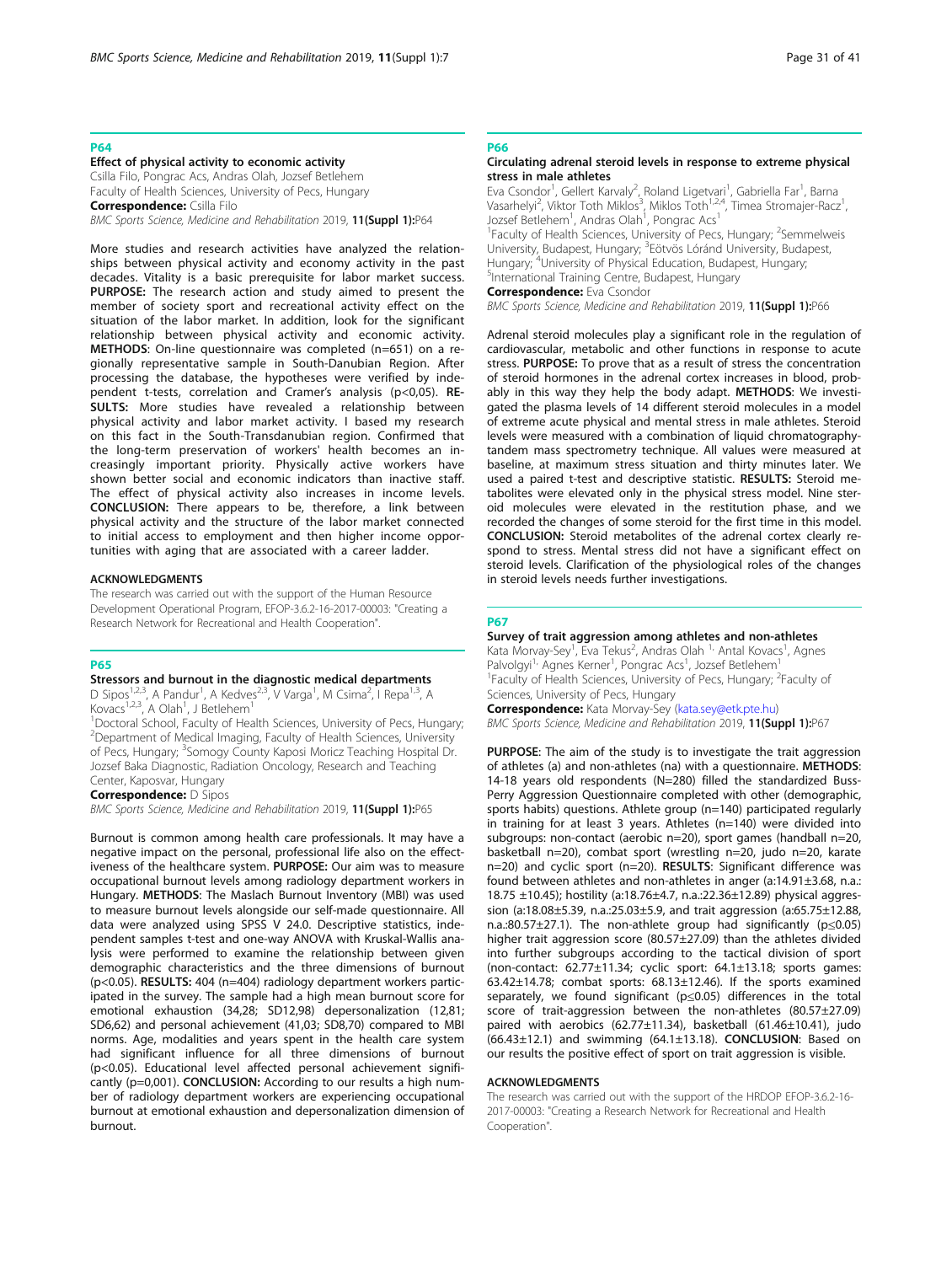## P64

### Effect of physical activity to economic activity

Csilla Filo, Pongrac Acs, Andras Olah, Jozsef Betlehem

Faculty of Health Sciences, University of Pecs, Hungary

**Correspondence:** Csilla Filo

*BMC Sports Science, Medicine and Rehabilitation* 2019, **11(Suppl 1):**P64

More studies and research activities have analyzed the relationships between physical activity and economy activity in the past decades. Vitality is a basic prerequisite for labor market success. **PURPOSE:** The research action and study aimed to present the member of society sport and recreational activity effect on the situation of the labor market. In addition, look for the significant relationship between physical activity and economic activity. **METHODS**: On-line questionnaire was completed (n=651) on a regionally representative sample in South-Danubian Region. After processing the database, the hypotheses were verified by independent t-tests, correlation and Cramer's analysis (p<0,05). **RESULTS:** More studies have revealed a relationship between physical activity and labor market activity. I based my research on this fact in the South-Transdanubian region. Confirmed that the long-term preservation of workers' health becomes an increasingly important priority. Physically active workers have shown better social and economic indicators than inactive staff. The effect of physical activity also increases in income levels. **CONCLUSION:** There appears to be, therefore, a link between physical activity and the structure of the labor market connected to initial access to employment and then higher income opportunities with aging that are associated with a career ladder.

#### ACKNOWLEDGMENTS

The research was carried out with the support of the Human Resource Development Operational Program, EFOP-3.6.2-16-2017-00003: "Creating a Research Network for Recreational and Health Cooperation".

## P65

### Stressors and burnout in the diagnostic medical departments

D Sipos[1,2,3], A Pandur[1], A Kedves[2,3], V Varga[1], M Csima[2], I Repa[1,3], A Kovacs[1,2,3], A Olah[1], J Betlehem[1]

[1]Doctoral School, Faculty of Health Sciences, University of Pecs, Hungary; [2]Department of Medical Imaging, Faculty of Health Sciences, University of Pecs, Hungary; [3]Somogy County Kaposi Moricz Teaching Hospital Dr. Jozsef Baka Diagnostic, Radiation Oncology, Research and Teaching Center, Kaposvar, Hungary

**Correspondence:** D Sipos

*BMC Sports Science, Medicine and Rehabilitation* 2019, **11(Suppl 1):**P65

Burnout is common among health care professionals. It may have a negative impact on the personal, professional life also on the effectiveness of the healthcare system. **PURPOSE:** Our aim was to measure occupational burnout levels among radiology department workers in Hungary. **METHODS:** The Maslach Burnout Inventory (MBI) was used to measure burnout levels alongside our self-made questionnaire. All data were analyzed using SPSS V 24.0. Descriptive statistics, independent samples t-test and one-way ANOVA with Kruskal-Wallis analysis were performed to examine the relationship between given demographic characteristics and the three dimensions of burnout (p<0.05). **RESULTS:** 404 (n=404) radiology department workers participated in the survey. The sample had a high mean burnout score for emotional exhaustion (34,28; SD12,98) depersonalization (12,81; SD6,62) and personal achievement (41,03; SD8,70) compared to MBI norms. Age, modalities and years spent in the health care system had significant influence for all three dimensions of burnout (p<0.05). Educational level affected personal achievement significantly (p=0,001). **CONCLUSION:** According to our results a high number of radiology department workers are experiencing occupational burnout at emotional exhaustion and depersonalization dimension of burnout.

## P66

### Circulating adrenal steroid levels in response to extreme physical stress in male athletes

Eva Csondor[1], Gellert Karvaly[2], Roland Ligetvari[1], Gabriella Far[1], Barna Vasarhelyi[2], Viktor Toth Miklos[3], Miklos Toth[1,2,4], Timea Stromajer-Racz[1], Jozsef Betlehem[1], Andras Olah[1], Pongrac Acs[1]

[1]Faculty of Health Sciences, University of Pecs, Hungary; [2]Semmelweis University, Budapest, Hungary; [3]Eötvös Lóránd University, Budapest, Hungary; [4]University of Physical Education, Budapest, Hungary; [5]International Training Centre, Budapest, Hungary

**Correspondence:** Eva Csondor

*BMC Sports Science, Medicine and Rehabilitation* 2019, **11(Suppl 1):**P66

Adrenal steroid molecules play a significant role in the regulation of cardiovascular, metabolic and other functions in response to acute stress. **PURPOSE:** To prove that as a result of stress the concentration of steroid hormones in the adrenal cortex increases in blood, probably in this way they help the body adapt. **METHODS**: We investigated the plasma levels of 14 different steroid molecules in a model of extreme acute physical and mental stress in male athletes. Steroid levels were measured with a combination of liquid chromatography-tandem mass spectrometry technique. All values were measured at baseline, at maximum stress situation and thirty minutes later. We used a paired t-test and descriptive statistic. **RESULTS:** Steroid metabolites were elevated only in the physical stress model. Nine steroid molecules were elevated in the restitution phase, and we recorded the changes of some steroid for the first time in this model. **CONCLUSION:** Steroid metabolites of the adrenal cortex clearly respond to stress. Mental stress did not have a significant effect on steroid levels. Clarification of the physiological roles of the changes in steroid levels needs further investigations.

## P67

### Survey of trait aggression among athletes and non-athletes

Kata Morvay-Sey[1], Eva Tekus[2], Andras Olah [1,] Antal Kovacs[1], Agnes Palvolgyi[1,] Agnes Kerner[1], Pongrac Acs[1], Jozsef Betlehem[1]

[1]Faculty of Health Sciences, University of Pecs, Hungary; [2]Faculty of Sciences, University of Pecs, Hungary

**Correspondence:** Kata Morvay-Sey (kata.sey@etk.pte.hu)

*BMC Sports Science, Medicine and Rehabilitation* 2019, **11(Suppl 1):**P67

**PURPOSE**: The aim of the study is to investigate the trait aggression of athletes (a) and non-athletes (na) with a questionnaire. **METHODS**: 14-18 years old respondents (N=280) filled the standardized Buss-Perry Aggression Questionnaire completed with other (demographic, sports habits) questions. Athlete group (n=140) participated regularly in training for at least 3 years. Athletes (n=140) were divided into subgroups: non-contact (aerobic n=20), sport games (handball n=20, basketball n=20), combat sport (wrestling n=20, judo n=20, karate n=20) and cyclic sport (n=20). **RESULTS**: Significant difference was found between athletes and non-athletes in anger (a:14.91±3.68, n.a.: 18.75 ±10.45); hostility (a:18.76±4.7, n.a.:22.36±12.89) physical aggression (a:18.08±5.39, n.a.:25.03±5.9, and trait aggression (a:65.75±12.88, n.a.:80.57±27.1). The non-athlete group had significantly (p≤0.05) higher trait aggression score (80.57±27.09) than the athletes divided into further subgroups according to the tactical division of sport (non-contact: 62.77±11.34; cyclic sport: 64.1±13.18; sports games: 63.42±14.78; combat sports: 68.13±12.46). If the sports examined separately, we found significant (p≤0.05) differences in the total score of trait-aggression between the non-athletes (80.57±27.09) paired with aerobics (62.77±11.34), basketball (61.46±10.41), judo (66.43±12.1) and swimming (64.1±13.18). **CONCLUSION**: Based on our results the positive effect of sport on trait aggression is visible.

#### ACKNOWLEDGMENTS

The research was carried out with the support of the HRDOP EFOP-3.6.2-16-2017-00003: "Creating a Research Network for Recreational and Health Cooperation".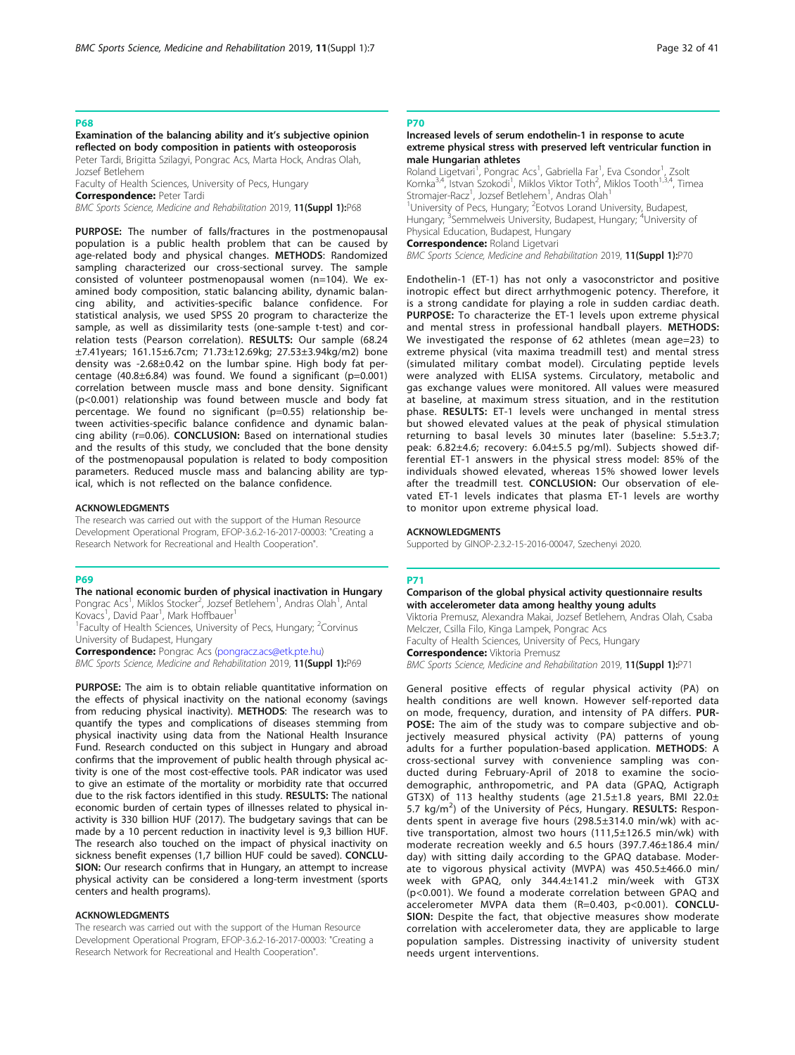## P68

### Examination of the balancing ability and it's subjective opinion reflected on body composition in patients with osteoporosis

Peter Tardi, Brigitta Szilagyi, Pongrac Acs, Marta Hock, Andras Olah, Jozsef Betlehem

Faculty of Health Sciences, University of Pecs, Hungary

**Correspondence:** Peter Tardi

*BMC Sports Science, Medicine and Rehabilitation* 2019, **11(Suppl 1):**P68

**PURPOSE:** The number of falls/fractures in the postmenopausal population is a public health problem that can be caused by age-related body and physical changes. **METHODS**: Randomized sampling characterized our cross-sectional survey. The sample consisted of volunteer postmenopausal women (n=104). We examined body composition, static balancing ability, dynamic balancing ability, and activities-specific balance confidence. For statistical analysis, we used SPSS 20 program to characterize the sample, as well as dissimilarity tests (one-sample t-test) and correlation tests (Pearson correlation). **RESULTS:** Our sample (68.24 ±7.41years; 161.15±6.7cm; 71.73±12.69kg; 27.53±3.94kg/m2) bone density was -2.68±0.42 on the lumbar spine. High body fat percentage (40.8±6.84) was found. We found a significant (p=0.001) correlation between muscle mass and bone density. Significant (p<0.001) relationship was found between muscle and body fat percentage. We found no significant (p=0.55) relationship between activities-specific balance confidence and dynamic balancing ability (r=0.06). **CONCLUSION:** Based on international studies and the results of this study, we concluded that the bone density of the postmenopausal population is related to body composition parameters. Reduced muscle mass and balancing ability are typical, which is not reflected on the balance confidence.

#### ACKNOWLEDGMENTS

The research was carried out with the support of the Human Resource Development Operational Program, EFOP-3.6.2-16-2017-00003: "Creating a Research Network for Recreational and Health Cooperation".

## P69

### The national economic burden of physical inactivation in Hungary

Pongrac Acs[1], Miklos Stocker[2], Jozsef Betlehem[1], Andras Olah[1], Antal Kovacs[1], David Paar[1], Mark Hoffbauer[1]

[1]Faculty of Health Sciences, University of Pecs, Hungary; [2]Corvinus University of Budapest, Hungary

**Correspondence:** Pongrac Acs (pongracz.acs@etk.pte.hu)

*BMC Sports Science, Medicine and Rehabilitation* 2019, **11(Suppl 1):**P69

**PURPOSE:** The aim is to obtain reliable quantitative information on the effects of physical inactivity on the national economy (savings from reducing physical inactivity). **METHODS**: The research was to quantify the types and complications of diseases stemming from physical inactivity using data from the National Health Insurance Fund. Research conducted on this subject in Hungary and abroad confirms that the improvement of public health through physical activity is one of the most cost-effective tools. PAR indicator was used to give an estimate of the mortality or morbidity rate that occurred due to the risk factors identified in this study. **RESULTS:** The national economic burden of certain types of illnesses related to physical inactivity is 330 billion HUF (2017). The budgetary savings that can be made by a 10 percent reduction in inactivity level is 9,3 billion HUF. The research also touched on the impact of physical inactivity on sickness benefit expenses (1,7 billion HUF could be saved). **CONCLUSION:** Our research confirms that in Hungary, an attempt to increase physical activity can be considered a long-term investment (sports centers and health programs).

#### ACKNOWLEDGMENTS

The research was carried out with the support of the Human Resource Development Operational Program, EFOP-3.6.2-16-2017-00003: "Creating a Research Network for Recreational and Health Cooperation".

## P70

### Increased levels of serum endothelin-1 in response to acute extreme physical stress with preserved left ventricular function in male Hungarian athletes

Roland Ligetvari[1], Pongrac Acs[1], Gabriella Far[1], Eva Csondor[1], Zsolt Komka[3,4], Istvan Szokodi[1], Miklos Viktor Toth[2], Miklos Tooth[1,3,4], Timea Stromajer-Racz[1], Jozsef Betlehem[1], Andras Olah[1]

[1]University of Pecs, Hungary; [2]Eotvos Lorand University, Budapest, Hungary; [3]Semmelweis University, Budapest, Hungary; [4]University of Physical Education, Budapest, Hungary

**Correspondence:** Roland Ligetvari

*BMC Sports Science, Medicine and Rehabilitation* 2019, **11(Suppl 1):**P70

Endothelin-1 (ET-1) has not only a vasoconstrictor and positive inotropic effect but direct arrhythmogenic potency. Therefore, it is a strong candidate for playing a role in sudden cardiac death. **PURPOSE:** To characterize the ET-1 levels upon extreme physical and mental stress in professional handball players. **METHODS:** We investigated the response of 62 athletes (mean age=23) to extreme physical (vita maxima treadmill test) and mental stress (simulated military combat model). Circulating peptide levels were analyzed with ELISA systems. Circulatory, metabolic and gas exchange values were monitored. All values were measured at baseline, at maximum stress situation, and in the restitution phase. **RESULTS:** ET-1 levels were unchanged in mental stress but showed elevated values at the peak of physical stimulation returning to basal levels 30 minutes later (baseline: 5.5±3.7; peak: 6.82±4.6; recovery: 6.04±5.5 pg/ml). Subjects showed differential ET-1 answers in the physical stress model: 85% of the individuals showed elevated, whereas 15% showed lower levels after the treadmill test. **CONCLUSION:** Our observation of elevated ET-1 levels indicates that plasma ET-1 levels are worthy to monitor upon extreme physical load.

#### ACKNOWLEDGMENTS

Supported by GINOP-2.3.2-15-2016-00047, Szechenyi 2020.

## P71

### Comparison of the global physical activity questionnaire results with accelerometer data among healthy young adults

Viktoria Premusz, Alexandra Makai, Jozsef Betlehem, Andras Olah, Csaba Melczer, Csilla Filo, Kinga Lampek, Pongrac Acs

Faculty of Health Sciences, University of Pecs, Hungary

**Correspondence:** Viktoria Premusz

*BMC Sports Science, Medicine and Rehabilitation* 2019, **11(Suppl 1):**P71

General positive effects of regular physical activity (PA) on health conditions are well known. However self-reported data on mode, frequency, duration, and intensity of PA differs. **PURPOSE:** The aim of the study was to compare subjective and objectively measured physical activity (PA) patterns of young adults for a further population-based application. **METHODS**: A cross-sectional survey with convenience sampling was conducted during February-April of 2018 to examine the socio-demographic, anthropometric, and PA data (GPAQ, Actigraph GT3X) of 113 healthy students (age 21.5±1.8 years, BMI 22.0± 5.7 kg/m$^2$) of the University of Pécs, Hungary. **RESULTS:** Respondents spent in average five hours (298.5±314.0 min/wk) with active transportation, almost two hours (111,5±126.5 min/wk) with moderate recreation weekly and 6.5 hours (397.7.46±186.4 min/day) with sitting daily according to the GPAQ database. Moderate to vigorous physical activity (MVPA) was 450.5±466.0 min/week with GPAQ, only 344.4±141.2 min/week with GT3X (p<0.001). We found a moderate correlation between GPAQ and accelerometer MVPA data them (R=0.403, p<0.001). **CONCLUSION:** Despite the fact, that objective measures show moderate correlation with accelerometer data, they are applicable to large population samples. Distressing inactivity of university student needs urgent interventions.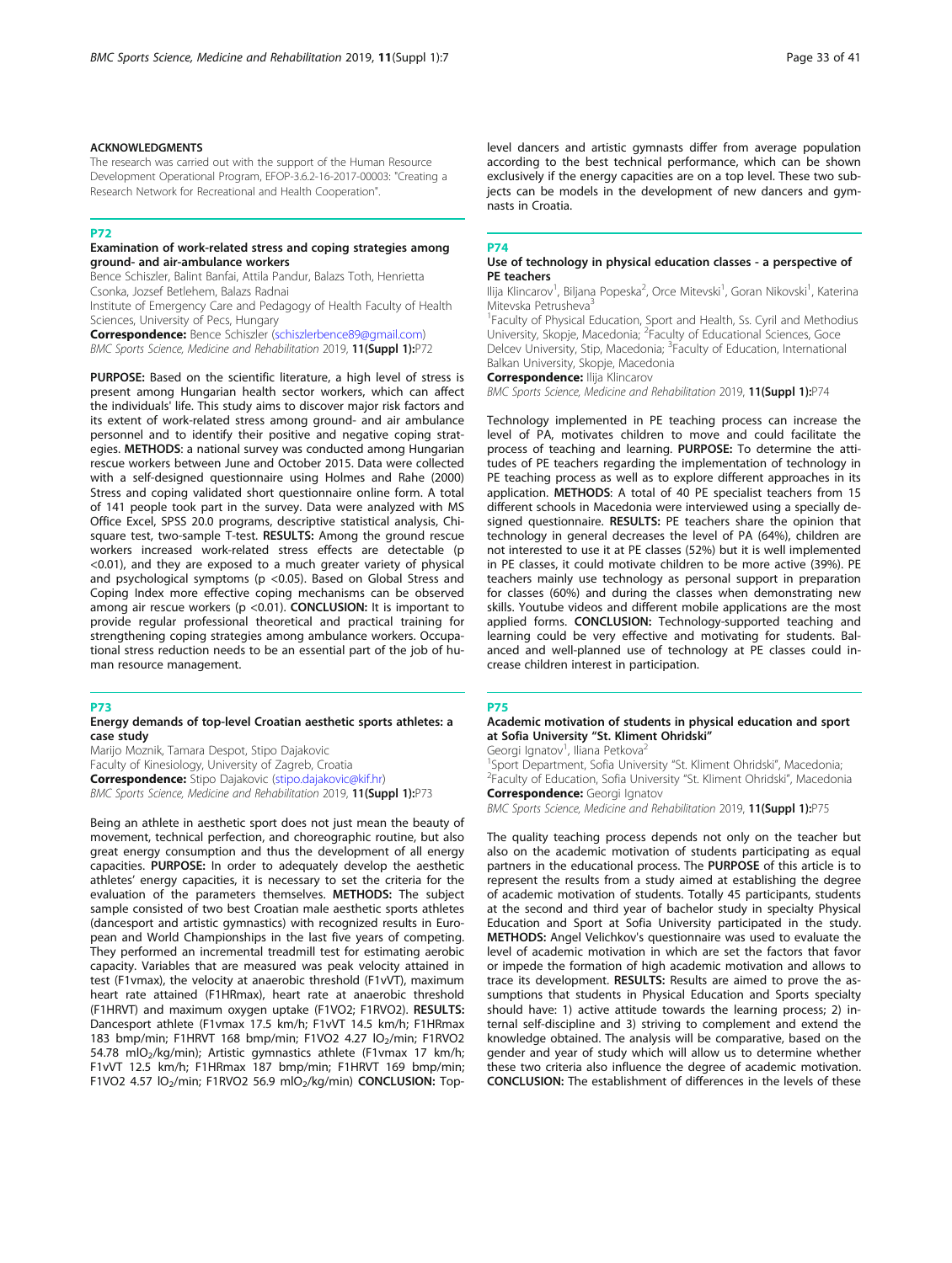## ACKNOWLEDGMENTS

The research was carried out with the support of the Human Resource Development Operational Program, EFOP-3.6.2-16-2017-00003: "Creating a Research Network for Recreational and Health Cooperation".

## P72

### Examination of work-related stress and coping strategies among ground- and air-ambulance workers

Bence Schiszler, Balint Banfai, Attila Pandur, Balazs Toth, Henrietta Csonka, Jozsef Betlehem, Balazs Radnai

Institute of Emergency Care and Pedagogy of Health Faculty of Health Sciences, University of Pecs, Hungary

**Correspondence:** Bence Schiszler (schiszlerbence89@gmail.com)

*BMC Sports Science, Medicine and Rehabilitation* 2019, **11(Suppl 1):**P72

**PURPOSE:** Based on the scientific literature, a high level of stress is present among Hungarian health sector workers, which can affect the individuals' life. This study aims to discover major risk factors and its extent of work-related stress among ground- and air ambulance personnel and to identify their positive and negative coping strategies. **METHODS**: a national survey was conducted among Hungarian rescue workers between June and October 2015. Data were collected with a self-designed questionnaire using Holmes and Rahe (2000) Stress and coping validated short questionnaire online form. A total of 141 people took part in the survey. Data were analyzed with MS Office Excel, SPSS 20.0 programs, descriptive statistical analysis, Chi-square test, two-sample T-test. **RESULTS:** Among the ground rescue workers increased work-related stress effects are detectable ($p < 0.01$), and they are exposed to a much greater variety of physical and psychological symptoms ($p < 0.05$). Based on Global Stress and Coping Index more effective coping mechanisms can be observed among air rescue workers ($p < 0.01$). **CONCLUSION:** It is important to provide regular professional theoretical and practical training for strengthening coping strategies among ambulance workers. Occupational stress reduction needs to be an essential part of the job of human resource management.

## P73

### Energy demands of top-level Croatian aesthetic sports athletes: a case study

Marijo Moznik, Tamara Despot, Stipo Dajakovic

Faculty of Kinesiology, University of Zagreb, Croatia

**Correspondence:** Stipo Dajakovic (stipo.dajakovic@kif.hr)

*BMC Sports Science, Medicine and Rehabilitation* 2019, **11(Suppl 1):**P73

Being an athlete in aesthetic sport does not just mean the beauty of movement, technical perfection, and choreographic routine, but also great energy consumption and thus the development of all energy capacities. **PURPOSE:** In order to adequately develop the aesthetic athletes' energy capacities, it is necessary to set the criteria for the evaluation of the parameters themselves. **METHODS:** The subject sample consisted of two best Croatian male aesthetic sports athletes (dancesport and artistic gymnastics) with recognized results in European and World Championships in the last five years of competing. They performed an incremental treadmill test for estimating aerobic capacity. Variables that are measured was peak velocity attained in test (F1vmax), the velocity at anaerobic threshold (F1vVT), maximum heart rate attained (F1HRmax), heart rate at anaerobic threshold (F1HRVT) and maximum oxygen uptake (F1VO2; F1RVO2). **RESULTS:** Dancesport athlete (F1vmax 17.5 km/h; F1vVT 14.5 km/h; F1HRmax 183 bmp/min; F1HRVT 168 bmp/min; F1VO2 4.27 $lO_2$/min; F1RVO2 54.78 $mlO_2$/kg/min); Artistic gymnastics athlete (F1vmax 17 km/h; F1vVT 12.5 km/h; F1HRmax 187 bmp/min; F1HRVT 169 bmp/min; F1VO2 4.57 $lO_2$/min; F1RVO2 56.9 $mlO_2$/kg/min) **CONCLUSION:** Top-level dancers and artistic gymnasts differ from average population according to the best technical performance, which can be shown exclusively if the energy capacities are on a top level. These two subjects can be models in the development of new dancers and gymnasts in Croatia.

## P74

### Use of technology in physical education classes - a perspective of PE teachers

Ilija Klincarov[1], Biljana Popeska[2], Orce Mitevski[1], Goran Nikovski[1], Katerina Mitevska Petrusheva[3]

[1]Faculty of Physical Education, Sport and Health, Ss. Cyril and Methodius University, Skopje, Macedonia; [2]Faculty of Educational Sciences, Goce Delcev University, Stip, Macedonia; [3]Faculty of Education, International Balkan University, Skopje, Macedonia

**Correspondence:** Ilija Klincarov

*BMC Sports Science, Medicine and Rehabilitation* 2019, **11(Suppl 1):**P74

Technology implemented in PE teaching process can increase the level of PA, motivates children to move and could facilitate the process of teaching and learning. **PURPOSE:** To determine the attitudes of PE teachers regarding the implementation of technology in PE teaching process as well as to explore different approaches in its application. **METHODS**: A total of 40 PE specialist teachers from 15 different schools in Macedonia were interviewed using a specially designed questionnaire. **RESULTS:** PE teachers share the opinion that technology in general decreases the level of PA (64%), children are not interested to use it at PE classes (52%) but it is well implemented in PE classes, it could motivate children to be more active (39%). PE teachers mainly use technology as personal support in preparation for classes (60%) and during the classes when demonstrating new skills. Youtube videos and different mobile applications are the most applied forms. **CONCLUSION:** Technology-supported teaching and learning could be very effective and motivating for students. Balanced and well-planned use of technology at PE classes could increase children interest in participation.

## P75

### Academic motivation of students in physical education and sport at Sofia University "St. Kliment Ohridski"

Georgi Ignatov[1], Iliana Petkova[2]

[1]Sport Department, Sofia University "St. Kliment Ohridski", Macedonia; [2]Faculty of Education, Sofia University "St. Kliment Ohridski", Macedonia

**Correspondence:** Georgi Ignatov

*BMC Sports Science, Medicine and Rehabilitation* 2019, **11(Suppl 1):**P75

The quality teaching process depends not only on the teacher but also on the academic motivation of students participating as equal partners in the educational process. The **PURPOSE** of this article is to represent the results from a study aimed at establishing the degree of academic motivation of students. Totally 45 participants, students at the second and third year of bachelor study in specialty Physical Education and Sport at Sofia University participated in the study. **METHODS:** Angel Velichkov's questionnaire was used to evaluate the level of academic motivation in which are set the factors that favor or impede the formation of high academic motivation and allows to trace its development. **RESULTS:** Results are aimed to prove the assumptions that students in Physical Education and Sports specialty should have: 1) active attitude towards the learning process; 2) internal self-discipline and 3) striving to complement and extend the knowledge obtained. The analysis will be comparative, based on the gender and year of study which will allow us to determine whether these two criteria also influence the degree of academic motivation. **CONCLUSION:** The establishment of differences in the levels of these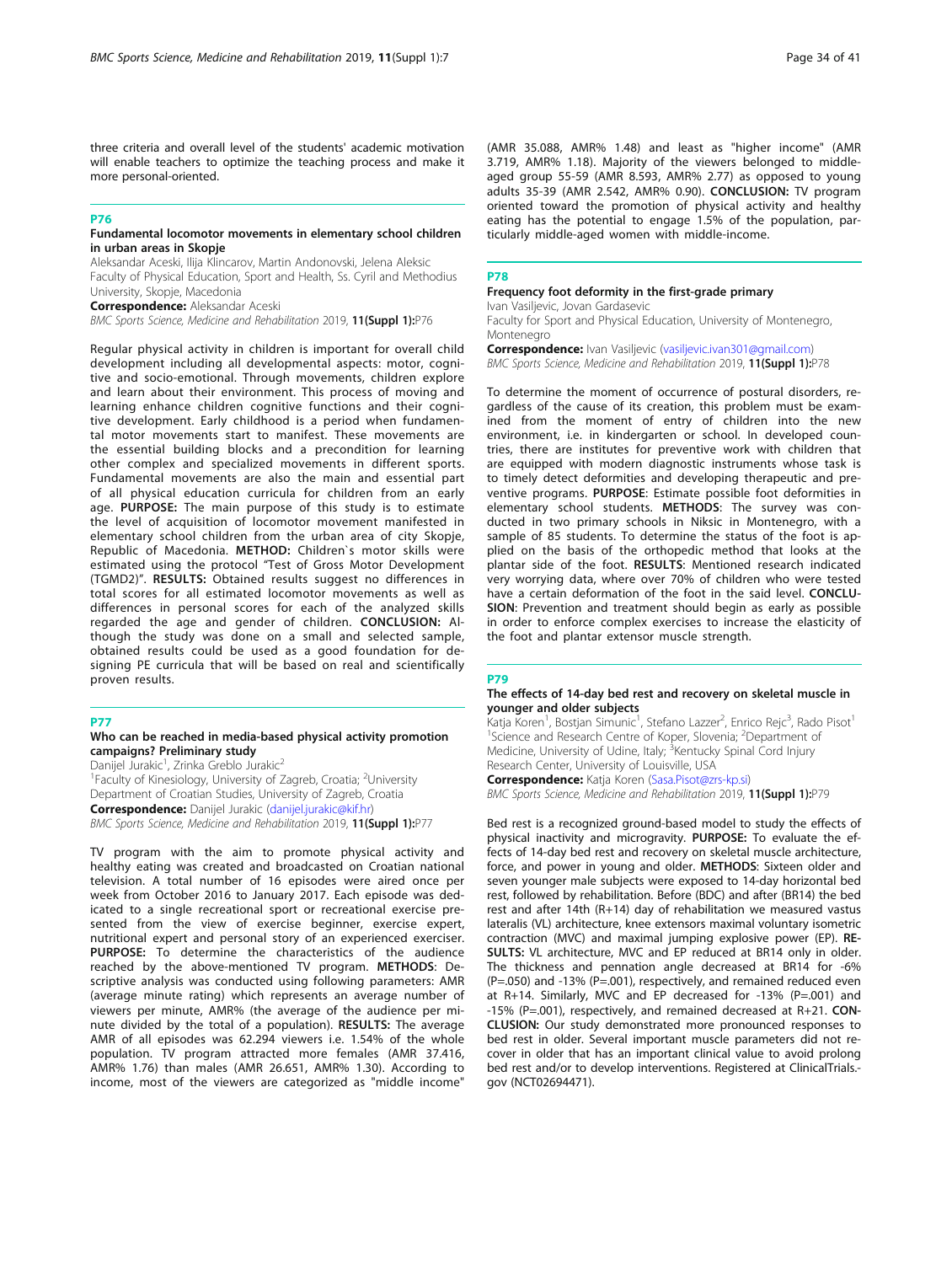three criteria and overall level of the students' academic motivation will enable teachers to optimize the teaching process and make it more personal-oriented.

## P76

### Fundamental locomotor movements in elementary school children in urban areas in Skopje

Aleksandar Aceski, Ilija Klincarov, Martin Andonovski, Jelena Aleksic
Faculty of Physical Education, Sport and Health, Ss. Cyril and Methodius University, Skopje, Macedonia

**Correspondence:** Aleksandar Aceski
*BMC Sports Science, Medicine and Rehabilitation* 2019, **11(Suppl 1):**P76

Regular physical activity in children is important for overall child development including all developmental aspects: motor, cognitive and socio-emotional. Through movements, children explore and learn about their environment. This process of moving and learning enhance children cognitive functions and their cognitive development. Early childhood is a period when fundamental motor movements start to manifest. These movements are the essential building blocks and a precondition for learning other complex and specialized movements in different sports. Fundamental movements are also the main and essential part of all physical education curricula for children from an early age. **PURPOSE:** The main purpose of this study is to estimate the level of acquisition of locomotor movement manifested in elementary school children from the urban area of city Skopje, Republic of Macedonia. **METHOD:** Children`s motor skills were estimated using the protocol "Test of Gross Motor Development (TGMD2)". **RESULTS:** Obtained results suggest no differences in total scores for all estimated locomotor movements as well as differences in personal scores for each of the analyzed skills regarded the age and gender of children. **CONCLUSION:** Although the study was done on a small and selected sample, obtained results could be used as a good foundation for designing PE curricula that will be based on real and scientifically proven results.

## P77

### Who can be reached in media-based physical activity promotion campaigns? Preliminary study

Danijel Jurakic[1], Zrinka Greblo Jurakic[2]
[1]Faculty of Kinesiology, University of Zagreb, Croatia; [2]University Department of Croatian Studies, University of Zagreb, Croatia

**Correspondence:** Danijel Jurakic (danijel.jurakic@kif.hr)
*BMC Sports Science, Medicine and Rehabilitation* 2019, **11(Suppl 1):**P77

TV program with the aim to promote physical activity and healthy eating was created and broadcasted on Croatian national television. A total number of 16 episodes were aired once per week from October 2016 to January 2017. Each episode was dedicated to a single recreational sport or recreational exercise presented from the view of exercise beginner, exercise expert, nutritional expert and personal story of an experienced exerciser. **PURPOSE:** To determine the characteristics of the audience reached by the above-mentioned TV program. **METHODS:** Descriptive analysis was conducted using following parameters: AMR (average minute rating) which represents an average number of viewers per minute, AMR% (the average of the audience per minute divided by the total of a population). **RESULTS:** The average AMR of all episodes was 62.294 viewers i.e. 1.54% of the whole population. TV program attracted more females (AMR 37.416, AMR% 1.76) than males (AMR 26.651, AMR% 1.30). According to income, most of the viewers are categorized as "middle income" (AMR 35.088, AMR% 1.48) and least as "higher income" (AMR 3.719, AMR% 1.18). Majority of the viewers belonged to middle-aged group 55-59 (AMR 8.593, AMR% 2.77) as opposed to young adults 35-39 (AMR 2.542, AMR% 0.90). **CONCLUSION:** TV program oriented toward the promotion of physical activity and healthy eating has the potential to engage 1.5% of the population, particularly middle-aged women with middle-income.

## P78

### Frequency foot deformity in the first-grade primary

Ivan Vasiljevic, Jovan Gardasevic
Faculty for Sport and Physical Education, University of Montenegro, Montenegro

**Correspondence:** Ivan Vasiljevic (vasiljevic.ivan301@gmail.com)
*BMC Sports Science, Medicine and Rehabilitation* 2019, **11(Suppl 1):**P78

To determine the moment of occurrence of postural disorders, regardless of the cause of its creation, this problem must be examined from the moment of entry of children into the new environment, i.e. in kindergarten or school. In developed countries, there are institutes for preventive work with children that are equipped with modern diagnostic instruments whose task is to timely detect deformities and developing therapeutic and preventive programs. **PURPOSE**: Estimate possible foot deformities in elementary school students. **METHODS**: The survey was conducted in two primary schools in Niksic in Montenegro, with a sample of 85 students. To determine the status of the foot is applied on the basis of the orthopedic method that looks at the plantar side of the foot. **RESULTS**: Mentioned research indicated very worrying data, where over 70% of children who were tested have a certain deformation of the foot in the said level. **CONCLUSION**: Prevention and treatment should begin as early as possible in order to enforce complex exercises to increase the elasticity of the foot and plantar extensor muscle strength.

## P79

### The effects of 14-day bed rest and recovery on skeletal muscle in younger and older subjects

Katja Koren[1], Bostjan Simunic[1], Stefano Lazzer[2], Enrico Rejc[3], Rado Pisot[1]
[1]Science and Research Centre of Koper, Slovenia; [2]Department of Medicine, University of Udine, Italy; [3]Kentucky Spinal Cord Injury Research Center, University of Louisville, USA

**Correspondence:** Katja Koren (Sasa.Pisot@zrs-kp.si)
*BMC Sports Science, Medicine and Rehabilitation* 2019, **11(Suppl 1):**P79

Bed rest is a recognized ground-based model to study the effects of physical inactivity and microgravity. **PURPOSE:** To evaluate the effects of 14-day bed rest and recovery on skeletal muscle architecture, force, and power in young and older. **METHODS**: Sixteen older and seven younger male subjects were exposed to 14-day horizontal bed rest, followed by rehabilitation. Before (BDC) and after (BR14) the bed rest and after 14th (R+14) day of rehabilitation we measured vastus lateralis (VL) architecture, knee extensors maximal voluntary isometric contraction (MVC) and maximal jumping explosive power (EP). **RESULTS:** VL architecture, MVC and EP reduced at BR14 only in older. The thickness and pennation angle decreased at BR14 for -6% (P=.050) and -13% (P=.001), respectively, and remained reduced even at R+14. Similarly, MVC and EP decreased for -13% (P=.001) and -15% (P=.001), respectively, and remained decreased at R+21. **CONCLUSION:** Our study demonstrated more pronounced responses to bed rest in older. Several important muscle parameters did not recover in older that has an important clinical value to avoid prolong bed rest and/or to develop interventions. Registered at ClinicalTrials.gov (NCT02694471).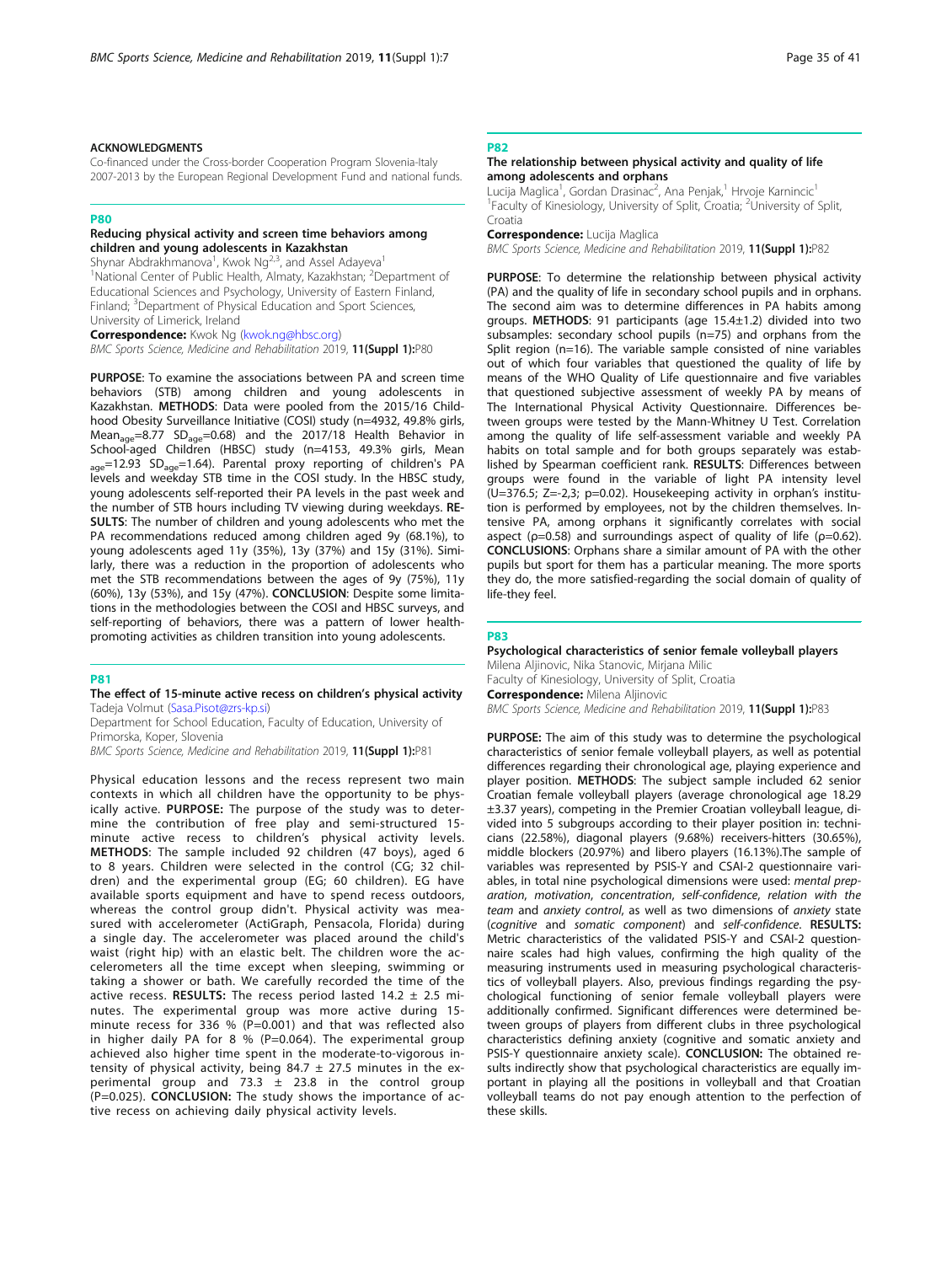**ACKNOWLEDGMENTS**

Co-financed under the Cross-border Cooperation Program Slovenia-Italy 2007-2013 by the European Regional Development Fund and national funds.

## P80

### Reducing physical activity and screen time behaviors among children and young adolescents in Kazakhstan

Shynar Abdrakhmanova[1], Kwok Ng[2,3], and Assel Adayeva[1]

[1]National Center of Public Health, Almaty, Kazakhstan; [2]Department of Educational Sciences and Psychology, University of Eastern Finland, Finland; [3]Department of Physical Education and Sport Sciences, University of Limerick, Ireland

**Correspondence:** Kwok Ng (kwok.ng@hbsc.org)

*BMC Sports Science, Medicine and Rehabilitation* 2019, **11(Suppl 1):**P80

**PURPOSE**: To examine the associations between PA and screen time behaviors (STB) among children and young adolescents in Kazakhstan. **METHODS**: Data were pooled from the 2015/16 Childhood Obesity Surveillance Initiative (COSI) study (n=4932, 49.8% girls, $Mean_{age}$=8.77 $SD_{age}$=0.68) and the 2017/18 Health Behavior in School-aged Children (HBSC) study (n=4153, 49.3% girls, $Mean_{age}$=12.93 $SD_{age}$=1.64). Parental proxy reporting of children's PA levels and weekday STB time in the COSI study. In the HBSC study, young adolescents self-reported their PA levels in the past week and the number of STB hours including TV viewing during weekdays. **RESULTS**: The number of children and young adolescents who met the PA recommendations reduced among children aged 9y (68.1%), to young adolescents aged 11y (35%), 13y (37%) and 15y (31%). Similarly, there was a reduction in the proportion of adolescents who met the STB recommendations between the ages of 9y (75%), 11y (60%), 13y (53%), and 15y (47%). **CONCLUSION**: Despite some limitations in the methodologies between the COSI and HBSC surveys, and self-reporting of behaviors, there was a pattern of lower health-promoting activities as children transition into young adolescents.

## P81

### The effect of 15-minute active recess on children's physical activity

Tadeja Volmut (Sasa.Pisot@zrs-kp.si)

Department for School Education, Faculty of Education, University of Primorska, Koper, Slovenia

*BMC Sports Science, Medicine and Rehabilitation* 2019, **11(Suppl 1):**P81

Physical education lessons and the recess represent two main contexts in which all children have the opportunity to be physically active. **PURPOSE:** The purpose of the study was to determine the contribution of free play and semi-structured 15-minute active recess to children's physical activity levels. **METHODS**: The sample included 92 children (47 boys), aged 6 to 8 years. Children were selected in the control (CG; 32 children) and the experimental group (EG; 60 children). EG have available sports equipment and have to spend recess outdoors, whereas the control group didn't. Physical activity was measured with accelerometer (ActiGraph, Pensacola, Florida) during a single day. The accelerometer was placed around the child's waist (right hip) with an elastic belt. The children wore the accelerometers all the time except when sleeping, swimming or taking a shower or bath. We carefully recorded the time of the active recess. **RESULTS:** The recess period lasted 14.2 ± 2.5 minutes. The experimental group was more active during 15-minute recess for 336 % (P=0.001) and that was reflected also in higher daily PA for 8 % (P=0.064). The experimental group achieved also higher time spent in the moderate-to-vigorous intensity of physical activity, being 84.7 ± 27.5 minutes in the experimental group and 73.3 ± 23.8 in the control group (P=0.025). **CONCLUSION:** The study shows the importance of active recess on achieving daily physical activity levels.

## P82

### The relationship between physical activity and quality of life among adolescents and orphans

Lucija Maglica[1], Gordan Drasinac[2], Ana Penjak,[1] Hrvoje Karnincic[1]

[1]Faculty of Kinesiology, University of Split, Croatia; [2]University of Split, Croatia

**Correspondence:** Lucija Maglica

*BMC Sports Science, Medicine and Rehabilitation* 2019, **11(Suppl 1):**P82

**PURPOSE**: To determine the relationship between physical activity (PA) and the quality of life in secondary school pupils and in orphans. The second aim was to determine differences in PA habits among groups. **METHODS**: 91 participants (age 15.4±1.2) divided into two subsamples: secondary school pupils (n=75) and orphans from the Split region (n=16). The variable sample consisted of nine variables out of which four variables that questioned the quality of life by means of the WHO Quality of Life questionnaire and five variables that questioned subjective assessment of weekly PA by means of The International Physical Activity Questionnaire. Differences between groups were tested by the Mann-Whitney U Test. Correlation among the quality of life self-assessment variable and weekly PA habits on total sample and for both groups separately was established by Spearman coefficient rank. **RESULTS**: Differences between groups were found in the variable of light PA intensity level (U=376.5; Z=-2,3; p=0.02). Housekeeping activity in orphan's institution is performed by employees, not by the children themselves. Intensive PA, among orphans it significantly correlates with social aspect (ρ=0.58) and surroundings aspect of quality of life (ρ=0.62). **CONCLUSIONS**: Orphans share a similar amount of PA with the other pupils but sport for them has a particular meaning. The more sports they do, the more satisfied-regarding the social domain of quality of life-they feel.

## P83

### Psychological characteristics of senior female volleyball players

Milena Aljinovic, Nika Stanovic, Mirjana Milic

Faculty of Kinesiology, University of Split, Croatia

**Correspondence:** Milena Aljinovic

*BMC Sports Science, Medicine and Rehabilitation* 2019, **11(Suppl 1):**P83

**PURPOSE:** The aim of this study was to determine the psychological characteristics of senior female volleyball players, as well as potential differences regarding their chronological age, playing experience and player position. **METHODS:** The subject sample included 62 senior Croatian female volleyball players (average chronological age 18.29 ±3.37 years), competing in the Premier Croatian volleyball league, divided into 5 subgroups according to their player position in: technicians (22.58%), diagonal players (9.68%) receivers-hitters (30.65%), middle blockers (20.97%) and libero players (16.13%).The sample of variables was represented by PSIS-Y and CSAI-2 questionnaire variables, in total nine psychological dimensions were used: *mental preparation*, *motivation*, *concentration*, *self-confidence*, *relation with the team* and *anxiety control*, as well as two dimensions of *anxiety* state (*cognitive* and *somatic component*) and *self-confidence*. **RESULTS:** Metric characteristics of the validated PSIS-Y and CSAI-2 questionnaire scales had high values, confirming the high quality of the measuring instruments used in measuring psychological characteristics of volleyball players. Also, previous findings regarding the psychological functioning of senior female volleyball players were additionally confirmed. Significant differences were determined between groups of players from different clubs in three psychological characteristics defining anxiety (cognitive and somatic anxiety and PSIS-Y questionnaire anxiety scale). **CONCLUSION:** The obtained results indirectly show that psychological characteristics are equally important in playing all the positions in volleyball and that Croatian volleyball teams do not pay enough attention to the perfection of these skills.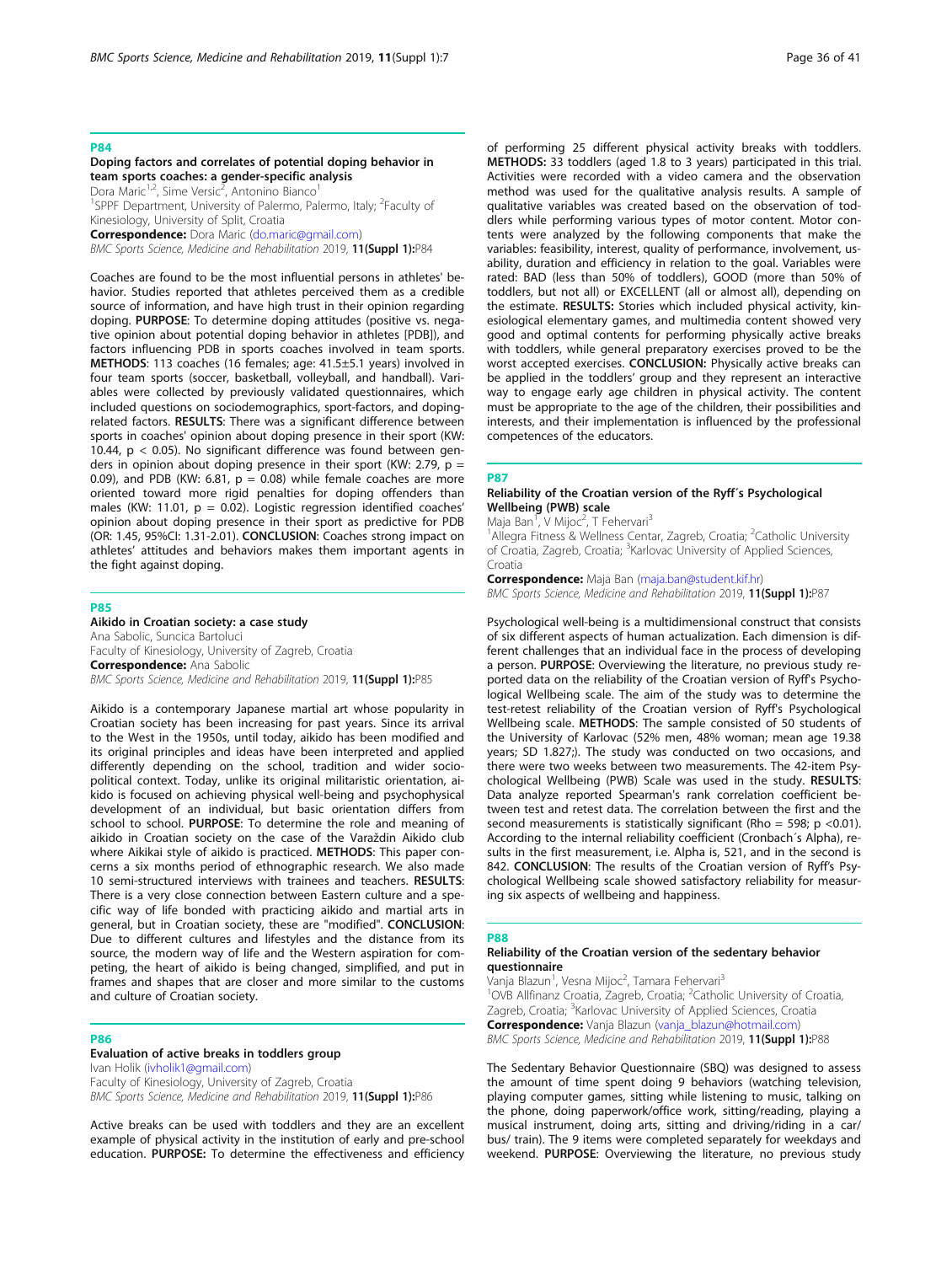## P84

### Doping factors and correlates of potential doping behavior in team sports coaches: a gender-specific analysis

Dora Maric[1,2], Sime Versic[2], Antonino Bianco[1]

[1]SPPF Department, University of Palermo, Palermo, Italy; [2]Faculty of Kinesiology, University of Split, Croatia

**Correspondence:** Dora Maric (do.maric@gmail.com)

*BMC Sports Science, Medicine and Rehabilitation* 2019, **11(Suppl 1):**P84

Coaches are found to be the most influential persons in athletes' behavior. Studies reported that athletes perceived them as a credible source of information, and have high trust in their opinion regarding doping. **PURPOSE**: To determine doping attitudes (positive vs. negative opinion about potential doping behavior in athletes [PDB]), and factors influencing PDB in sports coaches involved in team sports. **METHODS**: 113 coaches (16 females; age: 41.5±5.1 years) involved in four team sports (soccer, basketball, volleyball, and handball). Variables were collected by previously validated questionnaires, which included questions on sociodemographics, sport-factors, and doping-related factors. **RESULTS**: There was a significant difference between sports in coaches' opinion about doping presence in their sport (KW: 10.44, $p < 0.05$). No significant difference was found between genders in opinion about doping presence in their sport (KW: 2.79, $p = 0.09$), and PDB (KW: 6.81, $p = 0.08$) while female coaches are more oriented toward more rigid penalties for doping offenders than males (KW: 11.01, $p = 0.02$). Logistic regression identified coaches' opinion about doping presence in their sport as predictive for PDB (OR: 1.45, 95%CI: 1.31-2.01). **CONCLUSION**: Coaches strong impact on athletes' attitudes and behaviors makes them important agents in the fight against doping.

## P85

### Aikido in Croatian society: a case study

Ana Sabolic, Suncica Bartoluci

Faculty of Kinesiology, University of Zagreb, Croatia

**Correspondence:** Ana Sabolic

*BMC Sports Science, Medicine and Rehabilitation* 2019, **11(Suppl 1):**P85

Aikido is a contemporary Japanese martial art whose popularity in Croatian society has been increasing for past years. Since its arrival to the West in the 1950s, until today, aikido has been modified and its original principles and ideas have been interpreted and applied differently depending on the school, tradition and wider socio-political context. Today, unlike its original militaristic orientation, aikido is focused on achieving physical well-being and psychophysical development of an individual, but basic orientation differs from school to school. **PURPOSE**: To determine the role and meaning of aikido in Croatian society on the case of the Varaždin Aikido club where Aikikai style of aikido is practiced. **METHODS**: This paper concerns a six months period of ethnographic research. We also made 10 semi-structured interviews with trainees and teachers. **RESULTS**: There is a very close connection between Eastern culture and a specific way of life bonded with practicing aikido and martial arts in general, but in Croatian society, these are "modified". **CONCLUSION**: Due to different cultures and lifestyles and the distance from its source, the modern way of life and the Western aspiration for competing, the heart of aikido is being changed, simplified, and put in frames and shapes that are closer and more similar to the customs and culture of Croatian society.

## P86

### Evaluation of active breaks in toddlers group

Ivan Holik (ivholik1@gmail.com)

Faculty of Kinesiology, University of Zagreb, Croatia

*BMC Sports Science, Medicine and Rehabilitation* 2019, **11(Suppl 1):**P86

Active breaks can be used with toddlers and they are an excellent example of physical activity in the institution of early and pre-school education. **PURPOSE:** To determine the effectiveness and efficiency of performing 25 different physical activity breaks with toddlers. **METHODS:** 33 toddlers (aged 1.8 to 3 years) participated in this trial. Activities were recorded with a video camera and the observation method was used for the qualitative analysis results. A sample of qualitative variables was created based on the observation of toddlers while performing various types of motor content. Motor contents were analyzed by the following components that make the variables: feasibility, interest, quality of performance, involvement, usability, duration and efficiency in relation to the goal. Variables were rated: BAD (less than 50% of toddlers), GOOD (more than 50% of toddlers, but not all) or EXCELLENT (all or almost all), depending on the estimate. **RESULTS:** Stories which included physical activity, kinesiological elementary games, and multimedia content showed very good and optimal contents for performing physically active breaks with toddlers, while general preparatory exercises proved to be the worst accepted exercises. **CONCLUSION:** Physically active breaks can be applied in the toddlers' group and they represent an interactive way to engage early age children in physical activity. The content must be appropriate to the age of the children, their possibilities and interests, and their implementation is influenced by the professional competences of the educators.

## P87

### Reliability of the Croatian version of the Ryff´s Psychological Wellbeing (PWB) scale

Maja Ban[1], V Mijoc[2], T Fehervari[3]

[1]Allegra Fitness & Wellness Centar, Zagreb, Croatia; [2]Catholic University of Croatia, Zagreb, Croatia; [3]Karlovac University of Applied Sciences, Croatia

**Correspondence:** Maja Ban (maja.ban@student.kif.hr)

*BMC Sports Science, Medicine and Rehabilitation* 2019, **11(Suppl 1):**P87

Psychological well-being is a multidimensional construct that consists of six different aspects of human actualization. Each dimension is different challenges that an individual face in the process of developing a person. **PURPOSE**: Overviewing the literature, no previous study reported data on the reliability of the Croatian version of Ryff's Psychological Wellbeing scale. The aim of the study was to determine the test-retest reliability of the Croatian version of Ryff's Psychological Wellbeing scale. **METHODS**: The sample consisted of 50 students of the University of Karlovac (52% men, 48% woman; mean age 19.38 years; SD 1.827;). The study was conducted on two occasions, and there were two weeks between two measurements. The 42-item Psychological Wellbeing (PWB) Scale was used in the study. **RESULTS**: Data analyze reported Spearman's rank correlation coefficient between test and retest data. The correlation between the first and the second measurements is statistically significant (Rho = 598; $p < 0.01$). According to the internal reliability coefficient (Cronbach´s Alpha), results in the first measurement, i.e. Alpha is, 521, and in the second is 842. **CONCLUSION**: The results of the Croatian version of Ryff's Psychological Wellbeing scale showed satisfactory reliability for measuring six aspects of wellbeing and happiness.

## P88

### Reliability of the Croatian version of the sedentary behavior questionnaire

Vanja Blazun[1], Vesna Mijoc[2], Tamara Fehervari[3]

[1]OVB Allfinanz Croatia, Zagreb, Croatia; [2]Catholic University of Croatia, Zagreb, Croatia; [3]Karlovac University of Applied Sciences, Croatia

**Correspondence:** Vanja Blazun (vanja_blazun@hotmail.com)

*BMC Sports Science, Medicine and Rehabilitation* 2019, **11(Suppl 1):**P88

The Sedentary Behavior Questionnaire (SBQ) was designed to assess the amount of time spent doing 9 behaviors (watching television, playing computer games, sitting while listening to music, talking on the phone, doing paperwork/office work, sitting/reading, playing a musical instrument, doing arts, sitting and driving/riding in a car/bus/ train). The 9 items were completed separately for weekdays and weekend. **PURPOSE**: Overviewing the literature, no previous study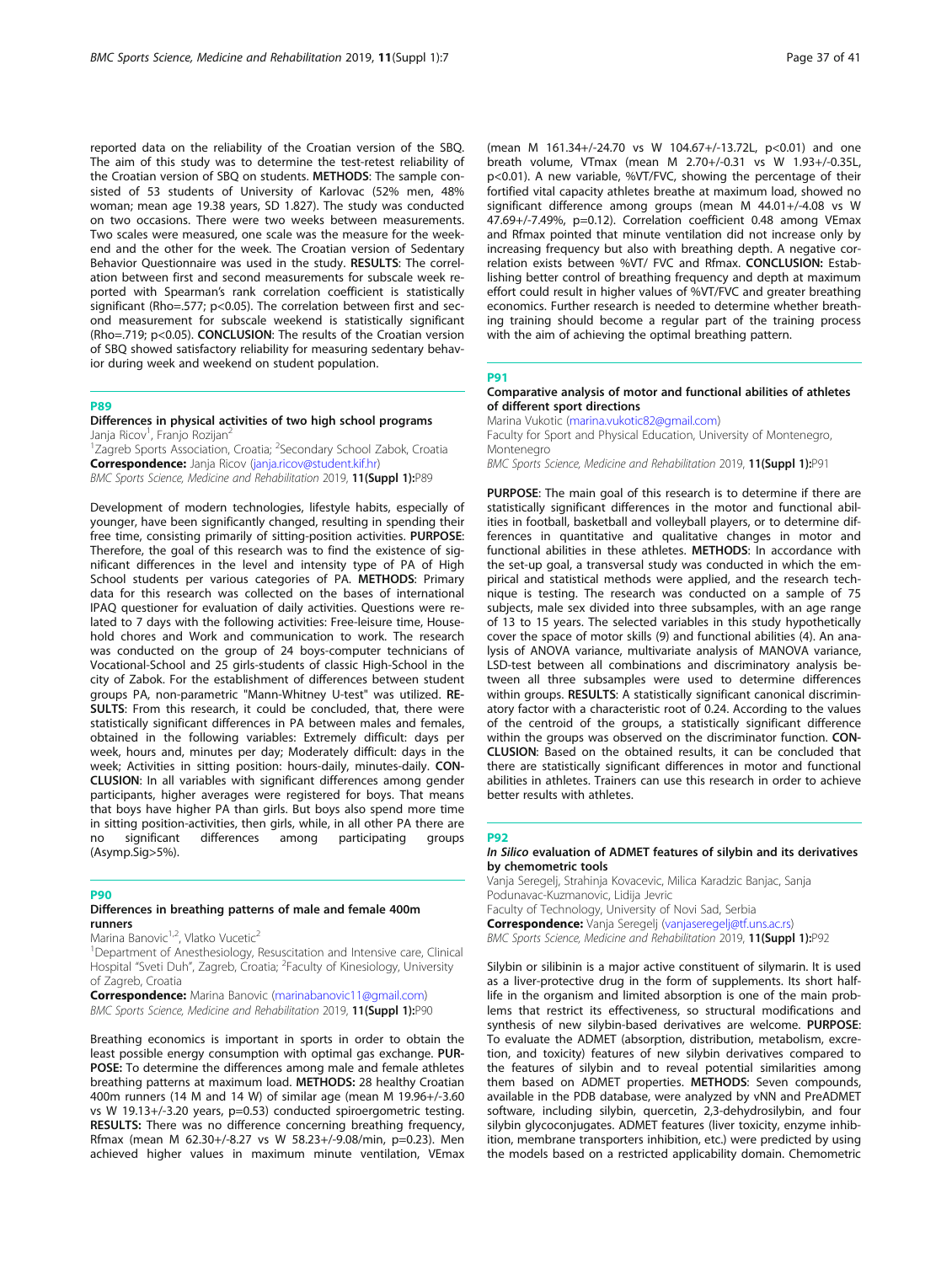reported data on the reliability of the Croatian version of the SBQ. The aim of this study was to determine the test-retest reliability of the Croatian version of SBQ on students. **METHODS**: The sample consisted of 53 students of University of Karlovac (52% men, 48% woman; mean age 19.38 years, SD 1.827). The study was conducted on two occasions. There were two weeks between measurements. Two scales were measured, one scale was the measure for the weekend and the other for the week. The Croatian version of Sedentary Behavior Questionnaire was used in the study. **RESULTS**: The correlation between first and second measurements for subscale week reported with Spearman's rank correlation coefficient is statistically significant (Rho=.577; $p<0.05$). The correlation between first and second measurement for subscale weekend is statistically significant (Rho=.719; $p<0.05$). **CONCLUSION**: The results of the Croatian version of SBQ showed satisfactory reliability for measuring sedentary behavior during week and weekend on student population.

## P89

### Differences in physical activities of two high school programs

Janja Ricov[1], Franjo Rozijan[2]

[1]Zagreb Sports Association, Croatia; [2]Secondary School Zabok, Croatia

**Correspondence:** Janja Ricov (janja.ricov@student.kif.hr)

*BMC Sports Science, Medicine and Rehabilitation* 2019, **11(Suppl 1):**P89

Development of modern technologies, lifestyle habits, especially of younger, have been significantly changed, resulting in spending their free time, consisting primarily of sitting-position activities. **PURPOSE**: Therefore, the goal of this research was to find the existence of significant differences in the level and intensity type of PA of High School students per various categories of PA. **METHODS**: Primary data for this research was collected on the bases of international IPAQ questioner for evaluation of daily activities. Questions were related to 7 days with the following activities: Free-leisure time, Household chores and Work and communication to work. The research was conducted on the group of 24 boys-computer technicians of Vocational-School and 25 girls-students of classic High-School in the city of Zabok. For the establishment of differences between student groups PA, non-parametric "Mann-Whitney U-test" was utilized. **RESULTS**: From this research, it could be concluded, that, there were statistically significant differences in PA between males and females, obtained in the following variables: Extremely difficult: days per week, hours and, minutes per day; Moderately difficult: days in the week; Activities in sitting position: hours-daily, minutes-daily. **CONCLUSION**: In all variables with significant differences among gender participants, higher averages were registered for boys. That means that boys have higher PA than girls. But boys also spend more time in sitting position-activities, then girls, while, in all other PA there are no significant differences among participating groups (Asymp.Sig>5%).

## P90

### Differences in breathing patterns of male and female 400m runners

Marina Banovic[1,2], Vlatko Vucetic[2]

[1]Department of Anesthesiology, Resuscitation and Intensive care, Clinical Hospital "Sveti Duh", Zagreb, Croatia; [2]Faculty of Kinesiology, University of Zagreb, Croatia

**Correspondence:** Marina Banovic (marinabanovic11@gmail.com)

*BMC Sports Science, Medicine and Rehabilitation* 2019, **11(Suppl 1):**P90

Breathing economics is important in sports in order to obtain the least possible energy consumption with optimal gas exchange. **PURPOSE:** To determine the differences among male and female athletes breathing patterns at maximum load. **METHODS:** 28 healthy Croatian 400m runners (14 M and 14 W) of similar age (mean M 19.96+/-3.60 vs W 19.13+/-3.20 years, p=0.53) conducted spiroergometric testing. **RESULTS:** There was no difference concerning breathing frequency, Rfmax (mean M 62.30+/-8.27 vs W 58.23+/-9.08/min, p=0.23). Men achieved higher values in maximum minute ventilation, VEmax (mean M 161.34+/-24.70 vs W 104.67+/-13.72L, $p<0.01$) and one breath volume, VTmax (mean M 2.70+/-0.31 vs W 1.93+/-0.35L, $p<0.01$). A new variable, %VT/FVC, showing the percentage of their fortified vital capacity athletes breathe at maximum load, showed no significant difference among groups (mean M 44.01+/-4.08 vs W 47.69+/-7.49%, p=0.12). Correlation coefficient 0.48 among VEmax and Rfmax pointed that minute ventilation did not increase only by increasing frequency but also with breathing depth. A negative correlation exists between %VT/ FVC and Rfmax. **CONCLUSION:** Establishing better control of breathing frequency and depth at maximum effort could result in higher values of %VT/FVC and greater breathing economics. Further research is needed to determine whether breathing training should become a regular part of the training process with the aim of achieving the optimal breathing pattern.

## P91

### Comparative analysis of motor and functional abilities of athletes of different sport directions

Marina Vukotic (marina.vukotic82@gmail.com)

Faculty for Sport and Physical Education, University of Montenegro, Montenegro

*BMC Sports Science, Medicine and Rehabilitation* 2019, **11(Suppl 1):**P91

**PURPOSE**: The main goal of this research is to determine if there are statistically significant differences in the motor and functional abilities in football, basketball and volleyball players, or to determine differences in quantitative and qualitative changes in motor and functional abilities in these athletes. **METHODS**: In accordance with the set-up goal, a transversal study was conducted in which the empirical and statistical methods were applied, and the research technique is testing. The research was conducted on a sample of 75 subjects, male sex divided into three subsamples, with an age range of 13 to 15 years. The selected variables in this study hypothetically cover the space of motor skills (9) and functional abilities (4). An analysis of ANOVA variance, multivariate analysis of MANOVA variance, LSD-test between all combinations and discriminatory analysis between all three subsamples were used to determine differences within groups. **RESULTS**: A statistically significant canonical discriminatory factor with a characteristic root of 0.24. According to the values of the centroid of the groups, a statistically significant difference within the groups was observed on the discriminator function. **CONCLUSION**: Based on the obtained results, it can be concluded that there are statistically significant differences in motor and functional abilities in athletes. Trainers can use this research in order to achieve better results with athletes.

## P92

### *In Silico* evaluation of ADMET features of silybin and its derivatives by chemometric tools

Vanja Seregelj, Strahinja Kovacevic, Milica Karadzic Banjac, Sanja Podunavac-Kuzmanovic, Lidija Jevric

Faculty of Technology, University of Novi Sad, Serbia

**Correspondence:** Vanja Seregelj (vanjaseregelj@tf.uns.ac.rs)

*BMC Sports Science, Medicine and Rehabilitation* 2019, **11(Suppl 1):**P92

Silybin or silibinin is a major active constituent of silymarin. It is used as a liver-protective drug in the form of supplements. Its short half-life in the organism and limited absorption is one of the main problems that restrict its effectiveness, so structural modifications and synthesis of new silybin-based derivatives are welcome. **PURPOSE**: To evaluate the ADMET (absorption, distribution, metabolism, excretion, and toxicity) features of new silybin derivatives compared to the features of silybin and to reveal potential similarities among them based on ADMET properties. **METHODS**: Seven compounds, available in the PDB database, were analyzed by vNN and PreADMET software, including silybin, quercetin, 2,3-dehydrosilybin, and four silybin glycoconjugates. ADMET features (liver toxicity, enzyme inhibition, membrane transporters inhibition, etc.) were predicted by using the models based on a restricted applicability domain. Chemometric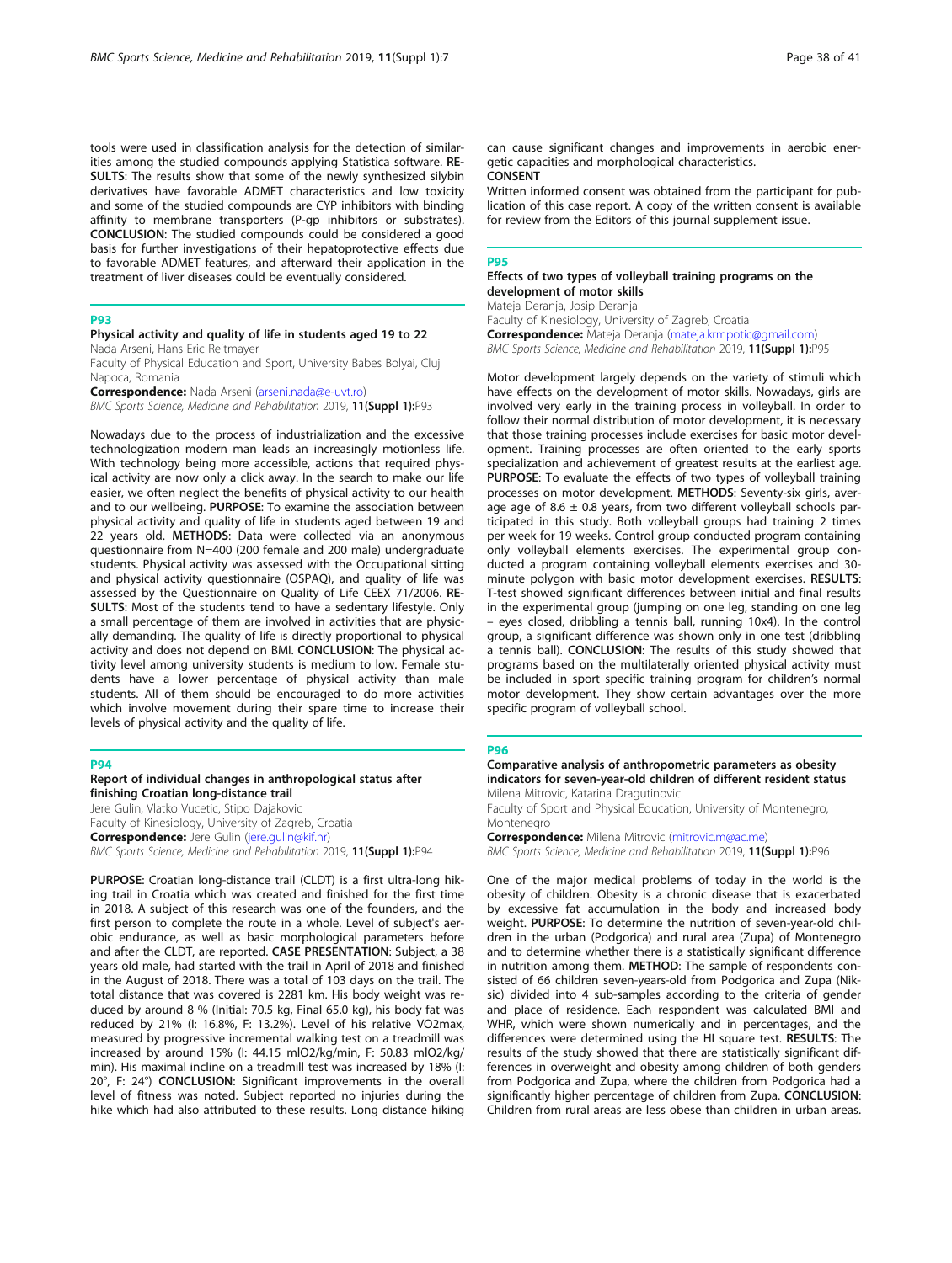tools were used in classification analysis for the detection of similarities among the studied compounds applying Statistica software. **RESULTS**: The results show that some of the newly synthesized silybin derivatives have favorable ADMET characteristics and low toxicity and some of the studied compounds are CYP inhibitors with binding affinity to membrane transporters (P-gp inhibitors or substrates). **CONCLUSION**: The studied compounds could be considered a good basis for further investigations of their hepatoprotective effects due to favorable ADMET features, and afterward their application in the treatment of liver diseases could be eventually considered.

## P93

### Physical activity and quality of life in students aged 19 to 22

Nada Arseni, Hans Eric Reitmayer

Faculty of Physical Education and Sport, University Babes Bolyai, Cluj Napoca, Romania

**Correspondence:** Nada Arseni (arseni.nada@e-uvt.ro)

*BMC Sports Science, Medicine and Rehabilitation* 2019, **11(Suppl 1):**P93

Nowadays due to the process of industrialization and the excessive technologization modern man leads an increasingly motionless life. With technology being more accessible, actions that required physical activity are now only a click away. In the search to make our life easier, we often neglect the benefits of physical activity to our health and to our wellbeing. **PURPOSE**: To examine the association between physical activity and quality of life in students aged between 19 and 22 years old. **METHODS**: Data were collected via an anonymous questionnaire from N=400 (200 female and 200 male) undergraduate students. Physical activity was assessed with the Occupational sitting and physical activity questionnaire (OSPAQ), and quality of life was assessed by the Questionnaire on Quality of Life CEEX 71/2006. **RESULTS**: Most of the students tend to have a sedentary lifestyle. Only a small percentage of them are involved in activities that are physically demanding. The quality of life is directly proportional to physical activity and does not depend on BMI. **CONCLUSION**: The physical activity level among university students is medium to low. Female students have a lower percentage of physical activity than male students. All of them should be encouraged to do more activities which involve movement during their spare time to increase their levels of physical activity and the quality of life.

## P94

### Report of individual changes in anthropological status after finishing Croatian long-distance trail

Jere Gulin, Vlatko Vucetic, Stipo Dajakovic

Faculty of Kinesiology, University of Zagreb, Croatia

**Correspondence:** Jere Gulin (jere.gulin@kif.hr)

*BMC Sports Science, Medicine and Rehabilitation* 2019, **11(Suppl 1):**P94

**PURPOSE**: Croatian long-distance trail (CLDT) is a first ultra-long hiking trail in Croatia which was created and finished for the first time in 2018. A subject of this research was one of the founders, and the first person to complete the route in a whole. Level of subject's aerobic endurance, as well as basic morphological parameters before and after the CLDT, are reported. **CASE PRESENTATION**: Subject, a 38 years old male, had started with the trail in April of 2018 and finished in the August of 2018. There was a total of 103 days on the trail. The total distance that was covered is 2281 km. His body weight was reduced by around 8 % (Initial: 70.5 kg, Final 65.0 kg), his body fat was reduced by 21% (I: 16.8%, F: 13.2%). Level of his relative VO2max, measured by progressive incremental walking test on a treadmill was increased by around 15% (I: 44.15 mlO2/kg/min, F: 50.83 mlO2/kg/min). His maximal incline on a treadmill test was increased by 18% (I: 20°, F: 24°) **CONCLUSION**: Significant improvements in the overall level of fitness was noted. Subject reported no injuries during the hike which had also attributed to these results. Long distance hiking can cause significant changes and improvements in aerobic energetic capacities and morphological characteristics.

**CONSENT**

Written informed consent was obtained from the participant for publication of this case report. A copy of the written consent is available for review from the Editors of this journal supplement issue.

## P95

### Effects of two types of volleyball training programs on the development of motor skills

Mateja Deranja, Josip Deranja

Faculty of Kinesiology, University of Zagreb, Croatia

**Correspondence:** Mateja Deranja (mateja.krmpotic@gmail.com)

*BMC Sports Science, Medicine and Rehabilitation* 2019, **11(Suppl 1):**P95

Motor development largely depends on the variety of stimuli which have effects on the development of motor skills. Nowadays, girls are involved very early in the training process in volleyball. In order to follow their normal distribution of motor development, it is necessary that those training processes include exercises for basic motor development. Training processes are often oriented to the early sports specialization and achievement of greatest results at the earliest age. **PURPOSE**: To evaluate the effects of two types of volleyball training processes on motor development. **METHODS**: Seventy-six girls, average age of 8.6 ± 0.8 years, from two different volleyball schools participated in this study. Both volleyball groups had training 2 times per week for 19 weeks. Control group conducted program containing only volleyball elements exercises. The experimental group conducted a program containing volleyball elements exercises and 30-minute polygon with basic motor development exercises. **RESULTS**: T-test showed significant differences between initial and final results in the experimental group (jumping on one leg, standing on one leg – eyes closed, dribbling a tennis ball, running 10x4). In the control group, a significant difference was shown only in one test (dribbling a tennis ball). **CONCLUSION**: The results of this study showed that programs based on the multilaterally oriented physical activity must be included in sport specific training program for children's normal motor development. They show certain advantages over the more specific program of volleyball school.

## P96

### Comparative analysis of anthropometric parameters as obesity indicators for seven-year-old children of different resident status

Milena Mitrovic, Katarina Dragutinovic

Faculty of Sport and Physical Education, University of Montenegro, Montenegro

**Correspondence:** Milena Mitrovic (mitrovic.m@ac.me)

*BMC Sports Science, Medicine and Rehabilitation* 2019, **11(Suppl 1):**P96

One of the major medical problems of today in the world is the obesity of children. Obesity is a chronic disease that is exacerbated by excessive fat accumulation in the body and increased body weight. **PURPOSE**: To determine the nutrition of seven-year-old children in the urban (Podgorica) and rural area (Zupa) of Montenegro and to determine whether there is a statistically significant difference in nutrition among them. **METHOD**: The sample of respondents consisted of 66 children seven-years-old from Podgorica and Zupa (Niksic) divided into 4 sub-samples according to the criteria of gender and place of residence. Each respondent was calculated BMI and WHR, which were shown numerically and in percentages, and the differences were determined using the HI square test. **RESULTS**: The results of the study showed that there are statistically significant differences in overweight and obesity among children of both genders from Podgorica and Zupa, where the children from Podgorica had a significantly higher percentage of children from Zupa. **CONCLUSION**: Children from rural areas are less obese than children in urban areas.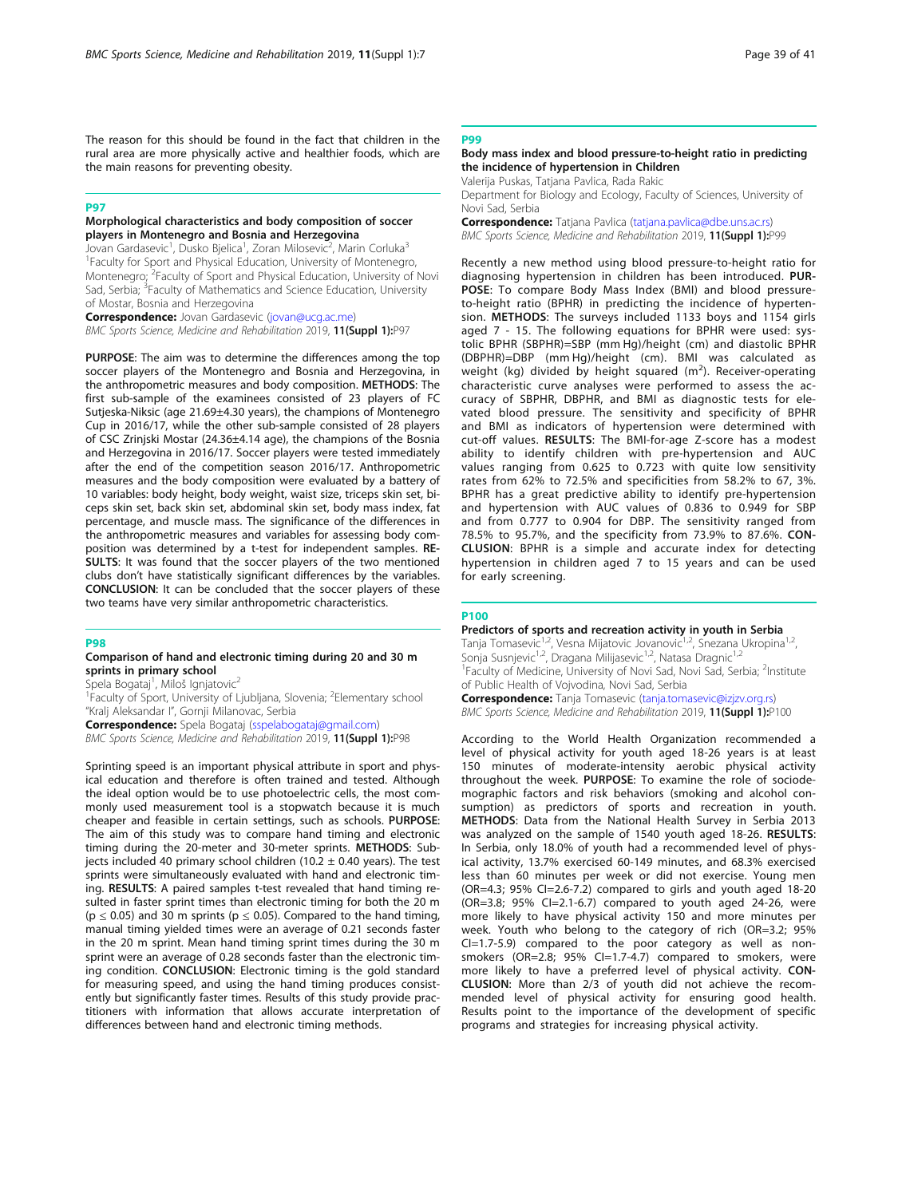The reason for this should be found in the fact that children in the rural area are more physically active and healthier foods, which are the main reasons for preventing obesity.

## P97

### Morphological characteristics and body composition of soccer players in Montenegro and Bosnia and Herzegovina

Jovan Gardasevic[1], Dusko Bjelica[1], Zoran Milosevic[2], Marin Corluka[3]

[1]Faculty for Sport and Physical Education, University of Montenegro, Montenegro; [2]Faculty of Sport and Physical Education, University of Novi Sad, Serbia; [3]Faculty of Mathematics and Science Education, University of Mostar, Bosnia and Herzegovina

**Correspondence:** Jovan Gardasevic (jovan@ucg.ac.me)

*BMC Sports Science, Medicine and Rehabilitation* 2019, **11(Suppl 1):**P97

**PURPOSE**: The aim was to determine the differences among the top soccer players of the Montenegro and Bosnia and Herzegovina, in the anthropometric measures and body composition. **METHODS**: The first sub-sample of the examinees consisted of 23 players of FC Sutjeska-Niksic (age 21.69±4.30 years), the champions of Montenegro Cup in 2016/17, while the other sub-sample consisted of 28 players of CSC Zrinjski Mostar (24.36±4.14 age), the champions of the Bosnia and Herzegovina in 2016/17. Soccer players were tested immediately after the end of the competition season 2016/17. Anthropometric measures and the body composition were evaluated by a battery of 10 variables: body height, body weight, waist size, triceps skin set, biceps skin set, back skin set, abdominal skin set, body mass index, fat percentage, and muscle mass. The significance of the differences in the anthropometric measures and variables for assessing body composition was determined by a t-test for independent samples. **RESULTS**: It was found that the soccer players of the two mentioned clubs don't have statistically significant differences by the variables. **CONCLUSION**: It can be concluded that the soccer players of these two teams have very similar anthropometric characteristics.

## P98

### Comparison of hand and electronic timing during 20 and 30 m sprints in primary school

Spela Bogataj[1], Miloš Ignjatovic[2]

[1]Faculty of Sport, University of Ljubljana, Slovenia; [2]Elementary school "Kralj Aleksandar I", Gornji Milanovac, Serbia

**Correspondence:** Spela Bogataj (sspelabogataj@gmail.com)

*BMC Sports Science, Medicine and Rehabilitation* 2019, **11(Suppl 1):**P98

Sprinting speed is an important physical attribute in sport and physical education and therefore is often trained and tested. Although the ideal option would be to use photoelectric cells, the most commonly used measurement tool is a stopwatch because it is much cheaper and feasible in certain settings, such as schools. **PURPOSE**: The aim of this study was to compare hand timing and electronic timing during the 20-meter and 30-meter sprints. **METHODS**: Subjects included 40 primary school children (10.2 ± 0.40 years). The test sprints were simultaneously evaluated with hand and electronic timing. **RESULTS**: A paired samples t-test revealed that hand timing resulted in faster sprint times than electronic timing for both the 20 m ($p \leq 0.05$) and 30 m sprints ($p \leq 0.05$). Compared to the hand timing, manual timing yielded times were an average of 0.21 seconds faster in the 20 m sprint. Mean hand timing sprint times during the 30 m sprint were an average of 0.28 seconds faster than the electronic timing condition. **CONCLUSION**: Electronic timing is the gold standard for measuring speed, and using the hand timing produces consistently but significantly faster times. Results of this study provide practitioners with information that allows accurate interpretation of differences between hand and electronic timing methods.

## P99

### Body mass index and blood pressure-to-height ratio in predicting the incidence of hypertension in Children

Valerija Puskas, Tatjana Pavlica, Rada Rakic

Department for Biology and Ecology, Faculty of Sciences, University of Novi Sad, Serbia

**Correspondence:** Tatjana Pavlica (tatjana.pavlica@dbe.uns.ac.rs)

*BMC Sports Science, Medicine and Rehabilitation* 2019, **11(Suppl 1):**P99

Recently a new method using blood pressure-to-height ratio for diagnosing hypertension in children has been introduced. **PURPOSE**: To compare Body Mass Index (BMI) and blood pressure-to-height ratio (BPHR) in predicting the incidence of hypertension. **METHODS**: The surveys included 1133 boys and 1154 girls aged 7 - 15. The following equations for BPHR were used: systolic BPHR (SBPHR)=SBP (mm Hg)/height (cm) and diastolic BPHR (DBPHR)=DBP (mm Hg)/height (cm). BMI was calculated as weight (kg) divided by height squared ($m^2$). Receiver-operating characteristic curve analyses were performed to assess the accuracy of SBPHR, DBPHR, and BMI as diagnostic tests for elevated blood pressure. The sensitivity and specificity of BPHR and BMI as indicators of hypertension were determined with cut-off values. **RESULTS**: The BMI-for-age Z-score has a modest ability to identify children with pre-hypertension and AUC values ranging from 0.625 to 0.723 with quite low sensitivity rates from 62% to 72.5% and specificities from 58.2% to 67, 3%. BPHR has a great predictive ability to identify pre-hypertension and hypertension with AUC values of 0.836 to 0.949 for SBP and from 0.777 to 0.904 for DBP. The sensitivity ranged from 78.5% to 95.7%, and the specificity from 73.9% to 87.6%. **CONCLUSION**: BPHR is a simple and accurate index for detecting hypertension in children aged 7 to 15 years and can be used for early screening.

## P100

### Predictors of sports and recreation activity in youth in Serbia

Tanja Tomasevic[1,2], Vesna Mijatovic Jovanovic[1,2], Snezana Ukropina[1,2], Sonja Susnjevic[1,2], Dragana Milijasevic[1,2], Natasa Dragnic[1,2]

[1]Faculty of Medicine, University of Novi Sad, Novi Sad, Serbia; [2]Institute of Public Health of Vojvodina, Novi Sad, Serbia

**Correspondence:** Tanja Tomasevic (tanja.tomasevic@izjzv.org.rs)

*BMC Sports Science, Medicine and Rehabilitation* 2019, **11(Suppl 1):**P100

According to the World Health Organization recommended a level of physical activity for youth aged 18-26 years is at least 150 minutes of moderate-intensity aerobic physical activity throughout the week. **PURPOSE**: To examine the role of sociodemographic factors and risk behaviors (smoking and alcohol consumption) as predictors of sports and recreation in youth. **METHODS**: Data from the National Health Survey in Serbia 2013 was analyzed on the sample of 1540 youth aged 18-26. **RESULTS**: In Serbia, only 18.0% of youth had a recommended level of physical activity, 13.7% exercised 60-149 minutes, and 68.3% exercised less than 60 minutes per week or did not exercise. Young men (OR=4.3; 95% CI=2.6-7.2) compared to girls and youth aged 18-20 (OR=3.8; 95% CI=2.1-6.7) compared to youth aged 24-26, were more likely to have physical activity 150 and more minutes per week. Youth who belong to the category of rich (OR=3.2; 95% CI=1.7-5.9) compared to the poor category as well as non-smokers (OR=2.8; 95% CI=1.7-4.7) compared to smokers, were more likely to have a preferred level of physical activity. **CONCLUSION**: More than 2/3 of youth did not achieve the recommended level of physical activity for ensuring good health. Results point to the importance of the development of specific programs and strategies for increasing physical activity.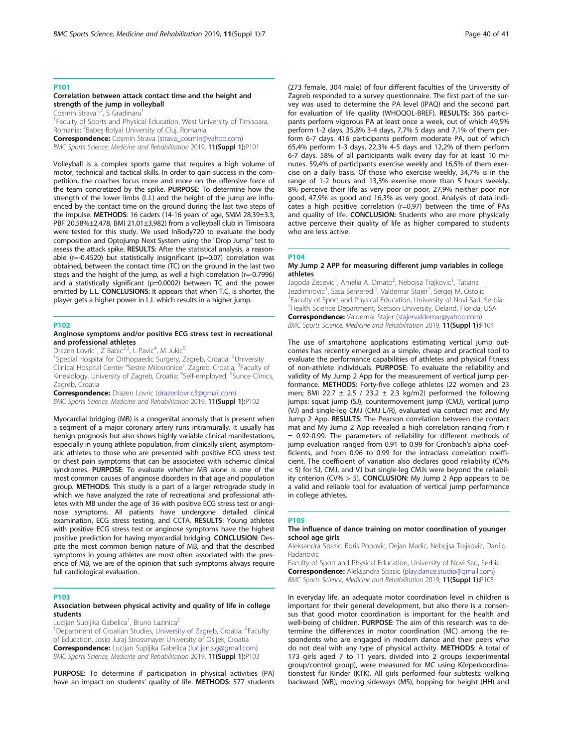## P101

### Correlation between attack contact time and the height and strength of the jump in volleyball

Cosmin Strava[1,2], S Gradinaru[1]

[1]Faculty of Sports and Physical Education, West University of Timisoara, Romania; [2]Babeş-Bolyai University of Cluj, Romania

**Correspondence:** Cosmin Strava (strava_cosmin@yahoo.com)

*BMC Sports Science, Medicine and Rehabilitation* 2019, **11(Suppl 1):**P101

Volleyball is a complex sports game that requires a high volume of motor, technical and tactical skills. In order to get success in the competition, the coaches focus more and more on the offensive force of the team concretized by the spike. **PURPOSE**: To determine how the strength of the lower limbs (L.L) and the height of the jump are influenced by the contact time on the ground during the last two steps of the impulse. **METHODS**: 16 cadets (14-16 years of age, SMM 28.39±3.3, PBF 20.58%±2,478, BMI 21.01±3,982) from a volleyball club in Timisoara were tested for this study. We used InBody720 to evaluate the body composition and Optojump Next System using the "Drop Jump" test to assess the attack spike. **RESULTS**: After the statistical analysis, a reasonable (r=-0.4520) but statistically insignificant (p=0.07) correlation was obtained, between the contact time (TC) on the ground in the last two steps and the height of the jump, as well a high correlation (r=-0.7996) and a statistically significant (p=0.0002) between TC and the power emitted by L.L. **CONCLUSIONS**: It appears that when T.C. is shorter, the player gets a higher power in L.L which results in a higher jump.

## P102

### Anginose symptoms and/or positive ECG stress test in recreational and professional athletes

Drazen Lovric[1], Z Babic[2,3], L Pavic[4], M Jukic[5]

[1]Special Hospital for Orthopaedic Surgery, Zagreb, Croatia; [2]University Clinical Hospital Center "Sestre Milosrdnice", Zagreb, Croatia; [3]Faculty of Kinesiology, University of Zagreb, Croatia; [4]Self-employed; [5]Sunce Clinics, Zagreb, Croatia

**Correspondence:** Drazen Lovric (drazenlovric3@gmail.com)

*BMC Sports Science, Medicine and Rehabilitation* 2019, **11(Suppl 1):**P102

Myocardial bridging (MB) is a congenital anomaly that is present when a segment of a major coronary artery runs intramurally. It usually has benign prognosis but also shows highly variable clinical manifestations, especially in young athlete population, from clinically silent, asymptomatic athletes to those who are presented with positive ECG stress test or chest pain symptoms that can be associated with ischemic clinical syndromes. **PURPOSE**: To evaluate whether MB alone is one of the most common causes of anginose disorders in that age and population group. **METHODS**: This study is a part of a larger retrograde study in which we have analyzed the rate of recreational and professional athletes with MB under the age of 36 with positive ECG stress test or anginose symptoms. All patients have undergone detailed clinical examination, ECG stress testing, and CCTA. **RESULTS**: Young athletes with positive ECG stress test or anginose symptoms have the highest positive prediction for having myocardial bridging. **CONCLUSION**: Despite the most common benign nature of MB, and that the described symptoms in young athletes are most often associated with the presence of MB, we are of the opinion that such symptoms always require full cardiological evaluation.

## P103

### Association between physical activity and quality of life in college students

Lucijan Supljika Gabelica[1], Bruno Lazinica[2]

[1]Department of Croatian Studies, University of Zagreb, Croatia; [2]Faculty of Education, Josip Juraj Strossmayer University of Osijek, Croatia

**Correspondence:** Lucijan Supljika Gabelica (lucijan.s.g@gmail.com)

*BMC Sports Science, Medicine and Rehabilitation* 2019, **11(Suppl 1):**P103

**PURPOSE:** To determine if participation in physical activities (PA) have an impact on students' quality of life. **METHODS**: 577 students (273 female, 304 male) of four different faculties of the University of Zagreb responded to a survey questionnaire. The first part of the survey was used to determine the PA level (IPAQ) and the second part for evaluation of life quality (WHOQOL-BREF). **RESULTS:** 366 participants perform vigorous PA at least once a week, out of which 49,5% perform 1-2 days, 35,8% 3-4 days, 7,7% 5 days and 7,1% of them perform 6-7 days. 416 participants perform moderate PA, out of which 65,4% perform 1-3 days, 22,3% 4-5 days and 12,2% of them perform 6-7 days. 58% of all participants walk every day for at least 10 minutes. 59,4% of participants exercise weekly and 16,5% of them exercise on a daily basis. Of those who exercise weekly, 34,7% is in the range of 1-2 hours and 13,3% exercise more than 5 hours weekly. 8% perceive their life as very poor or poor, 27,9% neither poor nor good, 47,9% as good and 16,3% as very good. Analysis of data indicates a high positive correlation (r=0,97) between the time of PAs and quality of life. **CONCLUSION:** Students who are more physically active perceive their quality of life as higher compared to students who are less active.

## P104

### My Jump 2 APP for measuring different jump variables in college athletes

Jagoda Zecevic[1], Amelia A. Ornato[2], Nebojsa Trajkovic[1], Tatjana Jezdimirovic[1], Sasa Semeredi[1], Valdemar Stajer[1], Sergej M. Ostojic[1]

[1]Faculty of Sport and Physical Education, University of Novi Sad, Serbia; [2]Health Science Department, Stetson University, Deland, Florida, USA

**Correspondence:** Valdemar Stajer (stajervaldemar@yahoo.com)

*BMC Sports Science, Medicine and Rehabilitation* 2019, **11(Suppl 1):**P104

The use of smartphone applications estimating vertical jump outcomes has recently emerged as a simple, cheap and practical tool to evaluate the performance capabilities of athletes and physical fitness of non-athlete individuals. **PURPOSE**: To evaluate the reliability and validity of My Jump 2 App for the measurement of vertical jump performance. **METHODS**: Forty-five college athletes (22 women and 23 men; BMI 22.7 ± 2.5 / 23.2 ± 2.3 kg/m2) performed the following jumps: squat jump (SJ), countermovement jump (CMJ), vertical jump (VJ) and single-leg CMJ (CMJ L/R), evaluated via contact mat and My Jump 2 App. **RESULTS**: The Pearson correlation between the contact mat and My Jump 2 App revealed a high correlation ranging from r = 0.92-0.99. The parameters of reliability for different methods of jump evaluation ranged from 0.91 to 0.99 for Cronbach's alpha coefficients, and from 0.96 to 0.99 for the intraclass correlation coefficient. The coefficient of variation also declares good reliability (CV% < 5) for SJ, CMJ, and VJ but single-leg CMJs were beyond the reliability criterion (CV% > 5). **CONCLUSION**: My Jump 2 App appears to be a valid and reliable tool for evaluation of vertical jump performance in college athletes.

## P105

### The influence of dance training on motor coordination of younger school age girls

Aleksandra Spasic, Boris Popovic, Dejan Madic, Nebojsa Trajkovic, Danilo Radanovic

Faculty of Sport and Physical Education, University of Novi Sad, Serbia

**Correspondence:** Aleksandra Spasic (play.dance.studio@gmail.com)

*BMC Sports Science, Medicine and Rehabilitation* 2019, **11(Suppl 1):**P105

In everyday life, an adequate motor coordination level in children is important for their general development, but also there is a consensus that good motor coordination is important for the health and well-being of children. **PURPOSE**: The aim of this research was to determine the differences in motor coordination (MC) among the respondents who are engaged in modern dance and their peers who do not deal with any type of physical activity. **METHODS**: A total of 173 girls aged 7 to 11 years, divided into 2 groups (experimental group/control group), were measured for MC using Körperkoordinationstest für Kinder (KTK). All girls performed four subtests: walking backward (WB), moving sideways (MS), hopping for height (HH) and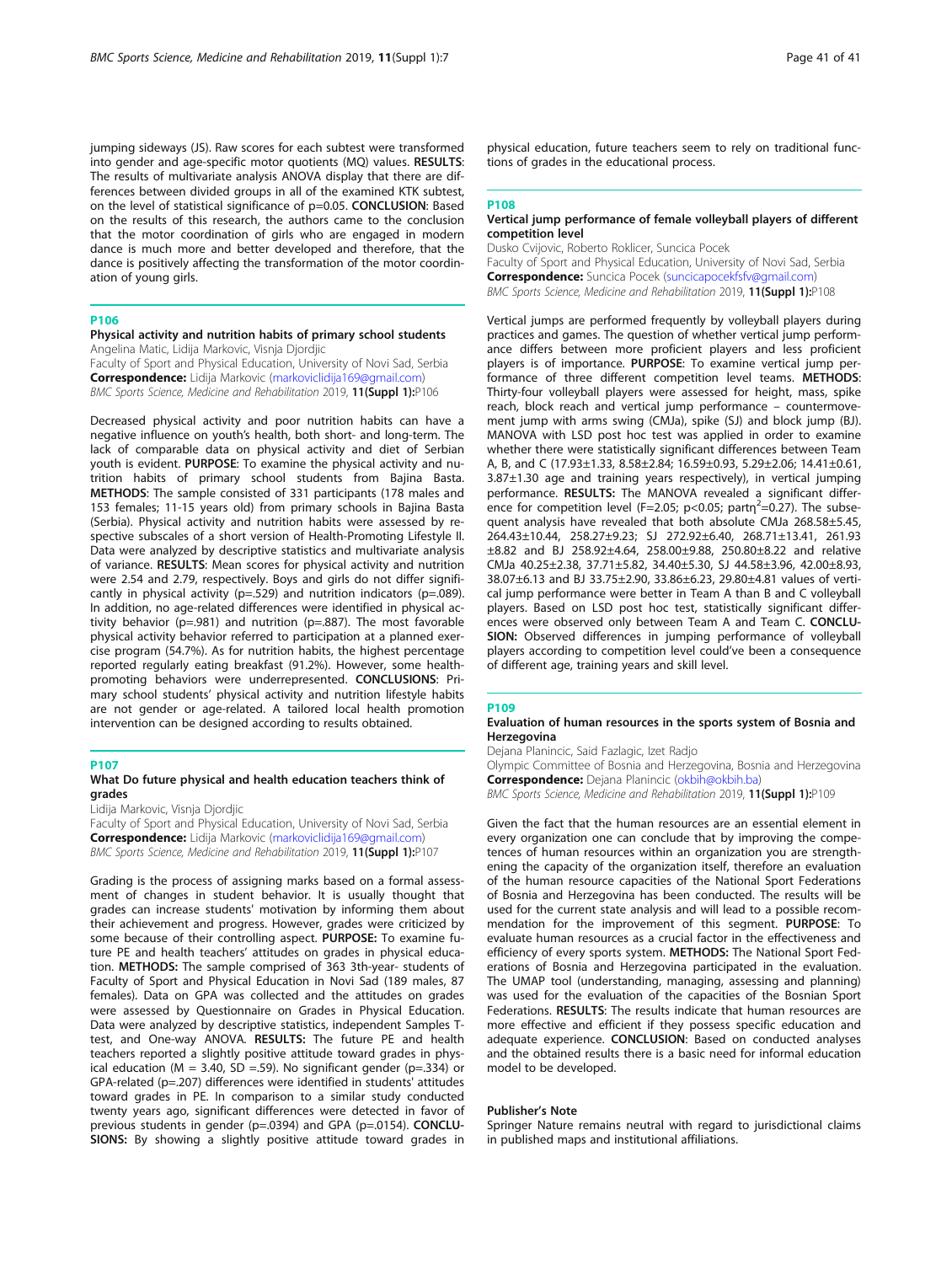jumping sideways (JS). Raw scores for each subtest were transformed into gender and age-specific motor quotients (MQ) values. **RESULTS**: The results of multivariate analysis ANOVA display that there are differences between divided groups in all of the examined KTK subtest, on the level of statistical significance of p=0.05. **CONCLUSION**: Based on the results of this research, the authors came to the conclusion that the motor coordination of girls who are engaged in modern dance is much more and better developed and therefore, that the dance is positively affecting the transformation of the motor coordination of young girls.

## P106

### Physical activity and nutrition habits of primary school students

Angelina Matic, Lidija Markovic, Visnja Djordjic

Faculty of Sport and Physical Education, University of Novi Sad, Serbia

**Correspondence:** Lidija Markovic (markoviclidija169@gmail.com)

*BMC Sports Science, Medicine and Rehabilitation* 2019, **11(Suppl 1):**P106

Decreased physical activity and poor nutrition habits can have a negative influence on youth's health, both short- and long-term. The lack of comparable data on physical activity and diet of Serbian youth is evident. **PURPOSE**: To examine the physical activity and nutrition habits of primary school students from Bajina Basta. **METHODS**: The sample consisted of 331 participants (178 males and 153 females; 11-15 years old) from primary schools in Bajina Basta (Serbia). Physical activity and nutrition habits were assessed by respective subscales of a short version of Health-Promoting Lifestyle II. Data were analyzed by descriptive statistics and multivariate analysis of variance. **RESULTS**: Mean scores for physical activity and nutrition were 2.54 and 2.79, respectively. Boys and girls do not differ significantly in physical activity (p=.529) and nutrition indicators (p=.089). In addition, no age-related differences were identified in physical activity behavior (p=.981) and nutrition (p=.887). The most favorable physical activity behavior referred to participation at a planned exercise program (54.7%). As for nutrition habits, the highest percentage reported regularly eating breakfast (91.2%). However, some health-promoting behaviors were underrepresented. **CONCLUSIONS**: Primary school students' physical activity and nutrition lifestyle habits are not gender or age-related. A tailored local health promotion intervention can be designed according to results obtained.

## P107

### What Do future physical and health education teachers think of grades

Lidija Markovic, Visnja Djordjic

Faculty of Sport and Physical Education, University of Novi Sad, Serbia

**Correspondence:** Lidija Markovic (markoviclidija169@gmail.com)

*BMC Sports Science, Medicine and Rehabilitation* 2019, **11(Suppl 1):**P107

Grading is the process of assigning marks based on a formal assessment of changes in student behavior. It is usually thought that grades can increase students' motivation by informing them about their achievement and progress. However, grades were criticized by some because of their controlling aspect. **PURPOSE:** To examine future PE and health teachers' attitudes on grades in physical education. **METHODS:** The sample comprised of 363 3th-year- students of Faculty of Sport and Physical Education in Novi Sad (189 males, 87 females). Data on GPA was collected and the attitudes on grades were assessed by Questionnaire on Grades in Physical Education. Data were analyzed by descriptive statistics, independent Samples T-test, and One-way ANOVA. **RESULTS:** The future PE and health teachers reported a slightly positive attitude toward grades in physical education (M = 3.40, SD =.59). No significant gender (p=.334) or GPA-related (p=.207) differences were identified in students' attitudes toward grades in PE. In comparison to a similar study conducted twenty years ago, significant differences were detected in favor of previous students in gender (p=.0394) and GPA (p=.0154). **CONCLUSIONS:** By showing a slightly positive attitude toward grades in physical education, future teachers seem to rely on traditional functions of grades in the educational process.

## P108

### Vertical jump performance of female volleyball players of different competition level

Dusko Cvijovic, Roberto Roklicer, Suncica Pocek

Faculty of Sport and Physical Education, University of Novi Sad, Serbia

**Correspondence:** Suncica Pocek (suncicapocekfsfv@gmail.com)

*BMC Sports Science, Medicine and Rehabilitation* 2019, **11(Suppl 1):**P108

Vertical jumps are performed frequently by volleyball players during practices and games. The question of whether vertical jump performance differs between more proficient players and less proficient players is of importance. **PURPOSE**: To examine vertical jump performance of three different competition level teams. **METHODS**: Thirty-four volleyball players were assessed for height, mass, spike reach, block reach and vertical jump performance – countermovement jump with arms swing (CMJa), spike (SJ) and block jump (BJ). MANOVA with LSD post hoc test was applied in order to examine whether there were statistically significant differences between Team A, B, and C (17.93±1.33, 8.58±2.84; 16.59±0.93, 5.29±2.06; 14.41±0.61, 3.87±1.30 age and training years respectively), in vertical jumping performance. **RESULTS:** The MANOVA revealed a significant difference for competition level (F=2.05; p<0.05; partη$^2$=0.27). The subsequent analysis have revealed that both absolute CMJa 268.58±5.45, 264.43±10.44, 258.27±9.23; SJ 272.92±6.40, 268.71±13.41, 261.93 ±8.82 and BJ 258.92±4.64, 258.00±9.88, 250.80±8.22 and relative CMJa 40.25±2.38, 37.71±5.82, 34.40±5.30, SJ 44.58±3.96, 42.00±8.93, 38.07±6.13 and BJ 33.75±2.90, 33.86±6.23, 29.80±4.81 values of vertical jump performance were better in Team A than B and C volleyball players. Based on LSD post hoc test, statistically significant differences were observed only between Team A and Team C. **CONCLUSION:** Observed differences in jumping performance of volleyball players according to competition level could've been a consequence of different age, training years and skill level.

## P109

### Evaluation of human resources in the sports system of Bosnia and Herzegovina

Dejana Planincic, Said Fazlagic, Izet Radjo

Olympic Committee of Bosnia and Herzegovina, Bosnia and Herzegovina

**Correspondence:** Dejana Planincic (okbih@okbih.ba)

*BMC Sports Science, Medicine and Rehabilitation* 2019, **11(Suppl 1):**P109

Given the fact that the human resources are an essential element in every organization one can conclude that by improving the competences of human resources within an organization you are strengthening the capacity of the organization itself, therefore an evaluation of the human resource capacities of the National Sport Federations of Bosnia and Herzegovina has been conducted. The results will be used for the current state analysis and will lead to a possible recommendation for the improvement of this segment. **PURPOSE**: To evaluate human resources as a crucial factor in the effectiveness and efficiency of every sports system. **METHODS**: The National Sport Federations of Bosnia and Herzegovina participated in the evaluation. The UMAP tool (understanding, managing, assessing and planning) was used for the evaluation of the capacities of the Bosnian Sport Federations. **RESULTS**: The results indicate that human resources are more effective and efficient if they possess specific education and adequate experience. **CONCLUSION**: Based on conducted analyses and the obtained results there is a basic need for informal education model to be developed.

### Publisher's Note

Springer Nature remains neutral with regard to jurisdictional claims in published maps and institutional affiliations.